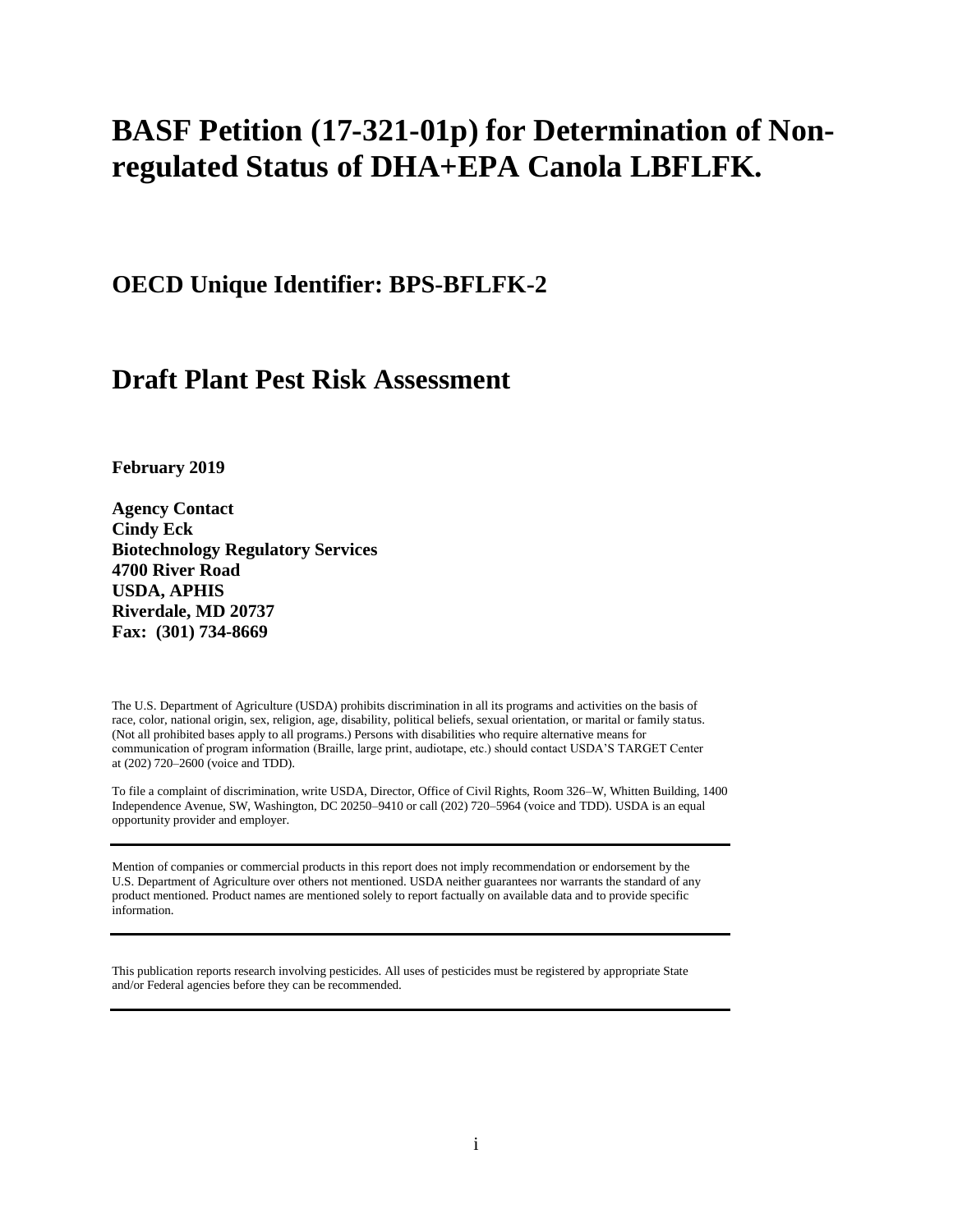# BASF Petition (17-321-01p) for Determination of Non-regulated Status of DHA+EPA Canola LBFLFK.

## OECD Unique Identifier: BPS-BFLFK-2

# Draft Plant Pest Risk Assessment

**February 2019**

**Agency Contact**
**Cindy Eck**
**Biotechnology Regulatory Services**
**4700 River Road**
**USDA, APHIS**
**Riverdale, MD 20737**
**Fax: (301) 734-8669**

The U.S. Department of Agriculture (USDA) prohibits discrimination in all its programs and activities on the basis of race, color, national origin, sex, religion, age, disability, political beliefs, sexual orientation, or marital or family status. (Not all prohibited bases apply to all programs.) Persons with disabilities who require alternative means for communication of program information (Braille, large print, audiotape, etc.) should contact USDA'S TARGET Center at (202) 720–2600 (voice and TDD).

To file a complaint of discrimination, write USDA, Director, Office of Civil Rights, Room 326–W, Whitten Building, 1400 Independence Avenue, SW, Washington, DC 20250–9410 or call (202) 720–5964 (voice and TDD). USDA is an equal opportunity provider and employer.

---

Mention of companies or commercial products in this report does not imply recommendation or endorsement by the U.S. Department of Agriculture over others not mentioned. USDA neither guarantees nor warrants the standard of any product mentioned. Product names are mentioned solely to report factually on available data and to provide specific information.

---

This publication reports research involving pesticides. All uses of pesticides must be registered by appropriate State and/or Federal agencies before they can be recommended.

---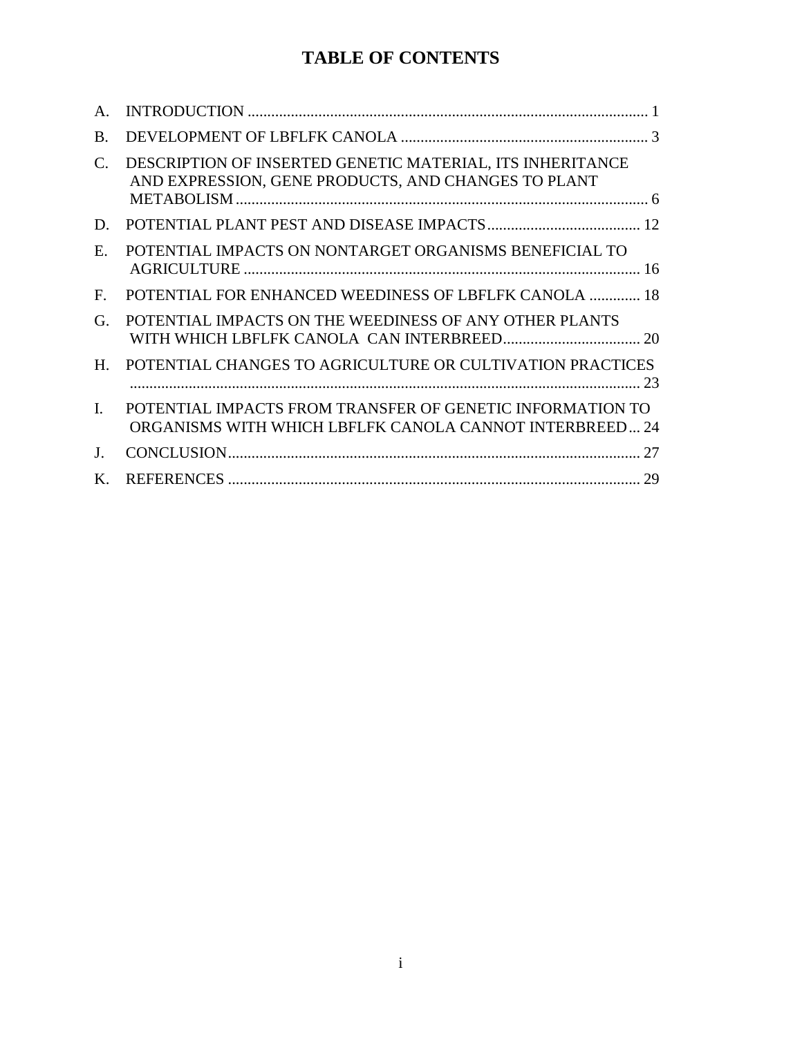# TABLE OF CONTENTS

A. INTRODUCTION ..................................................................................................... 1

B. DEVELOPMENT OF LBFLFK CANOLA .............................................................. 3

C. DESCRIPTION OF INSERTED GENETIC MATERIAL, ITS INHERITANCE AND EXPRESSION, GENE PRODUCTS, AND CHANGES TO PLANT METABOLISM ......................................................................................................... 6

D. POTENTIAL PLANT PEST AND DISEASE IMPACTS....................................... 12

E. POTENTIAL IMPACTS ON NONTARGET ORGANISMS BENEFICIAL TO AGRICULTURE ..................................................................................................... 16

F. POTENTIAL FOR ENHANCED WEEDINESS OF LBFLFK CANOLA ............. 18

G. POTENTIAL IMPACTS ON THE WEEDINESS OF ANY OTHER PLANTS WITH WHICH LBFLFK CANOLA CAN INTERBREED................................... 20

H. POTENTIAL CHANGES TO AGRICULTURE OR CULTIVATION PRACTICES ................................................................................................................................ 23

I. POTENTIAL IMPACTS FROM TRANSFER OF GENETIC INFORMATION TO ORGANISMS WITH WHICH LBFLFK CANOLA CANNOT INTERBREED... 24

J. CONCLUSION........................................................................................................ 27

K. REFERENCES ........................................................................................................ 29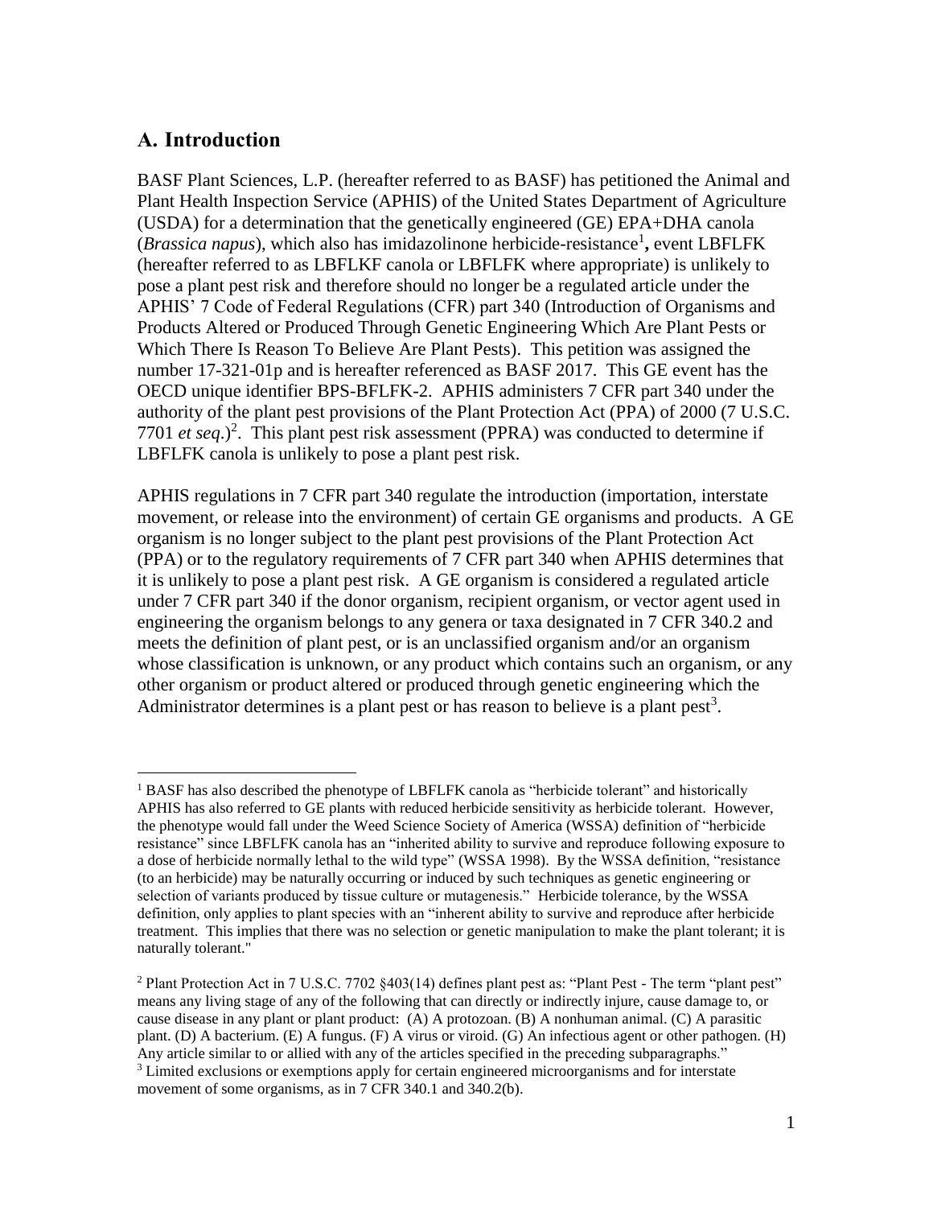## A. Introduction

BASF Plant Sciences, L.P. (hereafter referred to as BASF) has petitioned the Animal and Plant Health Inspection Service (APHIS) of the United States Department of Agriculture (USDA) for a determination that the genetically engineered (GE) EPA+DHA canola (*Brassica napus*), which also has imidazolinone herbicide-resistance[1]**,** event LBFLFK (hereafter referred to as LBFLKF canola or LBFLFK where appropriate) is unlikely to pose a plant pest risk and therefore should no longer be a regulated article under the APHIS' 7 Code of Federal Regulations (CFR) part 340 (Introduction of Organisms and Products Altered or Produced Through Genetic Engineering Which Are Plant Pests or Which There Is Reason To Believe Are Plant Pests). This petition was assigned the number 17-321-01p and is hereafter referenced as BASF 2017. This GE event has the OECD unique identifier BPS-BFLFK-2. APHIS administers 7 CFR part 340 under the authority of the plant pest provisions of the Plant Protection Act (PPA) of 2000 (7 U.S.C. 7701 *et seq*.)[2]. This plant pest risk assessment (PPRA) was conducted to determine if LBFLFK canola is unlikely to pose a plant pest risk.

APHIS regulations in 7 CFR part 340 regulate the introduction (importation, interstate movement, or release into the environment) of certain GE organisms and products. A GE organism is no longer subject to the plant pest provisions of the Plant Protection Act (PPA) or to the regulatory requirements of 7 CFR part 340 when APHIS determines that it is unlikely to pose a plant pest risk. A GE organism is considered a regulated article under 7 CFR part 340 if the donor organism, recipient organism, or vector agent used in engineering the organism belongs to any genera or taxa designated in 7 CFR 340.2 and meets the definition of plant pest, or is an unclassified organism and/or an organism whose classification is unknown, or any product which contains such an organism, or any other organism or product altered or produced through genetic engineering which the Administrator determines is a plant pest or has reason to believe is a plant pest[3].

---

[1] BASF has also described the phenotype of LBFLFK canola as "herbicide tolerant" and historically APHIS has also referred to GE plants with reduced herbicide sensitivity as herbicide tolerant. However, the phenotype would fall under the Weed Science Society of America (WSSA) definition of "herbicide resistance" since LBFLFK canola has an "inherited ability to survive and reproduce following exposure to a dose of herbicide normally lethal to the wild type" (WSSA 1998). By the WSSA definition, "resistance (to an herbicide) may be naturally occurring or induced by such techniques as genetic engineering or selection of variants produced by tissue culture or mutagenesis." Herbicide tolerance, by the WSSA definition, only applies to plant species with an "inherent ability to survive and reproduce after herbicide treatment. This implies that there was no selection or genetic manipulation to make the plant tolerant; it is naturally tolerant."

[2] Plant Protection Act in 7 U.S.C. 7702 §403(14) defines plant pest as: "Plant Pest - The term "plant pest" means any living stage of any of the following that can directly or indirectly injure, cause damage to, or cause disease in any plant or plant product: (A) A protozoan. (B) A nonhuman animal. (C) A parasitic plant. (D) A bacterium. (E) A fungus. (F) A virus or viroid. (G) An infectious agent or other pathogen. (H) Any article similar to or allied with any of the articles specified in the preceding subparagraphs."

[3] Limited exclusions or exemptions apply for certain engineered microorganisms and for interstate movement of some organisms, as in 7 CFR 340.1 and 340.2(b).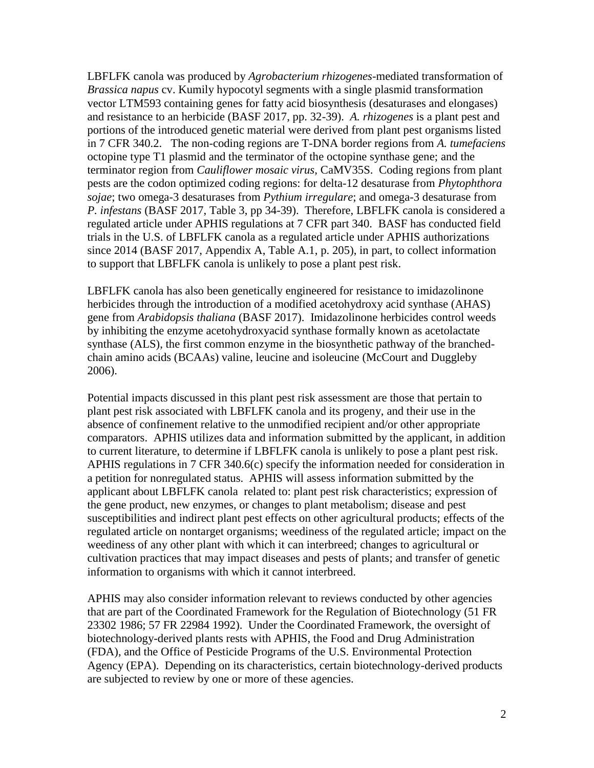LBFLFK canola was produced by *Agrobacterium rhizogenes*-mediated transformation of *Brassica napus* cv. Kumily hypocotyl segments with a single plasmid transformation vector LTM593 containing genes for fatty acid biosynthesis (desaturases and elongases) and resistance to an herbicide (BASF 2017, pp. 32-39). *A. rhizogenes* is a plant pest and portions of the introduced genetic material were derived from plant pest organisms listed in 7 CFR 340.2. The non-coding regions are T-DNA border regions from *A. tumefaciens* octopine type T1 plasmid and the terminator of the octopine synthase gene; and the terminator region from *Cauliflower mosaic virus*, CaMV35S. Coding regions from plant pests are the codon optimized coding regions: for delta-12 desaturase from *Phytophthora sojae*; two omega-3 desaturases from *Pythium irregulare*; and omega-3 desaturase from *P. infestans* (BASF 2017, Table 3, pp 34-39). Therefore, LBFLFK canola is considered a regulated article under APHIS regulations at 7 CFR part 340. BASF has conducted field trials in the U.S. of LBFLFK canola as a regulated article under APHIS authorizations since 2014 (BASF 2017, Appendix A, Table A.1, p. 205), in part, to collect information to support that LBFLFK canola is unlikely to pose a plant pest risk.

LBFLFK canola has also been genetically engineered for resistance to imidazolinone herbicides through the introduction of a modified acetohydroxy acid synthase (AHAS) gene from *Arabidopsis thaliana* (BASF 2017). Imidazolinone herbicides control weeds by inhibiting the enzyme acetohydroxyacid synthase formally known as acetolactate synthase (ALS), the first common enzyme in the biosynthetic pathway of the branched-chain amino acids (BCAAs) valine, leucine and isoleucine (McCourt and Duggleby 2006).

Potential impacts discussed in this plant pest risk assessment are those that pertain to plant pest risk associated with LBFLFK canola and its progeny, and their use in the absence of confinement relative to the unmodified recipient and/or other appropriate comparators. APHIS utilizes data and information submitted by the applicant, in addition to current literature, to determine if LBFLFK canola is unlikely to pose a plant pest risk. APHIS regulations in 7 CFR 340.6(c) specify the information needed for consideration in a petition for nonregulated status. APHIS will assess information submitted by the applicant about LBFLFK canola related to: plant pest risk characteristics; expression of the gene product, new enzymes, or changes to plant metabolism; disease and pest susceptibilities and indirect plant pest effects on other agricultural products; effects of the regulated article on nontarget organisms; weediness of the regulated article; impact on the weediness of any other plant with which it can interbreed; changes to agricultural or cultivation practices that may impact diseases and pests of plants; and transfer of genetic information to organisms with which it cannot interbreed.

APHIS may also consider information relevant to reviews conducted by other agencies that are part of the Coordinated Framework for the Regulation of Biotechnology (51 FR 23302 1986; 57 FR 22984 1992). Under the Coordinated Framework, the oversight of biotechnology-derived plants rests with APHIS, the Food and Drug Administration (FDA), and the Office of Pesticide Programs of the U.S. Environmental Protection Agency (EPA). Depending on its characteristics, certain biotechnology-derived products are subjected to review by one or more of these agencies.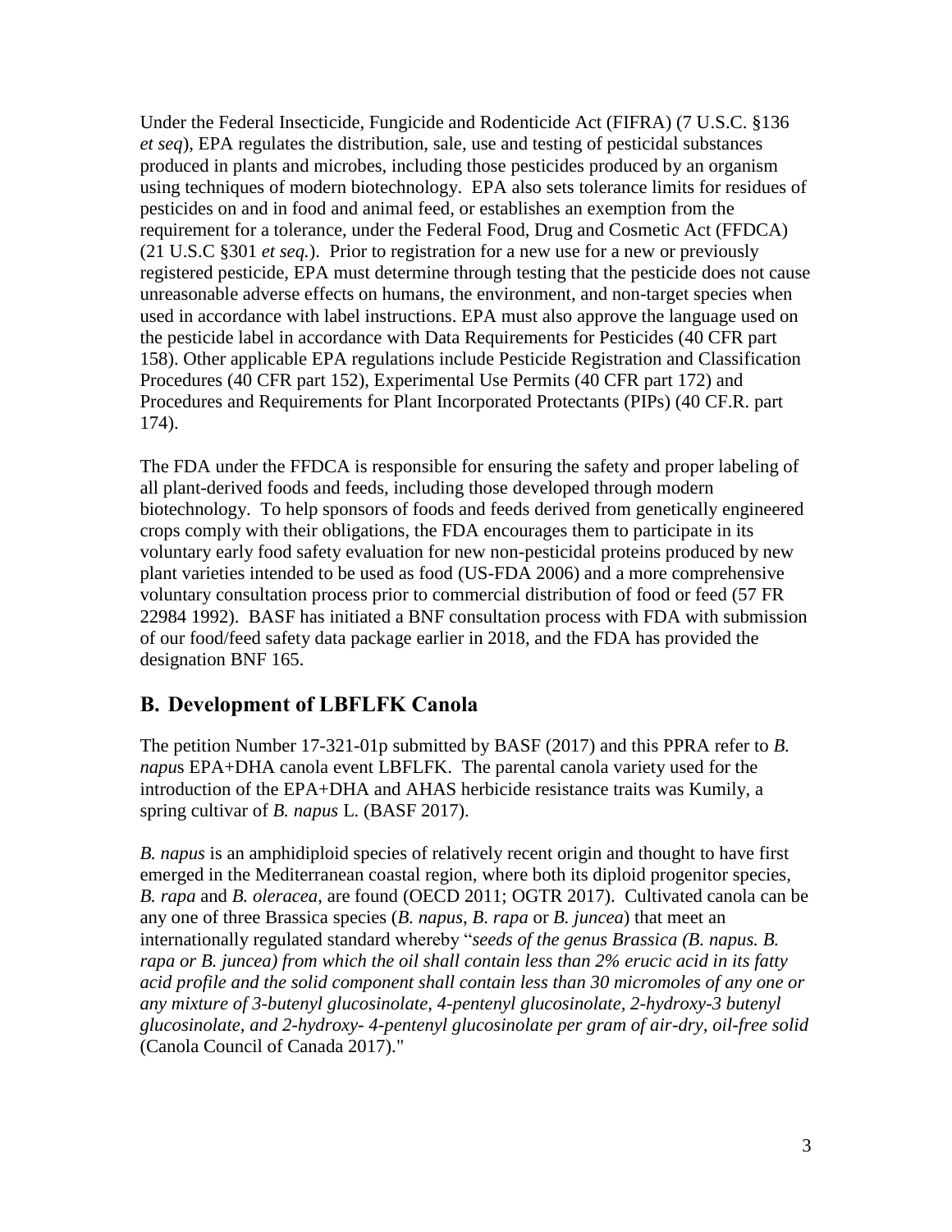Under the Federal Insecticide, Fungicide and Rodenticide Act (FIFRA) (7 U.S.C. §136 *et seq*), EPA regulates the distribution, sale, use and testing of pesticidal substances produced in plants and microbes, including those pesticides produced by an organism using techniques of modern biotechnology. EPA also sets tolerance limits for residues of pesticides on and in food and animal feed, or establishes an exemption from the requirement for a tolerance, under the Federal Food, Drug and Cosmetic Act (FFDCA) (21 U.S.C §301 *et seq.*). Prior to registration for a new use for a new or previously registered pesticide, EPA must determine through testing that the pesticide does not cause unreasonable adverse effects on humans, the environment, and non-target species when used in accordance with label instructions. EPA must also approve the language used on the pesticide label in accordance with Data Requirements for Pesticides (40 CFR part 158). Other applicable EPA regulations include Pesticide Registration and Classification Procedures (40 CFR part 152), Experimental Use Permits (40 CFR part 172) and Procedures and Requirements for Plant Incorporated Protectants (PIPs) (40 CF.R. part 174).

The FDA under the FFDCA is responsible for ensuring the safety and proper labeling of all plant-derived foods and feeds, including those developed through modern biotechnology. To help sponsors of foods and feeds derived from genetically engineered crops comply with their obligations, the FDA encourages them to participate in its voluntary early food safety evaluation for new non-pesticidal proteins produced by new plant varieties intended to be used as food (US-FDA 2006) and a more comprehensive voluntary consultation process prior to commercial distribution of food or feed (57 FR 22984 1992). BASF has initiated a BNF consultation process with FDA with submission of our food/feed safety data package earlier in 2018, and the FDA has provided the designation BNF 165.

## B. Development of LBFLFK Canola

The petition Number 17-321-01p submitted by BASF (2017) and this PPRA refer to *B. napu*s EPA+DHA canola event LBFLFK. The parental canola variety used for the introduction of the EPA+DHA and AHAS herbicide resistance traits was Kumily, a spring cultivar of *B. napus* L. (BASF 2017).

*B. napus* is an amphidiploid species of relatively recent origin and thought to have first emerged in the Mediterranean coastal region, where both its diploid progenitor species, *B. rapa* and *B. oleracea*, are found (OECD 2011; OGTR 2017). Cultivated canola can be any one of three Brassica species (*B. napus*, *B. rapa* or *B. juncea*) that meet an internationally regulated standard whereby "*seeds of the genus Brassica (B. napus. B. rapa or B. juncea) from which the oil shall contain less than 2% erucic acid in its fatty acid profile and the solid component shall contain less than 30 micromoles of any one or any mixture of 3-butenyl glucosinolate, 4-pentenyl glucosinolate, 2-hydroxy-3 butenyl glucosinolate, and 2-hydroxy- 4-pentenyl glucosinolate per gram of air-dry, oil-free solid* (Canola Council of Canada 2017)."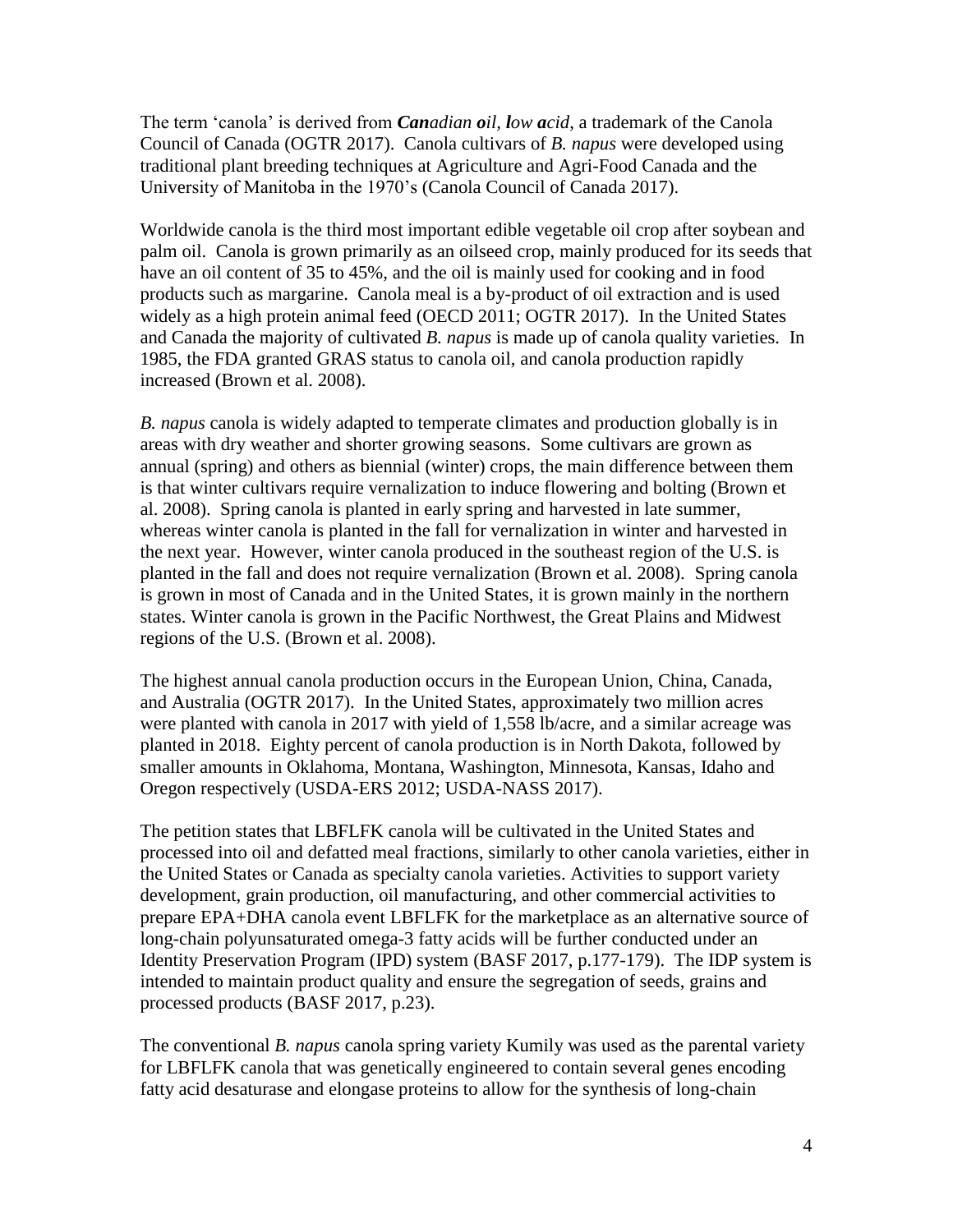The term 'canola' is derived from ***Can****adian* ***o****il,* ***l****ow* ***a****cid*, a trademark of the Canola Council of Canada (OGTR 2017). Canola cultivars of *B. napus* were developed using traditional plant breeding techniques at Agriculture and Agri-Food Canada and the University of Manitoba in the 1970's (Canola Council of Canada 2017).

Worldwide canola is the third most important edible vegetable oil crop after soybean and palm oil. Canola is grown primarily as an oilseed crop, mainly produced for its seeds that have an oil content of 35 to 45%, and the oil is mainly used for cooking and in food products such as margarine. Canola meal is a by-product of oil extraction and is used widely as a high protein animal feed (OECD 2011; OGTR 2017). In the United States and Canada the majority of cultivated *B. napus* is made up of canola quality varieties. In 1985, the FDA granted GRAS status to canola oil, and canola production rapidly increased (Brown et al. 2008).

*B. napus* canola is widely adapted to temperate climates and production globally is in areas with dry weather and shorter growing seasons. Some cultivars are grown as annual (spring) and others as biennial (winter) crops, the main difference between them is that winter cultivars require vernalization to induce flowering and bolting (Brown et al. 2008). Spring canola is planted in early spring and harvested in late summer, whereas winter canola is planted in the fall for vernalization in winter and harvested in the next year. However, winter canola produced in the southeast region of the U.S. is planted in the fall and does not require vernalization (Brown et al. 2008). Spring canola is grown in most of Canada and in the United States, it is grown mainly in the northern states. Winter canola is grown in the Pacific Northwest, the Great Plains and Midwest regions of the U.S. (Brown et al. 2008).

The highest annual canola production occurs in the European Union, China, Canada, and Australia (OGTR 2017). In the United States, approximately two million acres were planted with canola in 2017 with yield of 1,558 lb/acre, and a similar acreage was planted in 2018. Eighty percent of canola production is in North Dakota, followed by smaller amounts in Oklahoma, Montana, Washington, Minnesota, Kansas, Idaho and Oregon respectively (USDA-ERS 2012; USDA-NASS 2017).

The petition states that LBFLFK canola will be cultivated in the United States and processed into oil and defatted meal fractions, similarly to other canola varieties, either in the United States or Canada as specialty canola varieties. Activities to support variety development, grain production, oil manufacturing, and other commercial activities to prepare EPA+DHA canola event LBFLFK for the marketplace as an alternative source of long-chain polyunsaturated omega-3 fatty acids will be further conducted under an Identity Preservation Program (IPD) system (BASF 2017, p.177-179). The IDP system is intended to maintain product quality and ensure the segregation of seeds, grains and processed products (BASF 2017, p.23).

The conventional *B. napus* canola spring variety Kumily was used as the parental variety for LBFLFK canola that was genetically engineered to contain several genes encoding fatty acid desaturase and elongase proteins to allow for the synthesis of long-chain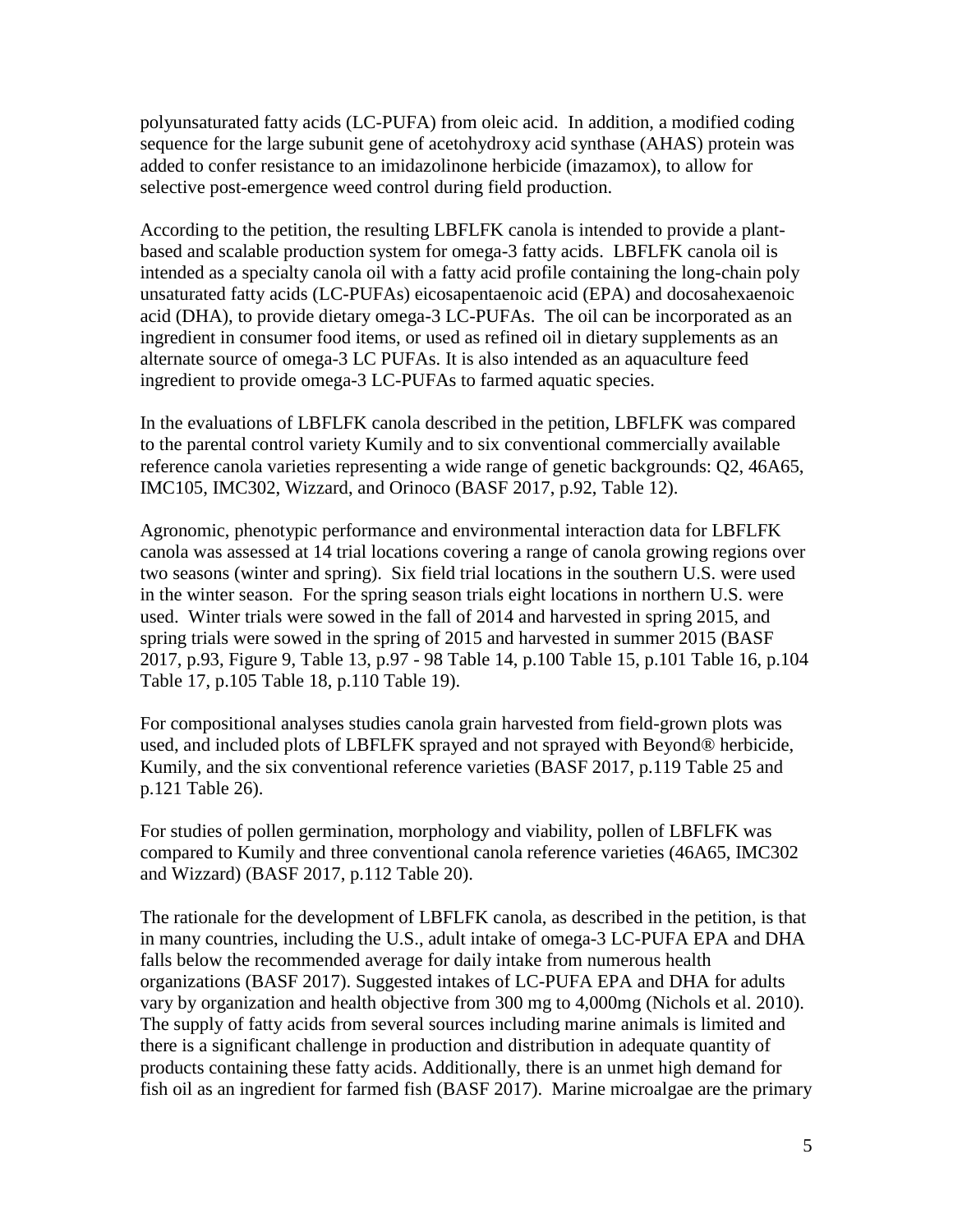polyunsaturated fatty acids (LC-PUFA) from oleic acid. In addition, a modified coding sequence for the large subunit gene of acetohydroxy acid synthase (AHAS) protein was added to confer resistance to an imidazolinone herbicide (imazamox), to allow for selective post-emergence weed control during field production.

According to the petition, the resulting LBFLFK canola is intended to provide a plant-based and scalable production system for omega-3 fatty acids. LBFLFK canola oil is intended as a specialty canola oil with a fatty acid profile containing the long-chain poly unsaturated fatty acids (LC-PUFAs) eicosapentaenoic acid (EPA) and docosahexaenoic acid (DHA), to provide dietary omega-3 LC-PUFAs. The oil can be incorporated as an ingredient in consumer food items, or used as refined oil in dietary supplements as an alternate source of omega-3 LC PUFAs. It is also intended as an aquaculture feed ingredient to provide omega-3 LC-PUFAs to farmed aquatic species.

In the evaluations of LBFLFK canola described in the petition, LBFLFK was compared to the parental control variety Kumily and to six conventional commercially available reference canola varieties representing a wide range of genetic backgrounds: Q2, 46A65, IMC105, IMC302, Wizzard, and Orinoco (BASF 2017, p.92, Table 12).

Agronomic, phenotypic performance and environmental interaction data for LBFLFK canola was assessed at 14 trial locations covering a range of canola growing regions over two seasons (winter and spring). Six field trial locations in the southern U.S. were used in the winter season. For the spring season trials eight locations in northern U.S. were used. Winter trials were sowed in the fall of 2014 and harvested in spring 2015, and spring trials were sowed in the spring of 2015 and harvested in summer 2015 (BASF 2017, p.93, Figure 9, Table 13, p.97 - 98 Table 14, p.100 Table 15, p.101 Table 16, p.104 Table 17, p.105 Table 18, p.110 Table 19).

For compositional analyses studies canola grain harvested from field-grown plots was used, and included plots of LBFLFK sprayed and not sprayed with Beyond® herbicide, Kumily, and the six conventional reference varieties (BASF 2017, p.119 Table 25 and p.121 Table 26).

For studies of pollen germination, morphology and viability, pollen of LBFLFK was compared to Kumily and three conventional canola reference varieties (46A65, IMC302 and Wizzard) (BASF 2017, p.112 Table 20).

The rationale for the development of LBFLFK canola, as described in the petition, is that in many countries, including the U.S., adult intake of omega-3 LC-PUFA EPA and DHA falls below the recommended average for daily intake from numerous health organizations (BASF 2017). Suggested intakes of LC-PUFA EPA and DHA for adults vary by organization and health objective from 300 mg to 4,000mg (Nichols et al. 2010). The supply of fatty acids from several sources including marine animals is limited and there is a significant challenge in production and distribution in adequate quantity of products containing these fatty acids. Additionally, there is an unmet high demand for fish oil as an ingredient for farmed fish (BASF 2017). Marine microalgae are the primary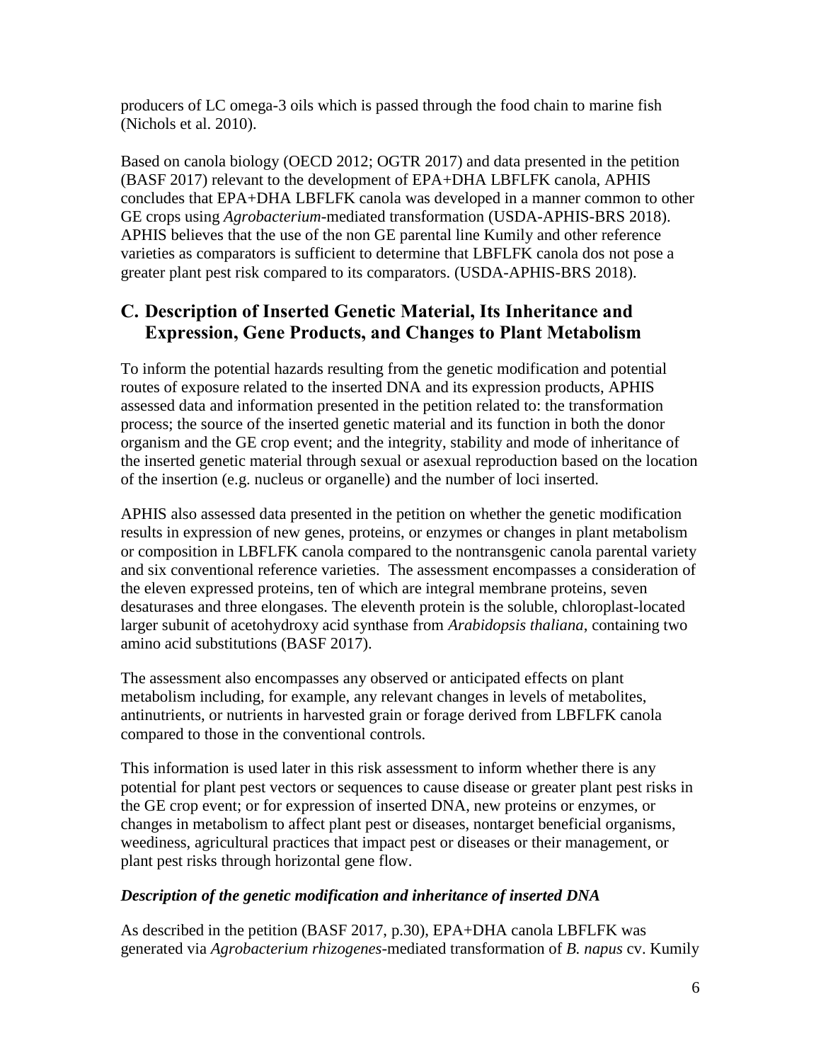producers of LC omega-3 oils which is passed through the food chain to marine fish (Nichols et al. 2010).

Based on canola biology (OECD 2012; OGTR 2017) and data presented in the petition (BASF 2017) relevant to the development of EPA+DHA LBFLFK canola, APHIS concludes that EPA+DHA LBFLFK canola was developed in a manner common to other GE crops using *Agrobacterium*-mediated transformation (USDA-APHIS-BRS 2018). APHIS believes that the use of the non GE parental line Kumily and other reference varieties as comparators is sufficient to determine that LBFLFK canola dos not pose a greater plant pest risk compared to its comparators. (USDA-APHIS-BRS 2018).

## C. Description of Inserted Genetic Material, Its Inheritance and Expression, Gene Products, and Changes to Plant Metabolism

To inform the potential hazards resulting from the genetic modification and potential routes of exposure related to the inserted DNA and its expression products, APHIS assessed data and information presented in the petition related to: the transformation process; the source of the inserted genetic material and its function in both the donor organism and the GE crop event; and the integrity, stability and mode of inheritance of the inserted genetic material through sexual or asexual reproduction based on the location of the insertion (e.g. nucleus or organelle) and the number of loci inserted.

APHIS also assessed data presented in the petition on whether the genetic modification results in expression of new genes, proteins, or enzymes or changes in plant metabolism or composition in LBFLFK canola compared to the nontransgenic canola parental variety and six conventional reference varieties. The assessment encompasses a consideration of the eleven expressed proteins, ten of which are integral membrane proteins, seven desaturases and three elongases. The eleventh protein is the soluble, chloroplast-located larger subunit of acetohydroxy acid synthase from *Arabidopsis thaliana*, containing two amino acid substitutions (BASF 2017).

The assessment also encompasses any observed or anticipated effects on plant metabolism including, for example, any relevant changes in levels of metabolites, antinutrients, or nutrients in harvested grain or forage derived from LBFLFK canola compared to those in the conventional controls.

This information is used later in this risk assessment to inform whether there is any potential for plant pest vectors or sequences to cause disease or greater plant pest risks in the GE crop event; or for expression of inserted DNA, new proteins or enzymes, or changes in metabolism to affect plant pest or diseases, nontarget beneficial organisms, weediness, agricultural practices that impact pest or diseases or their management, or plant pest risks through horizontal gene flow.

***Description of the genetic modification and inheritance of inserted DNA***

As described in the petition (BASF 2017, p.30), EPA+DHA canola LBFLFK was generated via *Agrobacterium rhizogenes*-mediated transformation of *B. napus* cv. Kumily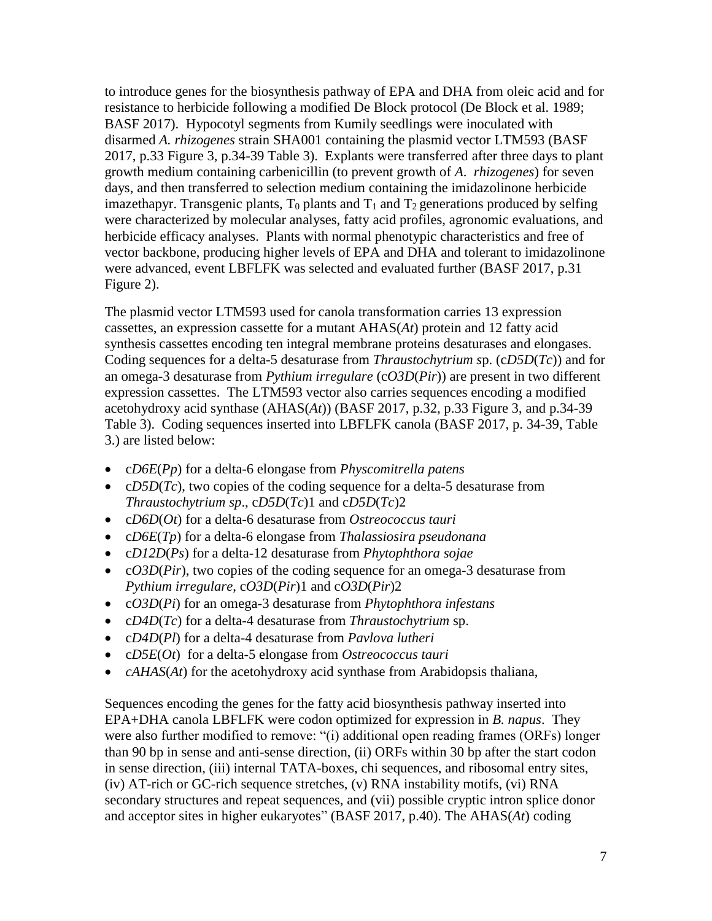to introduce genes for the biosynthesis pathway of EPA and DHA from oleic acid and for resistance to herbicide following a modified De Block protocol (De Block et al. 1989; BASF 2017). Hypocotyl segments from Kumily seedlings were inoculated with disarmed *A. rhizogenes* strain SHA001 containing the plasmid vector LTM593 (BASF 2017, p.33 Figure 3, p.34-39 Table 3). Explants were transferred after three days to plant growth medium containing carbenicillin (to prevent growth of *A. rhizogenes*) for seven days, and then transferred to selection medium containing the imidazolinone herbicide imazethapyr. Transgenic plants, $T_0$ plants and $T_1$ and $T_2$ generations produced by selfing were characterized by molecular analyses, fatty acid profiles, agronomic evaluations, and herbicide efficacy analyses. Plants with normal phenotypic characteristics and free of vector backbone, producing higher levels of EPA and DHA and tolerant to imidazolinone were advanced, event LBFLFK was selected and evaluated further (BASF 2017, p.31 Figure 2).

The plasmid vector LTM593 used for canola transformation carries 13 expression cassettes, an expression cassette for a mutant AHAS(*At*) protein and 12 fatty acid synthesis cassettes encoding ten integral membrane proteins desaturases and elongases. Coding sequences for a delta-5 desaturase from *Thraustochytrium s*p. (c*D5D*(*Tc*)) and for an omega-3 desaturase from *Pythium irregulare* (c*O3D*(*Pir*)) are present in two different expression cassettes. The LTM593 vector also carries sequences encoding a modified acetohydroxy acid synthase (AHAS(*At*)) (BASF 2017, p.32, p.33 Figure 3, and p.34-39 Table 3). Coding sequences inserted into LBFLFK canola (BASF 2017, p. 34-39, Table 3.) are listed below:

- c*D6E*(*Pp*) for a delta-6 elongase from *Physcomitrella patens*
- c*D5D*(*Tc*), two copies of the coding sequence for a delta-5 desaturase from *Thraustochytrium sp*., c*D5D*(*Tc*)1 and c*D5D*(*Tc*)2
- c*D6D*(*Ot*) for a delta-6 desaturase from *Ostreococcus tauri*
- c*D6E*(*Tp*) for a delta-6 elongase from *Thalassiosira pseudonana*
- c*D12D*(*Ps*) for a delta-12 desaturase from *Phytophthora sojae*
- c*O3D*(*Pir*), two copies of the coding sequence for an omega-3 desaturase from *Pythium irregulare*, c*O3D*(*Pir*)1 and c*O3D*(*Pir*)2
- c*O3D*(*Pi*) for an omega-3 desaturase from *Phytophthora infestans*
- c*D4D*(*Tc*) for a delta-4 desaturase from *Thraustochytrium* sp.
- c*D4D*(*Pl*) for a delta-4 desaturase from *Pavlova lutheri*
- c*D5E*(*Ot*) for a delta-5 elongase from *Ostreococcus tauri*
- *cAHAS*(*At*) for the acetohydroxy acid synthase from Arabidopsis thaliana,

Sequences encoding the genes for the fatty acid biosynthesis pathway inserted into EPA+DHA canola LBFLFK were codon optimized for expression in *B. napus*. They were also further modified to remove: "(i) additional open reading frames (ORFs) longer than 90 bp in sense and anti-sense direction, (ii) ORFs within 30 bp after the start codon in sense direction, (iii) internal TATA-boxes, chi sequences, and ribosomal entry sites, (iv) AT-rich or GC-rich sequence stretches, (v) RNA instability motifs, (vi) RNA secondary structures and repeat sequences, and (vii) possible cryptic intron splice donor and acceptor sites in higher eukaryotes" (BASF 2017, p.40). The AHAS(*At*) coding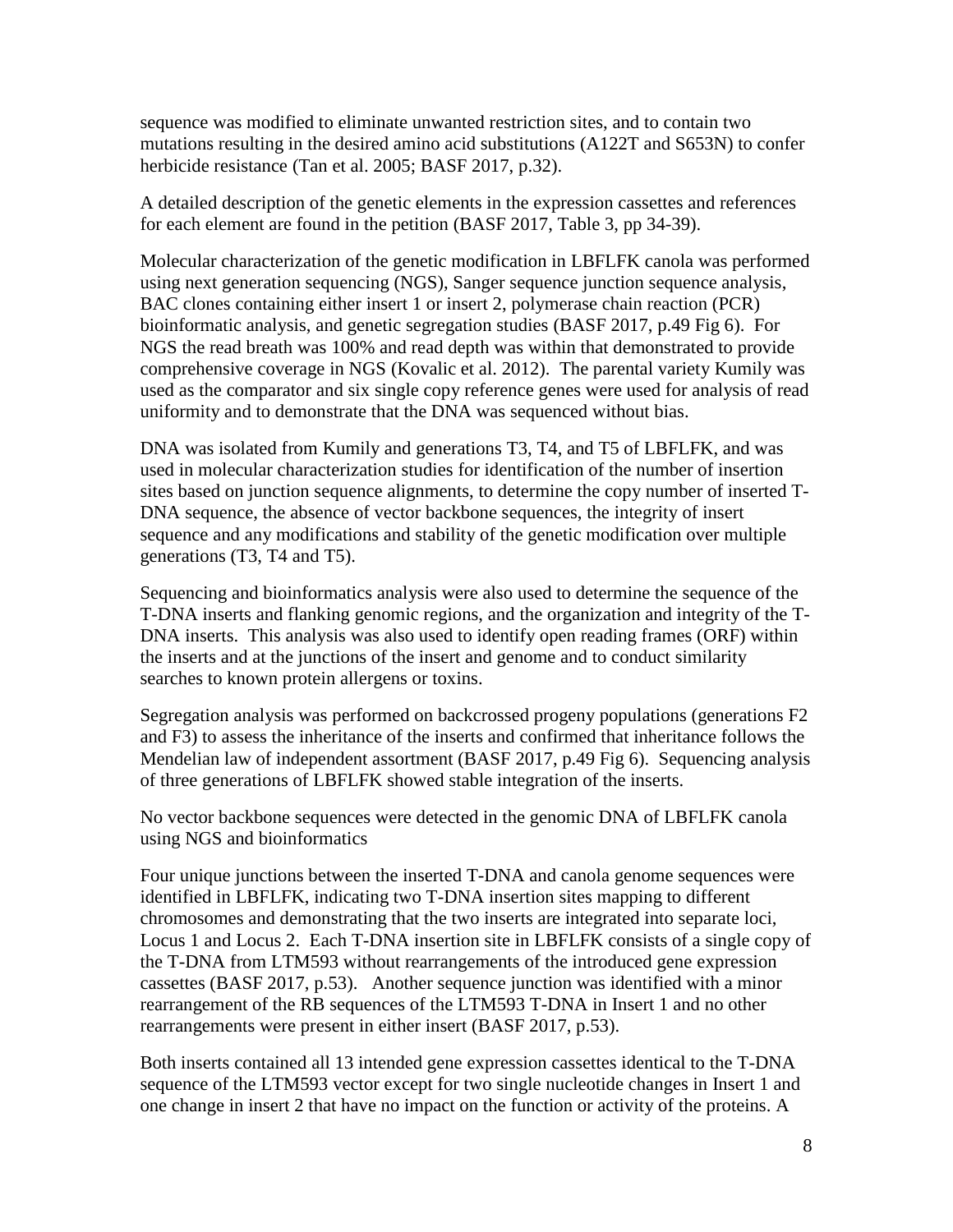sequence was modified to eliminate unwanted restriction sites, and to contain two mutations resulting in the desired amino acid substitutions (A122T and S653N) to confer herbicide resistance (Tan et al. 2005; BASF 2017, p.32).

A detailed description of the genetic elements in the expression cassettes and references for each element are found in the petition (BASF 2017, Table 3, pp 34-39).

Molecular characterization of the genetic modification in LBFLFK canola was performed using next generation sequencing (NGS), Sanger sequence junction sequence analysis, BAC clones containing either insert 1 or insert 2, polymerase chain reaction (PCR) bioinformatic analysis, and genetic segregation studies (BASF 2017, p.49 Fig 6). For NGS the read breath was 100% and read depth was within that demonstrated to provide comprehensive coverage in NGS (Kovalic et al. 2012). The parental variety Kumily was used as the comparator and six single copy reference genes were used for analysis of read uniformity and to demonstrate that the DNA was sequenced without bias.

DNA was isolated from Kumily and generations T3, T4, and T5 of LBFLFK, and was used in molecular characterization studies for identification of the number of insertion sites based on junction sequence alignments, to determine the copy number of inserted T-DNA sequence, the absence of vector backbone sequences, the integrity of insert sequence and any modifications and stability of the genetic modification over multiple generations (T3, T4 and T5).

Sequencing and bioinformatics analysis were also used to determine the sequence of the T-DNA inserts and flanking genomic regions, and the organization and integrity of the T-DNA inserts. This analysis was also used to identify open reading frames (ORF) within the inserts and at the junctions of the insert and genome and to conduct similarity searches to known protein allergens or toxins.

Segregation analysis was performed on backcrossed progeny populations (generations F2 and F3) to assess the inheritance of the inserts and confirmed that inheritance follows the Mendelian law of independent assortment (BASF 2017, p.49 Fig 6). Sequencing analysis of three generations of LBFLFK showed stable integration of the inserts.

No vector backbone sequences were detected in the genomic DNA of LBFLFK canola using NGS and bioinformatics

Four unique junctions between the inserted T-DNA and canola genome sequences were identified in LBFLFK, indicating two T-DNA insertion sites mapping to different chromosomes and demonstrating that the two inserts are integrated into separate loci, Locus 1 and Locus 2. Each T-DNA insertion site in LBFLFK consists of a single copy of the T-DNA from LTM593 without rearrangements of the introduced gene expression cassettes (BASF 2017, p.53). Another sequence junction was identified with a minor rearrangement of the RB sequences of the LTM593 T-DNA in Insert 1 and no other rearrangements were present in either insert (BASF 2017, p.53).

Both inserts contained all 13 intended gene expression cassettes identical to the T-DNA sequence of the LTM593 vector except for two single nucleotide changes in Insert 1 and one change in insert 2 that have no impact on the function or activity of the proteins. A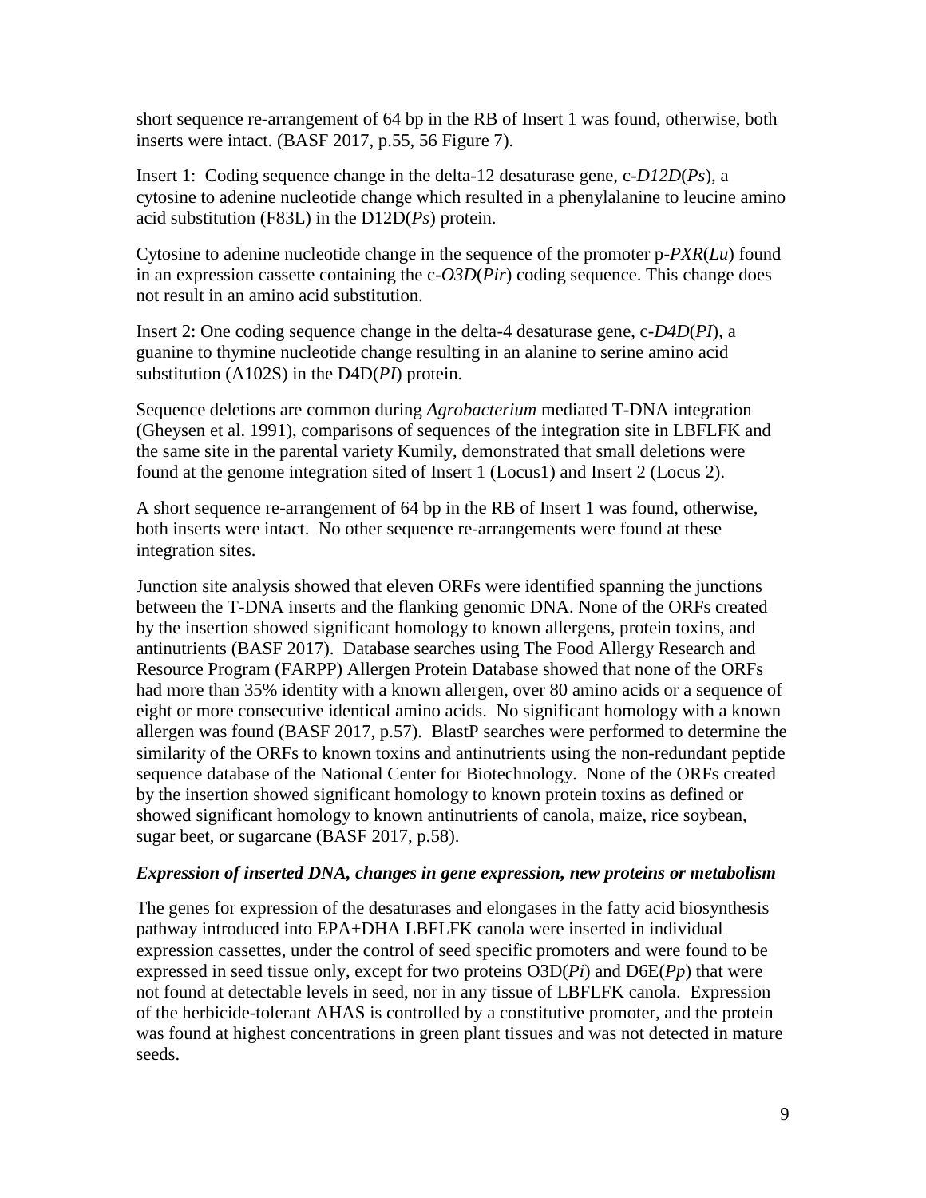short sequence re-arrangement of 64 bp in the RB of Insert 1 was found, otherwise, both inserts were intact. (BASF 2017, p.55, 56 Figure 7).

Insert 1: Coding sequence change in the delta-12 desaturase gene, c-*D12D*(*Ps*), a cytosine to adenine nucleotide change which resulted in a phenylalanine to leucine amino acid substitution (F83L) in the D12D(*Ps*) protein.

Cytosine to adenine nucleotide change in the sequence of the promoter p-*PXR*(*Lu*) found in an expression cassette containing the c-*O3D*(*Pir*) coding sequence. This change does not result in an amino acid substitution.

Insert 2: One coding sequence change in the delta-4 desaturase gene, c-*D4D*(*PI*), a guanine to thymine nucleotide change resulting in an alanine to serine amino acid substitution (A102S) in the D4D(*PI*) protein.

Sequence deletions are common during *Agrobacterium* mediated T-DNA integration (Gheysen et al. 1991), comparisons of sequences of the integration site in LBFLFK and the same site in the parental variety Kumily, demonstrated that small deletions were found at the genome integration sited of Insert 1 (Locus1) and Insert 2 (Locus 2).

A short sequence re-arrangement of 64 bp in the RB of Insert 1 was found, otherwise, both inserts were intact. No other sequence re-arrangements were found at these integration sites.

Junction site analysis showed that eleven ORFs were identified spanning the junctions between the T-DNA inserts and the flanking genomic DNA. None of the ORFs created by the insertion showed significant homology to known allergens, protein toxins, and antinutrients (BASF 2017). Database searches using The Food Allergy Research and Resource Program (FARPP) Allergen Protein Database showed that none of the ORFs had more than 35% identity with a known allergen, over 80 amino acids or a sequence of eight or more consecutive identical amino acids. No significant homology with a known allergen was found (BASF 2017, p.57). BlastP searches were performed to determine the similarity of the ORFs to known toxins and antinutrients using the non-redundant peptide sequence database of the National Center for Biotechnology. None of the ORFs created by the insertion showed significant homology to known protein toxins as defined or showed significant homology to known antinutrients of canola, maize, rice soybean, sugar beet, or sugarcane (BASF 2017, p.58).

### *Expression of inserted DNA, changes in gene expression, new proteins or metabolism*

The genes for expression of the desaturases and elongases in the fatty acid biosynthesis pathway introduced into EPA+DHA LBFLFK canola were inserted in individual expression cassettes, under the control of seed specific promoters and were found to be expressed in seed tissue only, except for two proteins O3D(*Pi*) and D6E(*Pp*) that were not found at detectable levels in seed, nor in any tissue of LBFLFK canola. Expression of the herbicide-tolerant AHAS is controlled by a constitutive promoter, and the protein was found at highest concentrations in green plant tissues and was not detected in mature seeds.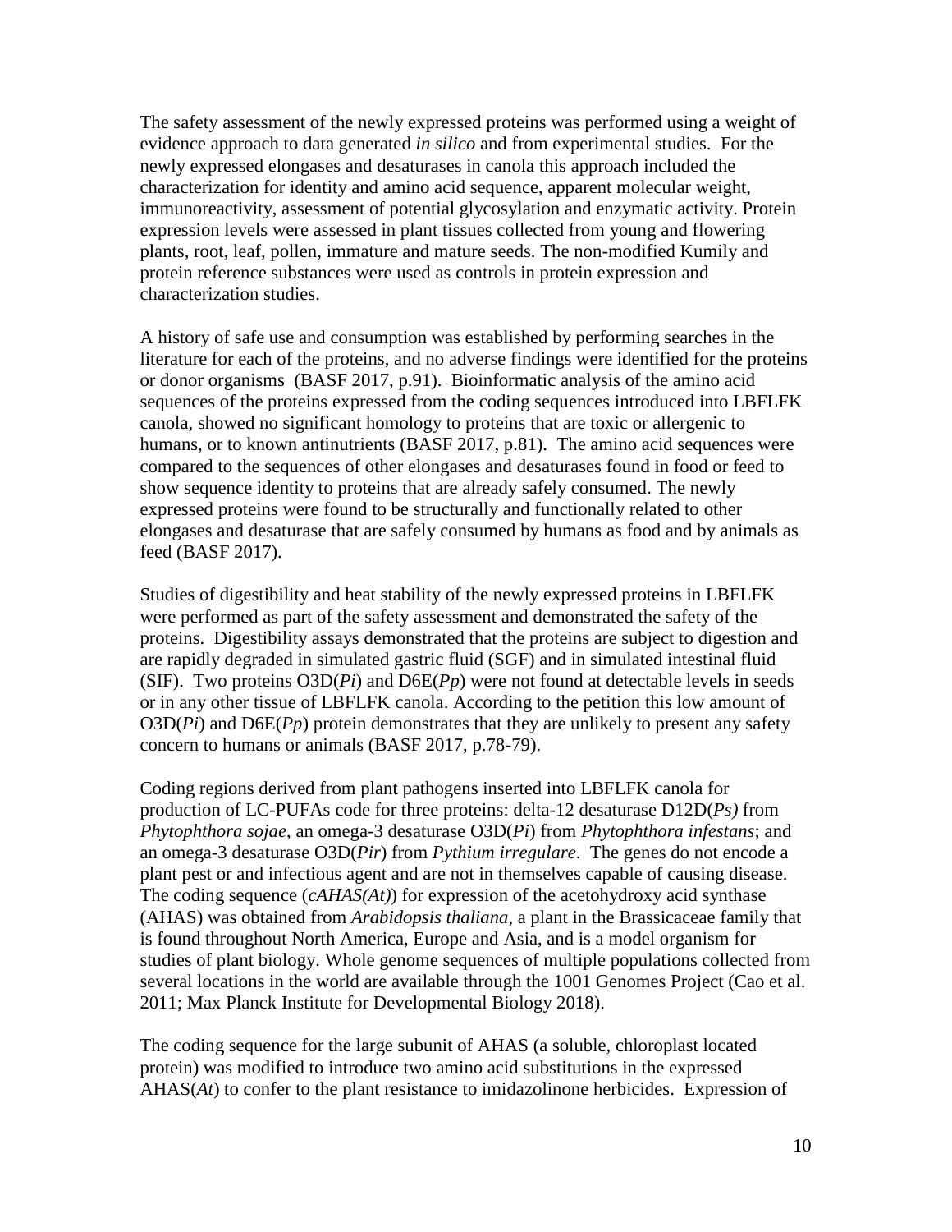The safety assessment of the newly expressed proteins was performed using a weight of evidence approach to data generated *in silico* and from experimental studies. For the newly expressed elongases and desaturases in canola this approach included the characterization for identity and amino acid sequence, apparent molecular weight, immunoreactivity, assessment of potential glycosylation and enzymatic activity. Protein expression levels were assessed in plant tissues collected from young and flowering plants, root, leaf, pollen, immature and mature seeds. The non-modified Kumily and protein reference substances were used as controls in protein expression and characterization studies.

A history of safe use and consumption was established by performing searches in the literature for each of the proteins, and no adverse findings were identified for the proteins or donor organisms (BASF 2017, p.91). Bioinformatic analysis of the amino acid sequences of the proteins expressed from the coding sequences introduced into LBFLFK canola, showed no significant homology to proteins that are toxic or allergenic to humans, or to known antinutrients (BASF 2017, p.81). The amino acid sequences were compared to the sequences of other elongases and desaturases found in food or feed to show sequence identity to proteins that are already safely consumed. The newly expressed proteins were found to be structurally and functionally related to other elongases and desaturase that are safely consumed by humans as food and by animals as feed (BASF 2017).

Studies of digestibility and heat stability of the newly expressed proteins in LBFLFK were performed as part of the safety assessment and demonstrated the safety of the proteins. Digestibility assays demonstrated that the proteins are subject to digestion and are rapidly degraded in simulated gastric fluid (SGF) and in simulated intestinal fluid (SIF). Two proteins O3D(*Pi*) and D6E(*Pp*) were not found at detectable levels in seeds or in any other tissue of LBFLFK canola. According to the petition this low amount of O3D(*Pi*) and D6E(*Pp*) protein demonstrates that they are unlikely to present any safety concern to humans or animals (BASF 2017, p.78-79).

Coding regions derived from plant pathogens inserted into LBFLFK canola for production of LC-PUFAs code for three proteins: delta-12 desaturase D12D(*Ps)* from *Phytophthora sojae*, an omega-3 desaturase O3D(*Pi*) from *Phytophthora infestans*; and an omega-3 desaturase O3D(*Pir*) from *Pythium irregulare*. The genes do not encode a plant pest or and infectious agent and are not in themselves capable of causing disease. The coding sequence (*cAHAS(At)*) for expression of the acetohydroxy acid synthase (AHAS) was obtained from *Arabidopsis thaliana*, a plant in the Brassicaceae family that is found throughout North America, Europe and Asia, and is a model organism for studies of plant biology. Whole genome sequences of multiple populations collected from several locations in the world are available through the 1001 Genomes Project (Cao et al. 2011; Max Planck Institute for Developmental Biology 2018).

The coding sequence for the large subunit of AHAS (a soluble, chloroplast located protein) was modified to introduce two amino acid substitutions in the expressed AHAS(*At*) to confer to the plant resistance to imidazolinone herbicides. Expression of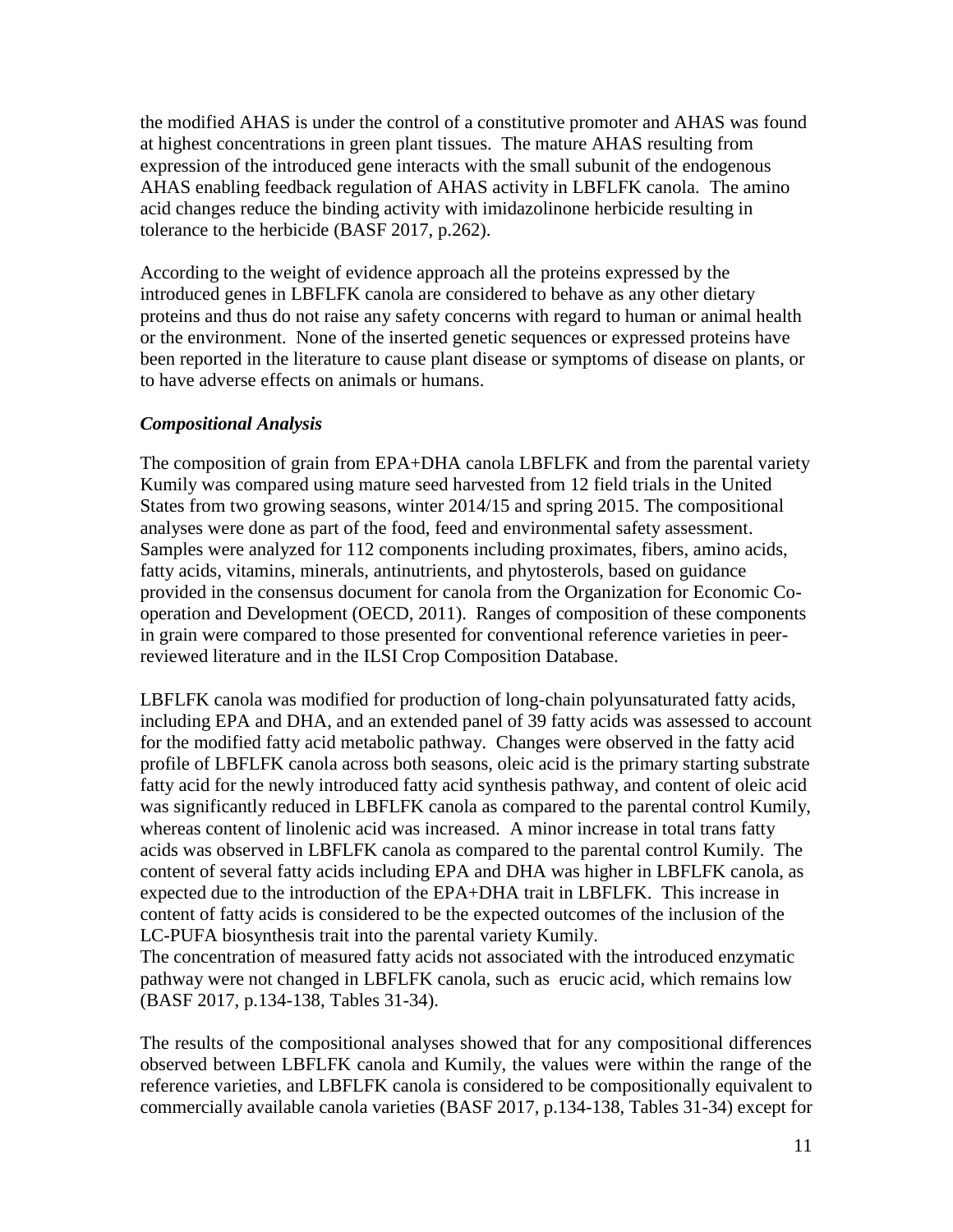the modified AHAS is under the control of a constitutive promoter and AHAS was found at highest concentrations in green plant tissues. The mature AHAS resulting from expression of the introduced gene interacts with the small subunit of the endogenous AHAS enabling feedback regulation of AHAS activity in LBFLFK canola. The amino acid changes reduce the binding activity with imidazolinone herbicide resulting in tolerance to the herbicide (BASF 2017, p.262).

According to the weight of evidence approach all the proteins expressed by the introduced genes in LBFLFK canola are considered to behave as any other dietary proteins and thus do not raise any safety concerns with regard to human or animal health or the environment. None of the inserted genetic sequences or expressed proteins have been reported in the literature to cause plant disease or symptoms of disease on plants, or to have adverse effects on animals or humans.

### *Compositional Analysis*

The composition of grain from EPA+DHA canola LBFLFK and from the parental variety Kumily was compared using mature seed harvested from 12 field trials in the United States from two growing seasons, winter 2014/15 and spring 2015. The compositional analyses were done as part of the food, feed and environmental safety assessment. Samples were analyzed for 112 components including proximates, fibers, amino acids, fatty acids, vitamins, minerals, antinutrients, and phytosterols, based on guidance provided in the consensus document for canola from the Organization for Economic Co-operation and Development (OECD, 2011). Ranges of composition of these components in grain were compared to those presented for conventional reference varieties in peer-reviewed literature and in the ILSI Crop Composition Database.

LBFLFK canola was modified for production of long-chain polyunsaturated fatty acids, including EPA and DHA, and an extended panel of 39 fatty acids was assessed to account for the modified fatty acid metabolic pathway. Changes were observed in the fatty acid profile of LBFLFK canola across both seasons, oleic acid is the primary starting substrate fatty acid for the newly introduced fatty acid synthesis pathway, and content of oleic acid was significantly reduced in LBFLFK canola as compared to the parental control Kumily, whereas content of linolenic acid was increased. A minor increase in total trans fatty acids was observed in LBFLFK canola as compared to the parental control Kumily. The content of several fatty acids including EPA and DHA was higher in LBFLFK canola, as expected due to the introduction of the EPA+DHA trait in LBFLFK. This increase in content of fatty acids is considered to be the expected outcomes of the inclusion of the LC-PUFA biosynthesis trait into the parental variety Kumily.
The concentration of measured fatty acids not associated with the introduced enzymatic pathway were not changed in LBFLFK canola, such as erucic acid, which remains low (BASF 2017, p.134-138, Tables 31-34).

The results of the compositional analyses showed that for any compositional differences observed between LBFLFK canola and Kumily, the values were within the range of the reference varieties, and LBFLFK canola is considered to be compositionally equivalent to commercially available canola varieties (BASF 2017, p.134-138, Tables 31-34) except for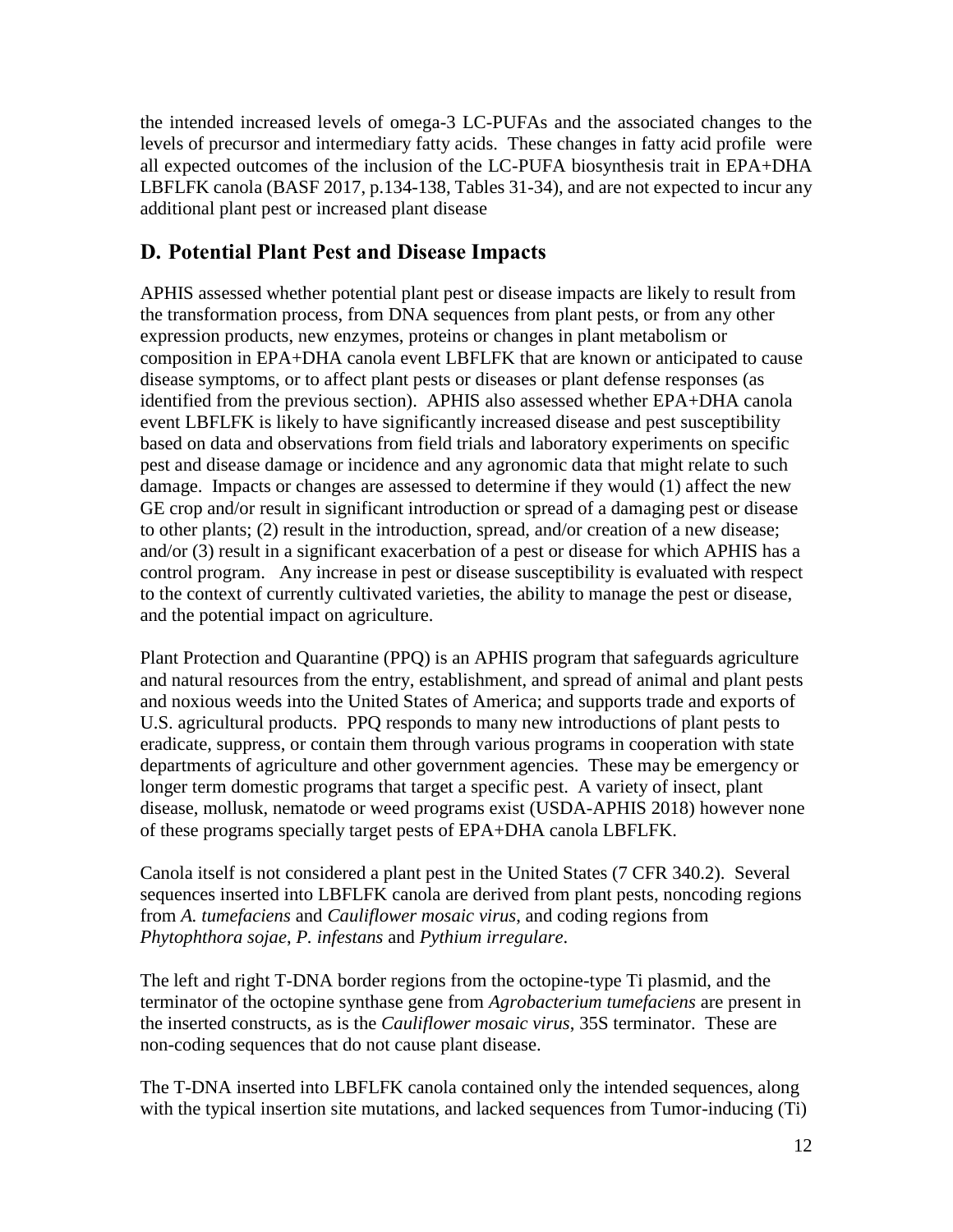the intended increased levels of omega-3 LC-PUFAs and the associated changes to the levels of precursor and intermediary fatty acids. These changes in fatty acid profile were all expected outcomes of the inclusion of the LC-PUFA biosynthesis trait in EPA+DHA LBFLFK canola (BASF 2017, p.134-138, Tables 31-34), and are not expected to incur any additional plant pest or increased plant disease

## D. Potential Plant Pest and Disease Impacts

APHIS assessed whether potential plant pest or disease impacts are likely to result from the transformation process, from DNA sequences from plant pests, or from any other expression products, new enzymes, proteins or changes in plant metabolism or composition in EPA+DHA canola event LBFLFK that are known or anticipated to cause disease symptoms, or to affect plant pests or diseases or plant defense responses (as identified from the previous section). APHIS also assessed whether EPA+DHA canola event LBFLFK is likely to have significantly increased disease and pest susceptibility based on data and observations from field trials and laboratory experiments on specific pest and disease damage or incidence and any agronomic data that might relate to such damage. Impacts or changes are assessed to determine if they would (1) affect the new GE crop and/or result in significant introduction or spread of a damaging pest or disease to other plants; (2) result in the introduction, spread, and/or creation of a new disease; and/or (3) result in a significant exacerbation of a pest or disease for which APHIS has a control program. Any increase in pest or disease susceptibility is evaluated with respect to the context of currently cultivated varieties, the ability to manage the pest or disease, and the potential impact on agriculture.

Plant Protection and Quarantine (PPQ) is an APHIS program that safeguards agriculture and natural resources from the entry, establishment, and spread of animal and plant pests and noxious weeds into the United States of America; and supports trade and exports of U.S. agricultural products. PPQ responds to many new introductions of plant pests to eradicate, suppress, or contain them through various programs in cooperation with state departments of agriculture and other government agencies. These may be emergency or longer term domestic programs that target a specific pest. A variety of insect, plant disease, mollusk, nematode or weed programs exist (USDA-APHIS 2018) however none of these programs specially target pests of EPA+DHA canola LBFLFK.

Canola itself is not considered a plant pest in the United States (7 CFR 340.2). Several sequences inserted into LBFLFK canola are derived from plant pests, noncoding regions from *A. tumefaciens* and *Cauliflower mosaic virus*, and coding regions from *Phytophthora sojae*, *P. infestans* and *Pythium irregulare*.

The left and right T-DNA border regions from the octopine-type Ti plasmid, and the terminator of the octopine synthase gene from *Agrobacterium tumefaciens* are present in the inserted constructs, as is the *Cauliflower mosaic virus*, 35S terminator. These are non-coding sequences that do not cause plant disease.

The T-DNA inserted into LBFLFK canola contained only the intended sequences, along with the typical insertion site mutations, and lacked sequences from Tumor-inducing (Ti)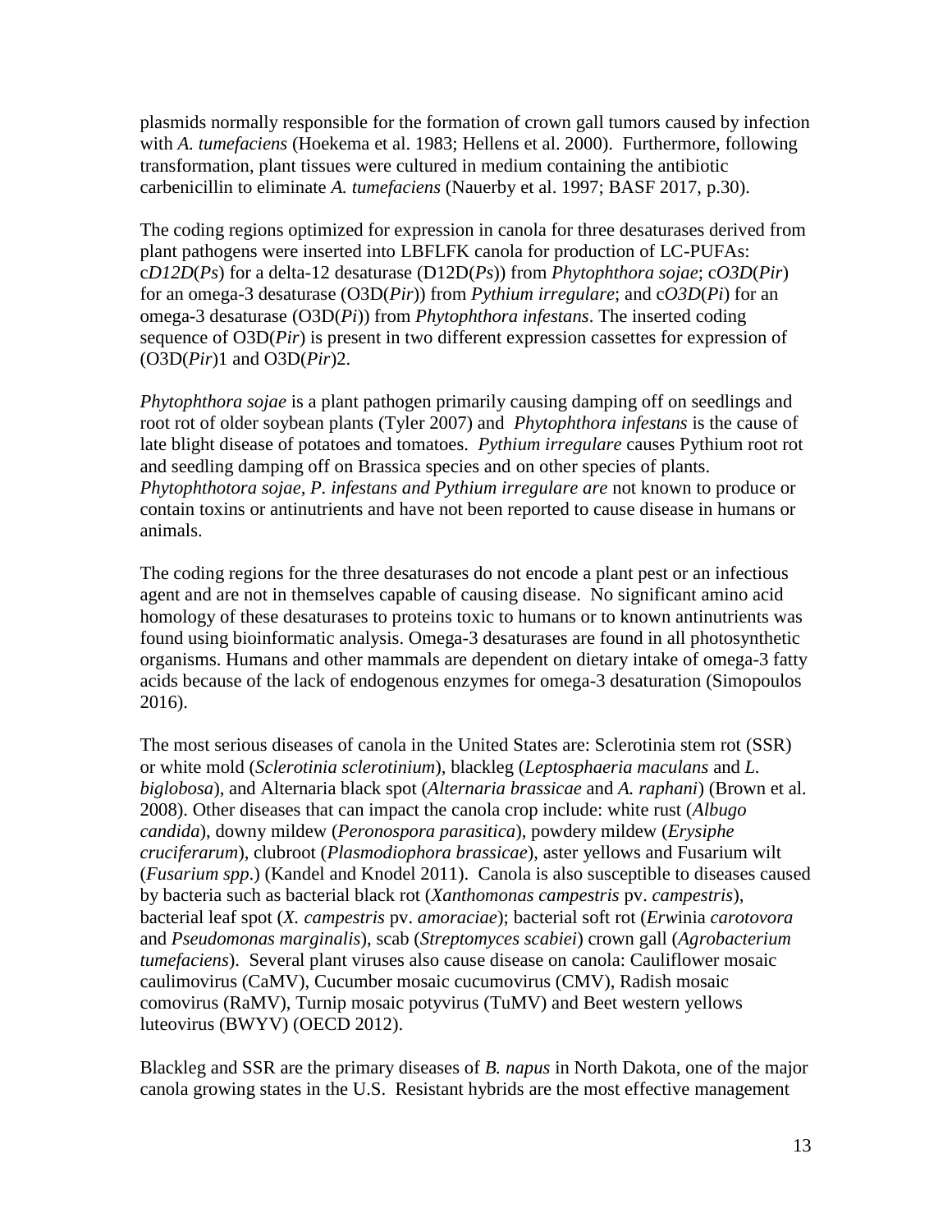plasmids normally responsible for the formation of crown gall tumors caused by infection with *A. tumefaciens* (Hoekema et al. 1983; Hellens et al. 2000). Furthermore, following transformation, plant tissues were cultured in medium containing the antibiotic carbenicillin to eliminate *A. tumefaciens* (Nauerby et al. 1997; BASF 2017, p.30).

The coding regions optimized for expression in canola for three desaturases derived from plant pathogens were inserted into LBFLFK canola for production of LC-PUFAs: c*D12D*(*Ps*) for a delta-12 desaturase (D12D(*Ps*)) from *Phytophthora sojae*; c*O3D*(*Pir*) for an omega-3 desaturase (O3D(*Pir*)) from *Pythium irregulare*; and c*O3D*(*Pi*) for an omega-3 desaturase (O3D(*Pi*)) from *Phytophthora infestans*. The inserted coding sequence of O3D(*Pir*) is present in two different expression cassettes for expression of (O3D(*Pir*)1 and O3D(*Pir*)2.

*Phytophthora sojae* is a plant pathogen primarily causing damping off on seedlings and root rot of older soybean plants (Tyler 2007) and *Phytophthora infestans* is the cause of late blight disease of potatoes and tomatoes. *Pythium irregulare* causes Pythium root rot and seedling damping off on Brassica species and on other species of plants. *Phytophthotora sojae*, *P. infestans and Pythium irregulare are* not known to produce or contain toxins or antinutrients and have not been reported to cause disease in humans or animals.

The coding regions for the three desaturases do not encode a plant pest or an infectious agent and are not in themselves capable of causing disease. No significant amino acid homology of these desaturases to proteins toxic to humans or to known antinutrients was found using bioinformatic analysis. Omega-3 desaturases are found in all photosynthetic organisms. Humans and other mammals are dependent on dietary intake of omega-3 fatty acids because of the lack of endogenous enzymes for omega-3 desaturation (Simopoulos 2016).

The most serious diseases of canola in the United States are: Sclerotinia stem rot (SSR) or white mold (*Sclerotinia sclerotinium*), blackleg (*Leptosphaeria maculans* and *L. biglobosa*), and Alternaria black spot (*Alternaria brassicae* and *A. raphani*) (Brown et al. 2008). Other diseases that can impact the canola crop include: white rust (*Albugo candida*), downy mildew (*Peronospora parasitica*), powdery mildew (*Erysiphe cruciferarum*), clubroot (*Plasmodiophora brassicae*), aster yellows and Fusarium wilt (*Fusarium spp*.) (Kandel and Knodel 2011). Canola is also susceptible to diseases caused by bacteria such as bacterial black rot (*Xanthomonas campestris* pv. *campestris*), bacterial leaf spot (*X. campestris* pv. *amoraciae*); bacterial soft rot (*Erwinia carotovora* and *Pseudomonas marginalis*), scab (*Streptomyces scabiei*) crown gall (*Agrobacterium tumefaciens*). Several plant viruses also cause disease on canola: Cauliflower mosaic caulimovirus (CaMV), Cucumber mosaic cucumovirus (CMV), Radish mosaic comovirus (RaMV), Turnip mosaic potyvirus (TuMV) and Beet western yellows luteovirus (BWYV) (OECD 2012).

Blackleg and SSR are the primary diseases of *B. napus* in North Dakota, one of the major canola growing states in the U.S. Resistant hybrids are the most effective management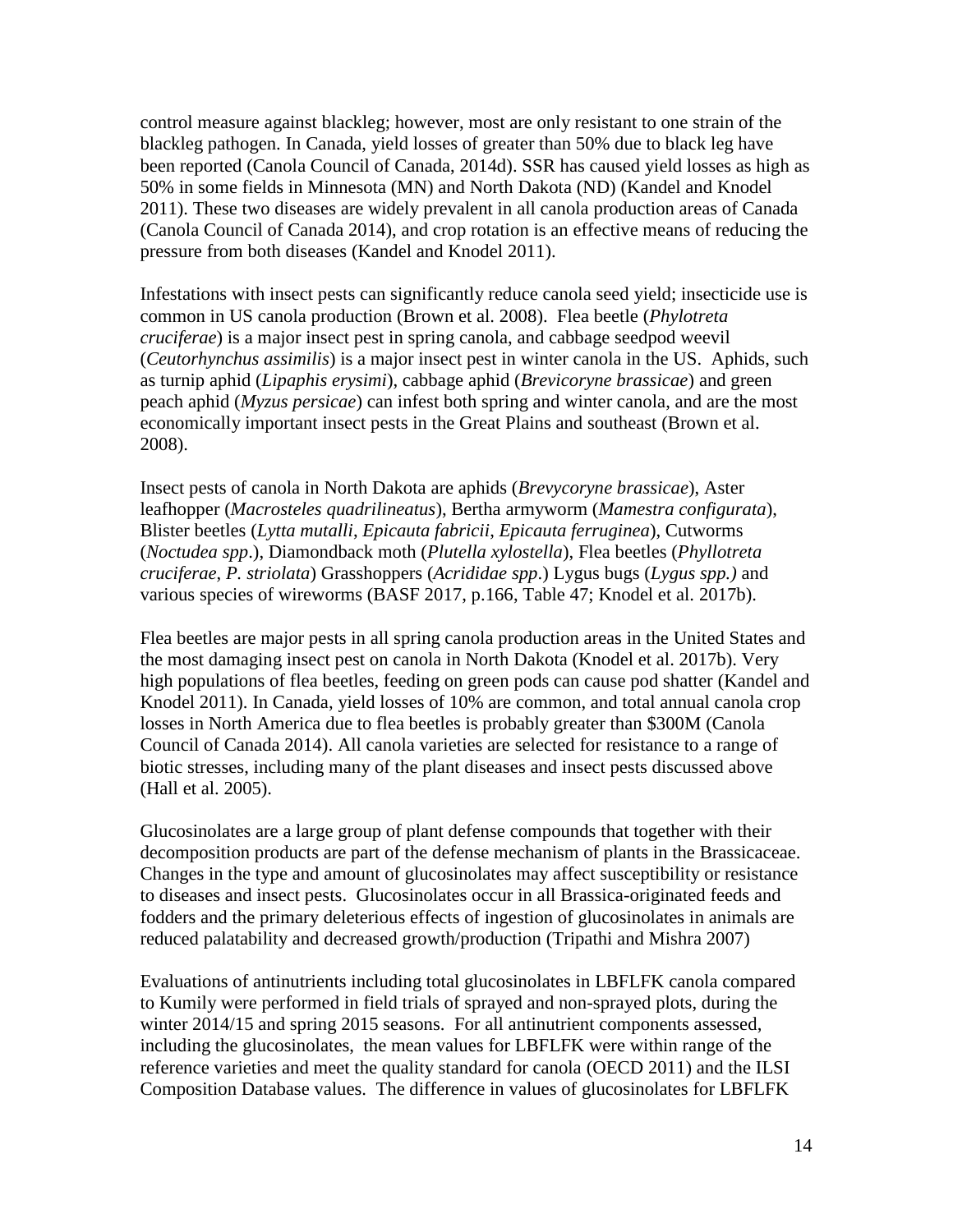control measure against blackleg; however, most are only resistant to one strain of the blackleg pathogen. In Canada, yield losses of greater than 50% due to black leg have been reported (Canola Council of Canada, 2014d). SSR has caused yield losses as high as 50% in some fields in Minnesota (MN) and North Dakota (ND) (Kandel and Knodel 2011). These two diseases are widely prevalent in all canola production areas of Canada (Canola Council of Canada 2014), and crop rotation is an effective means of reducing the pressure from both diseases (Kandel and Knodel 2011).

Infestations with insect pests can significantly reduce canola seed yield; insecticide use is common in US canola production (Brown et al. 2008). Flea beetle (*Phylotreta cruciferae*) is a major insect pest in spring canola, and cabbage seedpod weevil (*Ceutorhynchus assimilis*) is a major insect pest in winter canola in the US. Aphids, such as turnip aphid (*Lipaphis erysimi*), cabbage aphid (*Brevicoryne brassicae*) and green peach aphid (*Myzus persicae*) can infest both spring and winter canola, and are the most economically important insect pests in the Great Plains and southeast (Brown et al. 2008).

Insect pests of canola in North Dakota are aphids (*Brevycoryne brassicae*), Aster leafhopper (*Macrosteles quadrilineatus*), Bertha armyworm (*Mamestra configurata*), Blister beetles (*Lytta mutalli, Epicauta fabricii, Epicauta ferruginea*), Cutworms (*Noctudea spp*.), Diamondback moth (*Plutella xylostella*), Flea beetles (*Phyllotreta cruciferae, P. striolata*) Grasshoppers (*Acrididae spp*.) Lygus bugs (*Lygus spp.)* and various species of wireworms (BASF 2017, p.166, Table 47; Knodel et al. 2017b).

Flea beetles are major pests in all spring canola production areas in the United States and the most damaging insect pest on canola in North Dakota (Knodel et al. 2017b). Very high populations of flea beetles, feeding on green pods can cause pod shatter (Kandel and Knodel 2011). In Canada, yield losses of 10% are common, and total annual canola crop losses in North America due to flea beetles is probably greater than \$300M (Canola Council of Canada 2014). All canola varieties are selected for resistance to a range of biotic stresses, including many of the plant diseases and insect pests discussed above (Hall et al. 2005).

Glucosinolates are a large group of plant defense compounds that together with their decomposition products are part of the defense mechanism of plants in the Brassicaceae. Changes in the type and amount of glucosinolates may affect susceptibility or resistance to diseases and insect pests. Glucosinolates occur in all Brassica-originated feeds and fodders and the primary deleterious effects of ingestion of glucosinolates in animals are reduced palatability and decreased growth/production (Tripathi and Mishra 2007)

Evaluations of antinutrients including total glucosinolates in LBFLFK canola compared to Kumily were performed in field trials of sprayed and non-sprayed plots, during the winter 2014/15 and spring 2015 seasons. For all antinutrient components assessed, including the glucosinolates, the mean values for LBFLFK were within range of the reference varieties and meet the quality standard for canola (OECD 2011) and the ILSI Composition Database values. The difference in values of glucosinolates for LBFLFK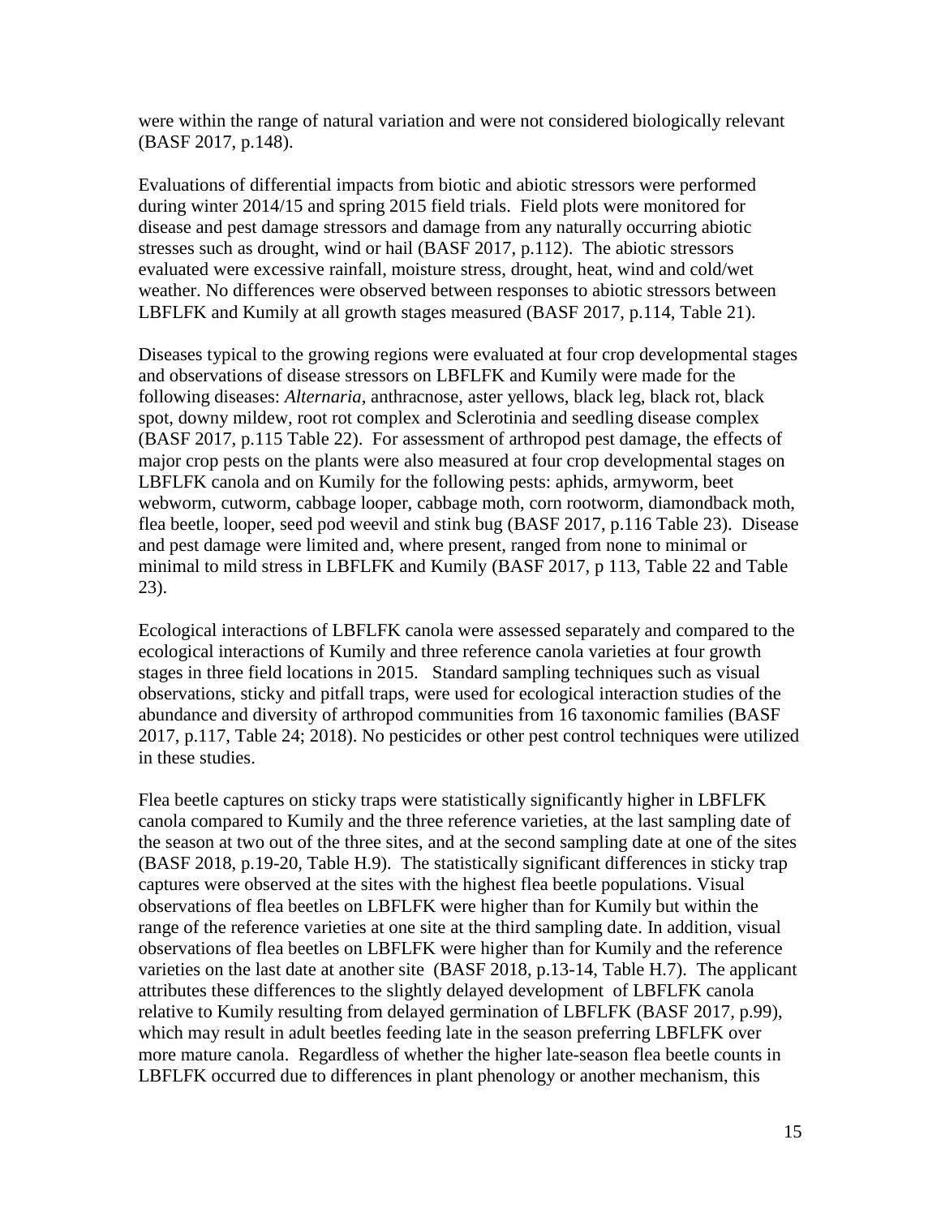were within the range of natural variation and were not considered biologically relevant (BASF 2017, p.148).

Evaluations of differential impacts from biotic and abiotic stressors were performed during winter 2014/15 and spring 2015 field trials. Field plots were monitored for disease and pest damage stressors and damage from any naturally occurring abiotic stresses such as drought, wind or hail (BASF 2017, p.112). The abiotic stressors evaluated were excessive rainfall, moisture stress, drought, heat, wind and cold/wet weather. No differences were observed between responses to abiotic stressors between LBFLFK and Kumily at all growth stages measured (BASF 2017, p.114, Table 21).

Diseases typical to the growing regions were evaluated at four crop developmental stages and observations of disease stressors on LBFLFK and Kumily were made for the following diseases: *Alternaria*, anthracnose, aster yellows, black leg, black rot, black spot, downy mildew, root rot complex and Sclerotinia and seedling disease complex (BASF 2017, p.115 Table 22). For assessment of arthropod pest damage, the effects of major crop pests on the plants were also measured at four crop developmental stages on LBFLFK canola and on Kumily for the following pests: aphids, armyworm, beet webworm, cutworm, cabbage looper, cabbage moth, corn rootworm, diamondback moth, flea beetle, looper, seed pod weevil and stink bug (BASF 2017, p.116 Table 23). Disease and pest damage were limited and, where present, ranged from none to minimal or minimal to mild stress in LBFLFK and Kumily (BASF 2017, p 113, Table 22 and Table 23).

Ecological interactions of LBFLFK canola were assessed separately and compared to the ecological interactions of Kumily and three reference canola varieties at four growth stages in three field locations in 2015. Standard sampling techniques such as visual observations, sticky and pitfall traps, were used for ecological interaction studies of the abundance and diversity of arthropod communities from 16 taxonomic families (BASF 2017, p.117, Table 24; 2018). No pesticides or other pest control techniques were utilized in these studies.

Flea beetle captures on sticky traps were statistically significantly higher in LBFLFK canola compared to Kumily and the three reference varieties, at the last sampling date of the season at two out of the three sites, and at the second sampling date at one of the sites (BASF 2018, p.19-20, Table H.9). The statistically significant differences in sticky trap captures were observed at the sites with the highest flea beetle populations. Visual observations of flea beetles on LBFLFK were higher than for Kumily but within the range of the reference varieties at one site at the third sampling date. In addition, visual observations of flea beetles on LBFLFK were higher than for Kumily and the reference varieties on the last date at another site (BASF 2018, p.13-14, Table H.7). The applicant attributes these differences to the slightly delayed development of LBFLFK canola relative to Kumily resulting from delayed germination of LBFLFK (BASF 2017, p.99), which may result in adult beetles feeding late in the season preferring LBFLFK over more mature canola. Regardless of whether the higher late-season flea beetle counts in LBFLFK occurred due to differences in plant phenology or another mechanism, this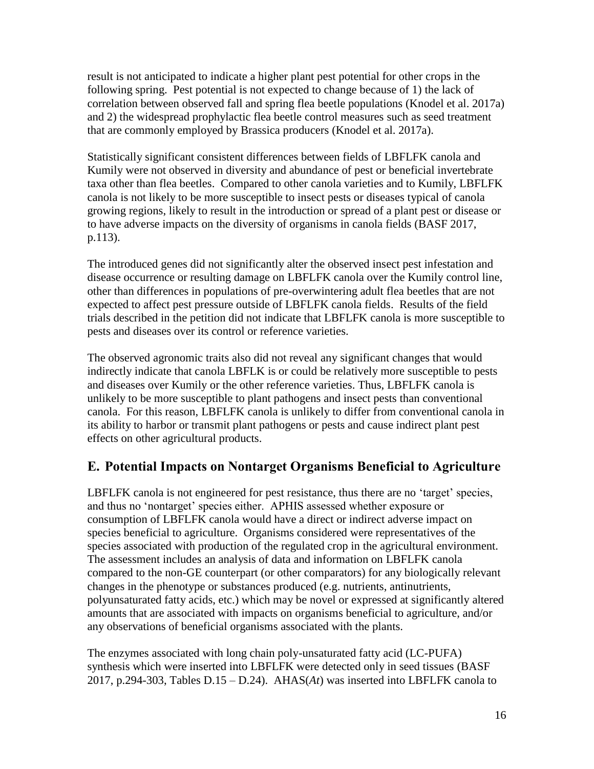result is not anticipated to indicate a higher plant pest potential for other crops in the following spring. Pest potential is not expected to change because of 1) the lack of correlation between observed fall and spring flea beetle populations (Knodel et al. 2017a) and 2) the widespread prophylactic flea beetle control measures such as seed treatment that are commonly employed by Brassica producers (Knodel et al. 2017a).

Statistically significant consistent differences between fields of LBFLFK canola and Kumily were not observed in diversity and abundance of pest or beneficial invertebrate taxa other than flea beetles. Compared to other canola varieties and to Kumily, LBFLFK canola is not likely to be more susceptible to insect pests or diseases typical of canola growing regions, likely to result in the introduction or spread of a plant pest or disease or to have adverse impacts on the diversity of organisms in canola fields (BASF 2017, p.113).

The introduced genes did not significantly alter the observed insect pest infestation and disease occurrence or resulting damage on LBFLFK canola over the Kumily control line, other than differences in populations of pre-overwintering adult flea beetles that are not expected to affect pest pressure outside of LBFLFK canola fields. Results of the field trials described in the petition did not indicate that LBFLFK canola is more susceptible to pests and diseases over its control or reference varieties.

The observed agronomic traits also did not reveal any significant changes that would indirectly indicate that canola LBFLK is or could be relatively more susceptible to pests and diseases over Kumily or the other reference varieties. Thus, LBFLFK canola is unlikely to be more susceptible to plant pathogens and insect pests than conventional canola. For this reason, LBFLFK canola is unlikely to differ from conventional canola in its ability to harbor or transmit plant pathogens or pests and cause indirect plant pest effects on other agricultural products.

## E. Potential Impacts on Nontarget Organisms Beneficial to Agriculture

LBFLFK canola is not engineered for pest resistance, thus there are no 'target' species, and thus no 'nontarget' species either. APHIS assessed whether exposure or consumption of LBFLFK canola would have a direct or indirect adverse impact on species beneficial to agriculture. Organisms considered were representatives of the species associated with production of the regulated crop in the agricultural environment. The assessment includes an analysis of data and information on LBFLFK canola compared to the non-GE counterpart (or other comparators) for any biologically relevant changes in the phenotype or substances produced (e.g. nutrients, antinutrients, polyunsaturated fatty acids, etc.) which may be novel or expressed at significantly altered amounts that are associated with impacts on organisms beneficial to agriculture, and/or any observations of beneficial organisms associated with the plants.

The enzymes associated with long chain poly-unsaturated fatty acid (LC-PUFA) synthesis which were inserted into LBFLFK were detected only in seed tissues (BASF 2017, p.294-303, Tables D.15 – D.24). AHAS(*At*) was inserted into LBFLFK canola to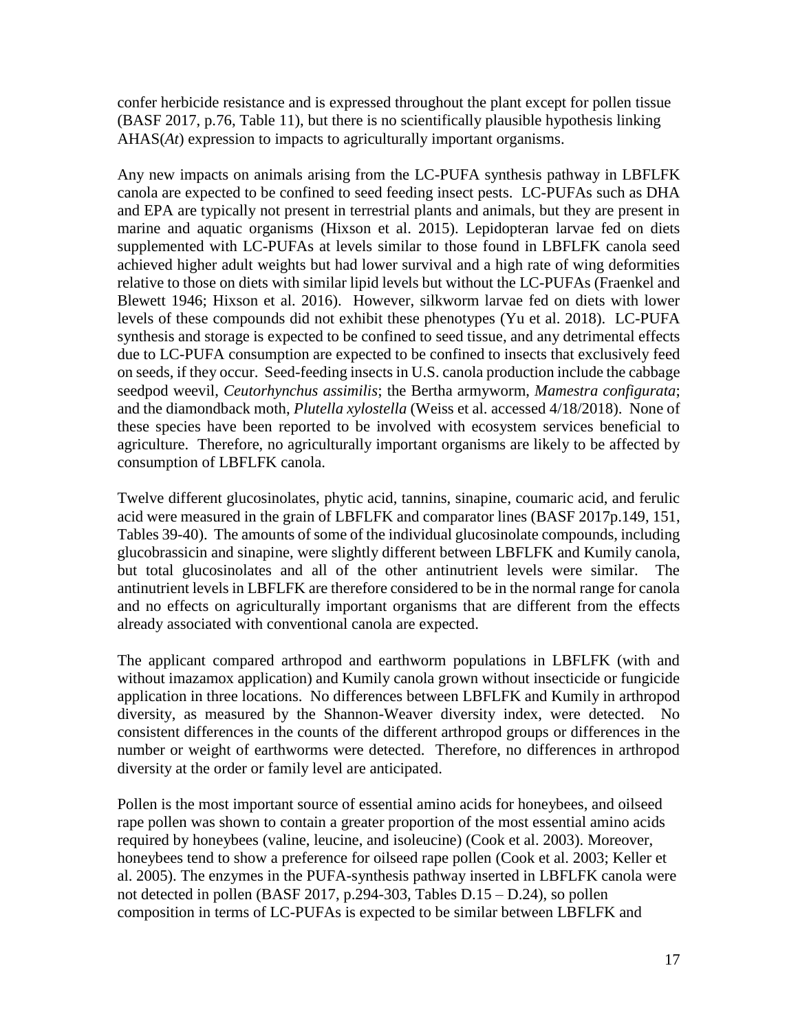confer herbicide resistance and is expressed throughout the plant except for pollen tissue (BASF 2017, p.76, Table 11), but there is no scientifically plausible hypothesis linking AHAS(*At*) expression to impacts to agriculturally important organisms.

Any new impacts on animals arising from the LC-PUFA synthesis pathway in LBFLFK canola are expected to be confined to seed feeding insect pests. LC-PUFAs such as DHA and EPA are typically not present in terrestrial plants and animals, but they are present in marine and aquatic organisms (Hixson et al. 2015). Lepidopteran larvae fed on diets supplemented with LC-PUFAs at levels similar to those found in LBFLFK canola seed achieved higher adult weights but had lower survival and a high rate of wing deformities relative to those on diets with similar lipid levels but without the LC-PUFAs (Fraenkel and Blewett 1946; Hixson et al. 2016). However, silkworm larvae fed on diets with lower levels of these compounds did not exhibit these phenotypes (Yu et al. 2018). LC-PUFA synthesis and storage is expected to be confined to seed tissue, and any detrimental effects due to LC-PUFA consumption are expected to be confined to insects that exclusively feed on seeds, if they occur. Seed-feeding insects in U.S. canola production include the cabbage seedpod weevil, *Ceutorhynchus assimilis*; the Bertha armyworm, *Mamestra configurata*; and the diamondback moth, *Plutella xylostella* (Weiss et al. accessed 4/18/2018). None of these species have been reported to be involved with ecosystem services beneficial to agriculture. Therefore, no agriculturally important organisms are likely to be affected by consumption of LBFLFK canola.

Twelve different glucosinolates, phytic acid, tannins, sinapine, coumaric acid, and ferulic acid were measured in the grain of LBFLFK and comparator lines (BASF 2017p.149, 151, Tables 39-40). The amounts of some of the individual glucosinolate compounds, including glucobrassicin and sinapine, were slightly different between LBFLFK and Kumily canola, but total glucosinolates and all of the other antinutrient levels were similar. The antinutrient levels in LBFLFK are therefore considered to be in the normal range for canola and no effects on agriculturally important organisms that are different from the effects already associated with conventional canola are expected.

The applicant compared arthropod and earthworm populations in LBFLFK (with and without imazamox application) and Kumily canola grown without insecticide or fungicide application in three locations. No differences between LBFLFK and Kumily in arthropod diversity, as measured by the Shannon-Weaver diversity index, were detected. No consistent differences in the counts of the different arthropod groups or differences in the number or weight of earthworms were detected. Therefore, no differences in arthropod diversity at the order or family level are anticipated.

Pollen is the most important source of essential amino acids for honeybees, and oilseed rape pollen was shown to contain a greater proportion of the most essential amino acids required by honeybees (valine, leucine, and isoleucine) (Cook et al. 2003). Moreover, honeybees tend to show a preference for oilseed rape pollen (Cook et al. 2003; Keller et al. 2005). The enzymes in the PUFA-synthesis pathway inserted in LBFLFK canola were not detected in pollen (BASF 2017, p.294-303, Tables D.15 – D.24), so pollen composition in terms of LC-PUFAs is expected to be similar between LBFLFK and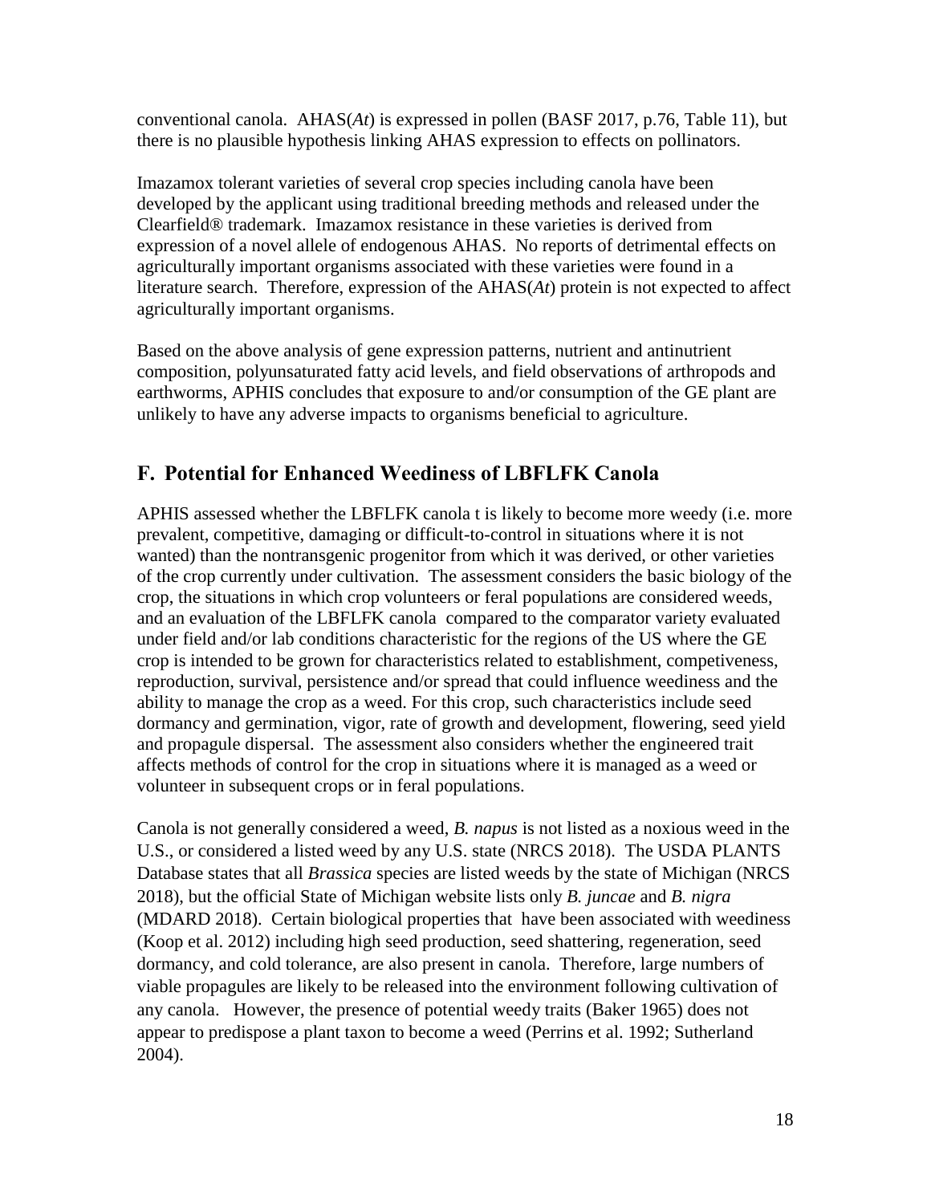conventional canola. AHAS(*At*) is expressed in pollen (BASF 2017, p.76, Table 11), but there is no plausible hypothesis linking AHAS expression to effects on pollinators.

Imazamox tolerant varieties of several crop species including canola have been developed by the applicant using traditional breeding methods and released under the Clearfield® trademark. Imazamox resistance in these varieties is derived from expression of a novel allele of endogenous AHAS. No reports of detrimental effects on agriculturally important organisms associated with these varieties were found in a literature search. Therefore, expression of the AHAS(*At*) protein is not expected to affect agriculturally important organisms.

Based on the above analysis of gene expression patterns, nutrient and antinutrient composition, polyunsaturated fatty acid levels, and field observations of arthropods and earthworms, APHIS concludes that exposure to and/or consumption of the GE plant are unlikely to have any adverse impacts to organisms beneficial to agriculture.

## F. Potential for Enhanced Weediness of LBFLFK Canola

APHIS assessed whether the LBFLFK canola t is likely to become more weedy (i.e. more prevalent, competitive, damaging or difficult-to-control in situations where it is not wanted) than the nontransgenic progenitor from which it was derived, or other varieties of the crop currently under cultivation. The assessment considers the basic biology of the crop, the situations in which crop volunteers or feral populations are considered weeds, and an evaluation of the LBFLFK canola compared to the comparator variety evaluated under field and/or lab conditions characteristic for the regions of the US where the GE crop is intended to be grown for characteristics related to establishment, competiveness, reproduction, survival, persistence and/or spread that could influence weediness and the ability to manage the crop as a weed. For this crop, such characteristics include seed dormancy and germination, vigor, rate of growth and development, flowering, seed yield and propagule dispersal. The assessment also considers whether the engineered trait affects methods of control for the crop in situations where it is managed as a weed or volunteer in subsequent crops or in feral populations.

Canola is not generally considered a weed, *B. napus* is not listed as a noxious weed in the U.S., or considered a listed weed by any U.S. state (NRCS 2018). The USDA PLANTS Database states that all *Brassica* species are listed weeds by the state of Michigan (NRCS 2018), but the official State of Michigan website lists only *B. juncae* and *B. nigra* (MDARD 2018). Certain biological properties that have been associated with weediness (Koop et al. 2012) including high seed production, seed shattering, regeneration, seed dormancy, and cold tolerance, are also present in canola. Therefore, large numbers of viable propagules are likely to be released into the environment following cultivation of any canola. However, the presence of potential weedy traits (Baker 1965) does not appear to predispose a plant taxon to become a weed (Perrins et al. 1992; Sutherland 2004).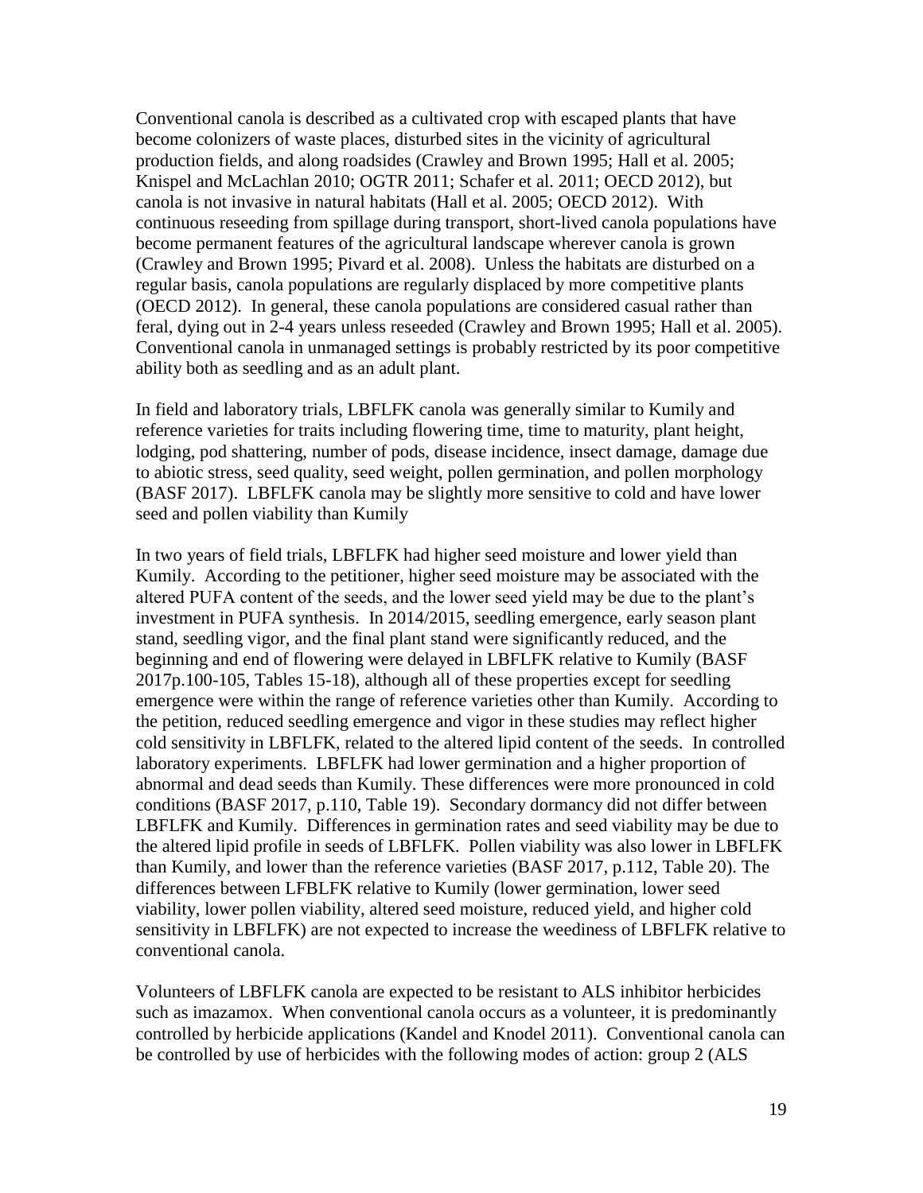Conventional canola is described as a cultivated crop with escaped plants that have become colonizers of waste places, disturbed sites in the vicinity of agricultural production fields, and along roadsides (Crawley and Brown 1995; Hall et al. 2005; Knispel and McLachlan 2010; OGTR 2011; Schafer et al. 2011; OECD 2012), but canola is not invasive in natural habitats (Hall et al. 2005; OECD 2012). With continuous reseeding from spillage during transport, short-lived canola populations have become permanent features of the agricultural landscape wherever canola is grown (Crawley and Brown 1995; Pivard et al. 2008). Unless the habitats are disturbed on a regular basis, canola populations are regularly displaced by more competitive plants (OECD 2012). In general, these canola populations are considered casual rather than feral, dying out in 2-4 years unless reseeded (Crawley and Brown 1995; Hall et al. 2005). Conventional canola in unmanaged settings is probably restricted by its poor competitive ability both as seedling and as an adult plant.

In field and laboratory trials, LBFLFK canola was generally similar to Kumily and reference varieties for traits including flowering time, time to maturity, plant height, lodging, pod shattering, number of pods, disease incidence, insect damage, damage due to abiotic stress, seed quality, seed weight, pollen germination, and pollen morphology (BASF 2017). LBFLFK canola may be slightly more sensitive to cold and have lower seed and pollen viability than Kumily

In two years of field trials, LBFLFK had higher seed moisture and lower yield than Kumily. According to the petitioner, higher seed moisture may be associated with the altered PUFA content of the seeds, and the lower seed yield may be due to the plant's investment in PUFA synthesis. In 2014/2015, seedling emergence, early season plant stand, seedling vigor, and the final plant stand were significantly reduced, and the beginning and end of flowering were delayed in LBFLFK relative to Kumily (BASF 2017p.100-105, Tables 15-18), although all of these properties except for seedling emergence were within the range of reference varieties other than Kumily. According to the petition, reduced seedling emergence and vigor in these studies may reflect higher cold sensitivity in LBFLFK, related to the altered lipid content of the seeds. In controlled laboratory experiments. LBFLFK had lower germination and a higher proportion of abnormal and dead seeds than Kumily. These differences were more pronounced in cold conditions (BASF 2017, p.110, Table 19). Secondary dormancy did not differ between LBFLFK and Kumily. Differences in germination rates and seed viability may be due to the altered lipid profile in seeds of LBFLFK. Pollen viability was also lower in LBFLFK than Kumily, and lower than the reference varieties (BASF 2017, p.112, Table 20). The differences between LFBLFK relative to Kumily (lower germination, lower seed viability, lower pollen viability, altered seed moisture, reduced yield, and higher cold sensitivity in LBFLFK) are not expected to increase the weediness of LBFLFK relative to conventional canola.

Volunteers of LBFLFK canola are expected to be resistant to ALS inhibitor herbicides such as imazamox. When conventional canola occurs as a volunteer, it is predominantly controlled by herbicide applications (Kandel and Knodel 2011). Conventional canola can be controlled by use of herbicides with the following modes of action: group 2 (ALS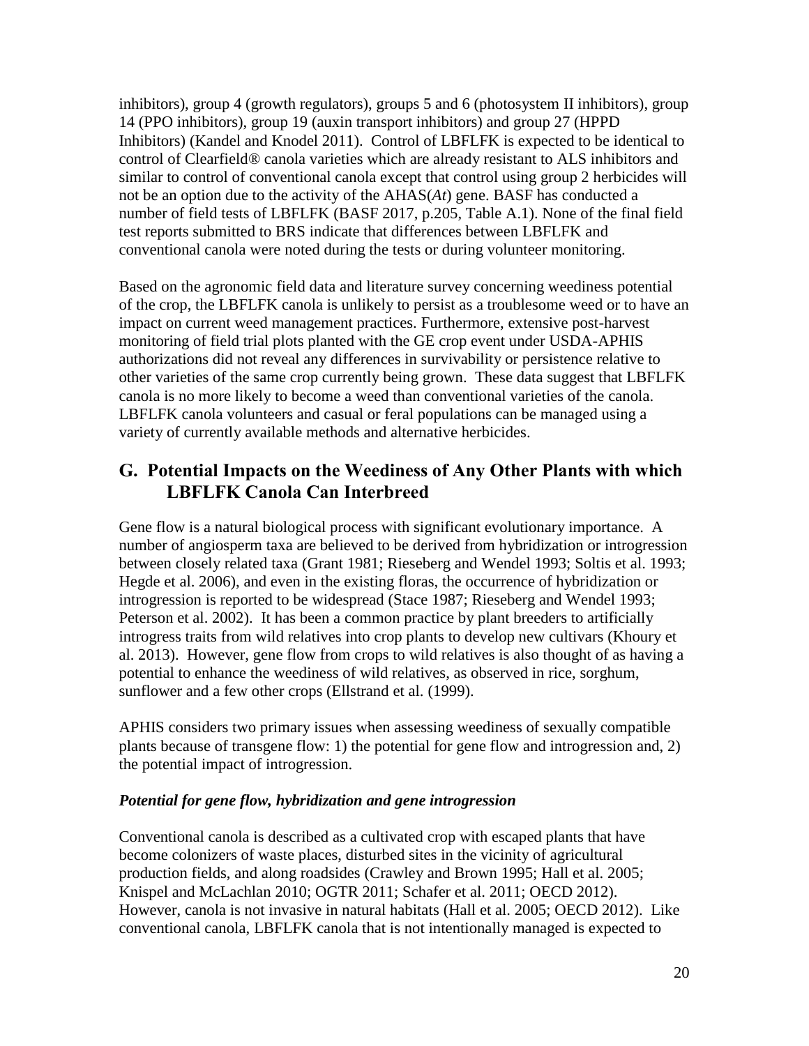inhibitors), group 4 (growth regulators), groups 5 and 6 (photosystem II inhibitors), group 14 (PPO inhibitors), group 19 (auxin transport inhibitors) and group 27 (HPPD Inhibitors) (Kandel and Knodel 2011). Control of LBFLFK is expected to be identical to control of Clearfield® canola varieties which are already resistant to ALS inhibitors and similar to control of conventional canola except that control using group 2 herbicides will not be an option due to the activity of the AHAS(*At*) gene. BASF has conducted a number of field tests of LBFLFK (BASF 2017, p.205, Table A.1). None of the final field test reports submitted to BRS indicate that differences between LBFLFK and conventional canola were noted during the tests or during volunteer monitoring.

Based on the agronomic field data and literature survey concerning weediness potential of the crop, the LBFLFK canola is unlikely to persist as a troublesome weed or to have an impact on current weed management practices. Furthermore, extensive post-harvest monitoring of field trial plots planted with the GE crop event under USDA-APHIS authorizations did not reveal any differences in survivability or persistence relative to other varieties of the same crop currently being grown. These data suggest that LBFLFK canola is no more likely to become a weed than conventional varieties of the canola. LBFLFK canola volunteers and casual or feral populations can be managed using a variety of currently available methods and alternative herbicides.

## G. Potential Impacts on the Weediness of Any Other Plants with which LBFLFK Canola Can Interbreed

Gene flow is a natural biological process with significant evolutionary importance. A number of angiosperm taxa are believed to be derived from hybridization or introgression between closely related taxa (Grant 1981; Rieseberg and Wendel 1993; Soltis et al. 1993; Hegde et al. 2006), and even in the existing floras, the occurrence of hybridization or introgression is reported to be widespread (Stace 1987; Rieseberg and Wendel 1993; Peterson et al. 2002). It has been a common practice by plant breeders to artificially introgress traits from wild relatives into crop plants to develop new cultivars (Khoury et al. 2013). However, gene flow from crops to wild relatives is also thought of as having a potential to enhance the weediness of wild relatives, as observed in rice, sorghum, sunflower and a few other crops (Ellstrand et al. (1999).

APHIS considers two primary issues when assessing weediness of sexually compatible plants because of transgene flow: 1) the potential for gene flow and introgression and, 2) the potential impact of introgression.

### *Potential for gene flow, hybridization and gene introgression*

Conventional canola is described as a cultivated crop with escaped plants that have become colonizers of waste places, disturbed sites in the vicinity of agricultural production fields, and along roadsides (Crawley and Brown 1995; Hall et al. 2005; Knispel and McLachlan 2010; OGTR 2011; Schafer et al. 2011; OECD 2012). However, canola is not invasive in natural habitats (Hall et al. 2005; OECD 2012). Like conventional canola, LBFLFK canola that is not intentionally managed is expected to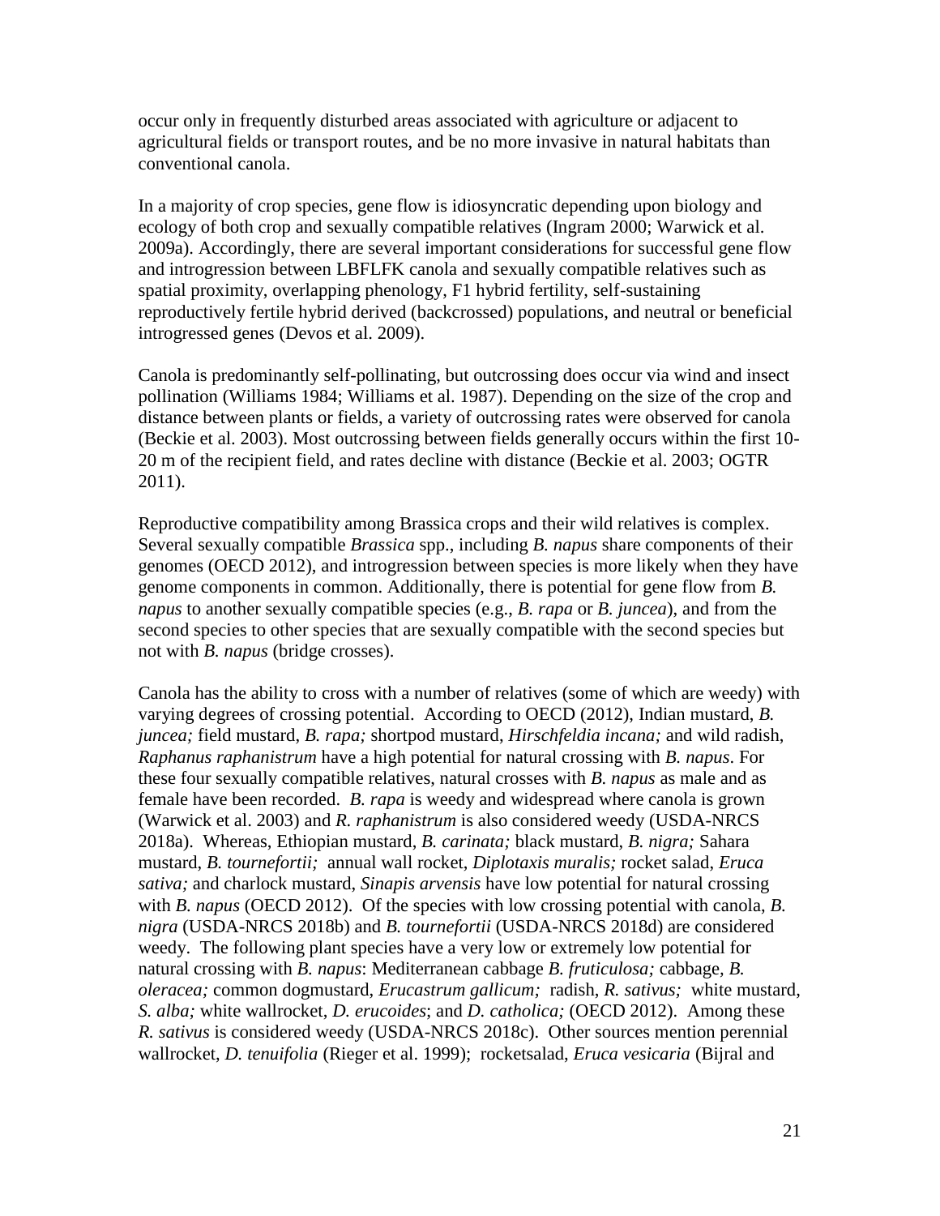occur only in frequently disturbed areas associated with agriculture or adjacent to agricultural fields or transport routes, and be no more invasive in natural habitats than conventional canola.

In a majority of crop species, gene flow is idiosyncratic depending upon biology and ecology of both crop and sexually compatible relatives (Ingram 2000; Warwick et al. 2009a). Accordingly, there are several important considerations for successful gene flow and introgression between LBFLFK canola and sexually compatible relatives such as spatial proximity, overlapping phenology, F1 hybrid fertility, self-sustaining reproductively fertile hybrid derived (backcrossed) populations, and neutral or beneficial introgressed genes (Devos et al. 2009).

Canola is predominantly self-pollinating, but outcrossing does occur via wind and insect pollination (Williams 1984; Williams et al. 1987). Depending on the size of the crop and distance between plants or fields, a variety of outcrossing rates were observed for canola (Beckie et al. 2003). Most outcrossing between fields generally occurs within the first 10-20 m of the recipient field, and rates decline with distance (Beckie et al. 2003; OGTR 2011).

Reproductive compatibility among Brassica crops and their wild relatives is complex. Several sexually compatible *Brassica* spp., including *B. napus* share components of their genomes (OECD 2012), and introgression between species is more likely when they have genome components in common. Additionally, there is potential for gene flow from *B. napus* to another sexually compatible species (e.g., *B. rapa* or *B. juncea*), and from the second species to other species that are sexually compatible with the second species but not with *B. napus* (bridge crosses).

Canola has the ability to cross with a number of relatives (some of which are weedy) with varying degrees of crossing potential. According to OECD (2012), Indian mustard, *B. juncea;* field mustard, *B. rapa;* shortpod mustard, *Hirschfeldia incana;* and wild radish, *Raphanus raphanistrum* have a high potential for natural crossing with *B. napus*. For these four sexually compatible relatives, natural crosses with *B. napus* as male and as female have been recorded. *B. rapa* is weedy and widespread where canola is grown (Warwick et al. 2003) and *R. raphanistrum* is also considered weedy (USDA-NRCS 2018a). Whereas, Ethiopian mustard, *B. carinata;* black mustard, *B. nigra;* Sahara mustard, *B. tournefortii;* annual wall rocket, *Diplotaxis muralis;* rocket salad, *Eruca sativa;* and charlock mustard, *Sinapis arvensis* have low potential for natural crossing with *B. napus* (OECD 2012). Of the species with low crossing potential with canola, *B. nigra* (USDA-NRCS 2018b) and *B. tournefortii* (USDA-NRCS 2018d) are considered weedy. The following plant species have a very low or extremely low potential for natural crossing with *B. napus*: Mediterranean cabbage *B. fruticulosa;* cabbage, *B. oleracea;* common dogmustard, *Erucastrum gallicum;* radish, *R. sativus;* white mustard, *S. alba;* white wallrocket, *D. erucoides*; and *D. catholica;* (OECD 2012). Among these *R. sativus* is considered weedy (USDA-NRCS 2018c). Other sources mention perennial wallrocket, *D. tenuifolia* (Rieger et al. 1999); rocketsalad, *Eruca vesicaria* (Bijral and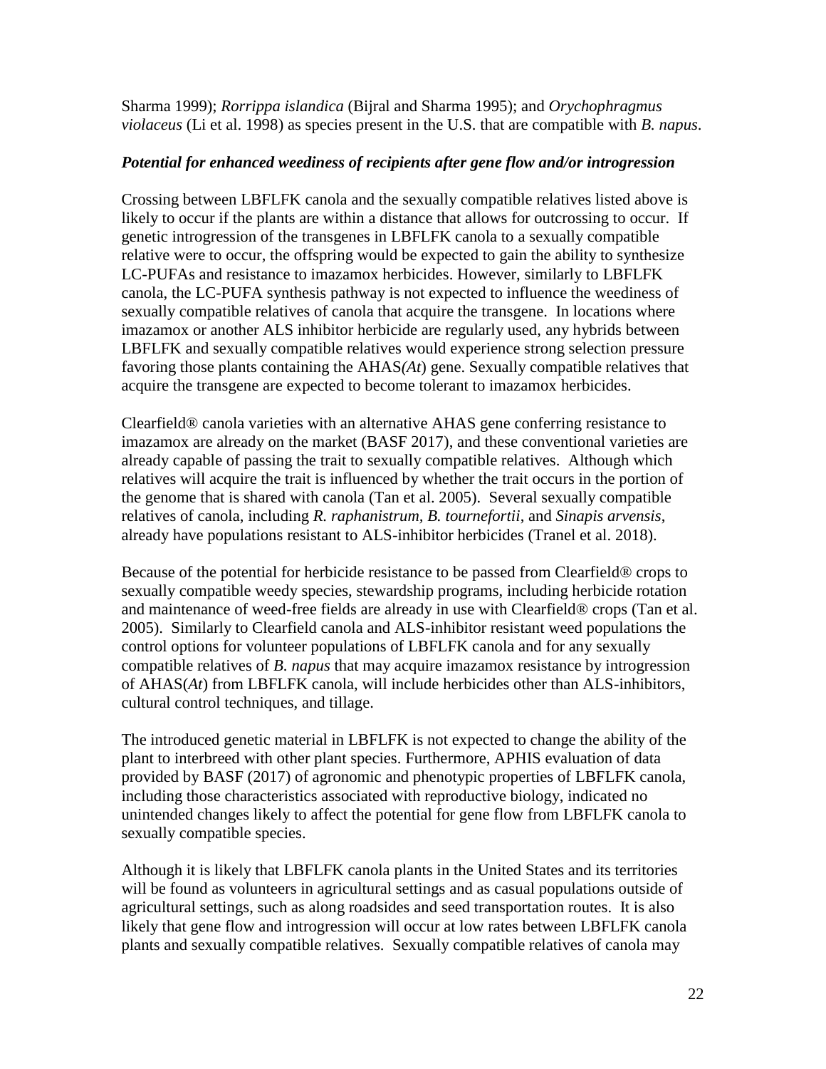Sharma 1999); *Rorrippa islandica* (Bijral and Sharma 1995); and *Orychophragmus violaceus* (Li et al. 1998) as species present in the U.S. that are compatible with *B. napus*.

### *Potential for enhanced weediness of recipients after gene flow and/or introgression*

Crossing between LBFLFK canola and the sexually compatible relatives listed above is likely to occur if the plants are within a distance that allows for outcrossing to occur. If genetic introgression of the transgenes in LBFLFK canola to a sexually compatible relative were to occur, the offspring would be expected to gain the ability to synthesize LC-PUFAs and resistance to imazamox herbicides. However, similarly to LBFLFK canola, the LC-PUFA synthesis pathway is not expected to influence the weediness of sexually compatible relatives of canola that acquire the transgene. In locations where imazamox or another ALS inhibitor herbicide are regularly used, any hybrids between LBFLFK and sexually compatible relatives would experience strong selection pressure favoring those plants containing the AHAS*(At*) gene. Sexually compatible relatives that acquire the transgene are expected to become tolerant to imazamox herbicides.

Clearfield® canola varieties with an alternative AHAS gene conferring resistance to imazamox are already on the market (BASF 2017), and these conventional varieties are already capable of passing the trait to sexually compatible relatives. Although which relatives will acquire the trait is influenced by whether the trait occurs in the portion of the genome that is shared with canola (Tan et al. 2005). Several sexually compatible relatives of canola, including *R. raphanistrum*, *B. tournefortii*, and *Sinapis arvensis*, already have populations resistant to ALS-inhibitor herbicides (Tranel et al. 2018).

Because of the potential for herbicide resistance to be passed from Clearfield® crops to sexually compatible weedy species, stewardship programs, including herbicide rotation and maintenance of weed-free fields are already in use with Clearfield® crops (Tan et al. 2005). Similarly to Clearfield canola and ALS-inhibitor resistant weed populations the control options for volunteer populations of LBFLFK canola and for any sexually compatible relatives of *B. napus* that may acquire imazamox resistance by introgression of AHAS(*At*) from LBFLFK canola, will include herbicides other than ALS-inhibitors, cultural control techniques, and tillage.

The introduced genetic material in LBFLFK is not expected to change the ability of the plant to interbreed with other plant species. Furthermore, APHIS evaluation of data provided by BASF (2017) of agronomic and phenotypic properties of LBFLFK canola, including those characteristics associated with reproductive biology, indicated no unintended changes likely to affect the potential for gene flow from LBFLFK canola to sexually compatible species.

Although it is likely that LBFLFK canola plants in the United States and its territories will be found as volunteers in agricultural settings and as casual populations outside of agricultural settings, such as along roadsides and seed transportation routes. It is also likely that gene flow and introgression will occur at low rates between LBFLFK canola plants and sexually compatible relatives. Sexually compatible relatives of canola may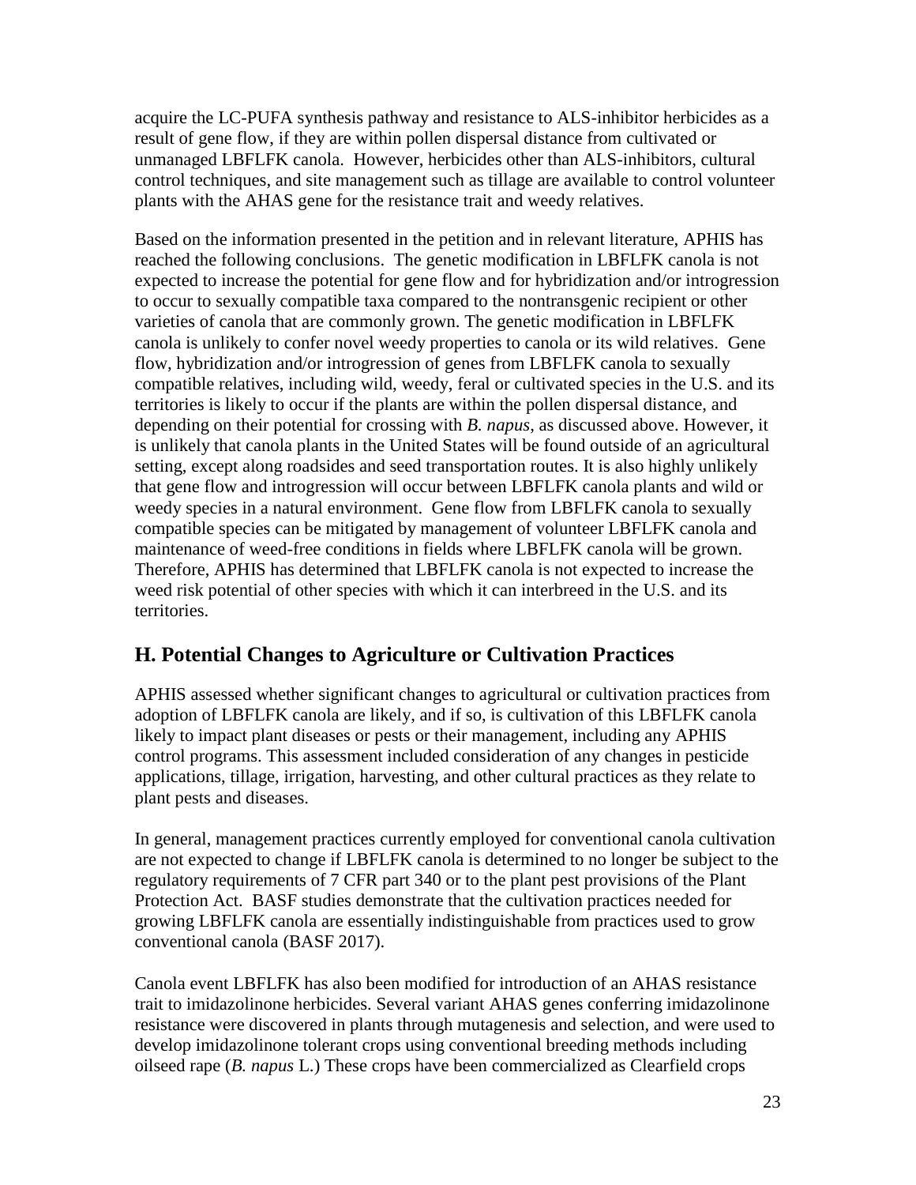acquire the LC-PUFA synthesis pathway and resistance to ALS-inhibitor herbicides as a result of gene flow, if they are within pollen dispersal distance from cultivated or unmanaged LBFLFK canola. However, herbicides other than ALS-inhibitors, cultural control techniques, and site management such as tillage are available to control volunteer plants with the AHAS gene for the resistance trait and weedy relatives.

Based on the information presented in the petition and in relevant literature, APHIS has reached the following conclusions. The genetic modification in LBFLFK canola is not expected to increase the potential for gene flow and for hybridization and/or introgression to occur to sexually compatible taxa compared to the nontransgenic recipient or other varieties of canola that are commonly grown. The genetic modification in LBFLFK canola is unlikely to confer novel weedy properties to canola or its wild relatives. Gene flow, hybridization and/or introgression of genes from LBFLFK canola to sexually compatible relatives, including wild, weedy, feral or cultivated species in the U.S. and its territories is likely to occur if the plants are within the pollen dispersal distance, and depending on their potential for crossing with *B. napus*, as discussed above. However, it is unlikely that canola plants in the United States will be found outside of an agricultural setting, except along roadsides and seed transportation routes. It is also highly unlikely that gene flow and introgression will occur between LBFLFK canola plants and wild or weedy species in a natural environment. Gene flow from LBFLFK canola to sexually compatible species can be mitigated by management of volunteer LBFLFK canola and maintenance of weed-free conditions in fields where LBFLFK canola will be grown. Therefore, APHIS has determined that LBFLFK canola is not expected to increase the weed risk potential of other species with which it can interbreed in the U.S. and its territories.

## H. Potential Changes to Agriculture or Cultivation Practices

APHIS assessed whether significant changes to agricultural or cultivation practices from adoption of LBFLFK canola are likely, and if so, is cultivation of this LBFLFK canola likely to impact plant diseases or pests or their management, including any APHIS control programs. This assessment included consideration of any changes in pesticide applications, tillage, irrigation, harvesting, and other cultural practices as they relate to plant pests and diseases.

In general, management practices currently employed for conventional canola cultivation are not expected to change if LBFLFK canola is determined to no longer be subject to the regulatory requirements of 7 CFR part 340 or to the plant pest provisions of the Plant Protection Act. BASF studies demonstrate that the cultivation practices needed for growing LBFLFK canola are essentially indistinguishable from practices used to grow conventional canola (BASF 2017).

Canola event LBFLFK has also been modified for introduction of an AHAS resistance trait to imidazolinone herbicides. Several variant AHAS genes conferring imidazolinone resistance were discovered in plants through mutagenesis and selection, and were used to develop imidazolinone tolerant crops using conventional breeding methods including oilseed rape (*B. napus* L.) These crops have been commercialized as Clearfield crops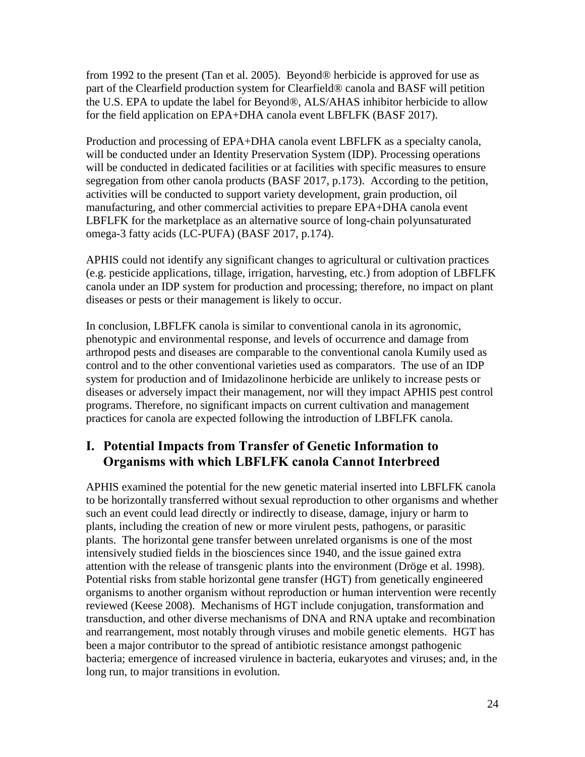from 1992 to the present (Tan et al. 2005). Beyond® herbicide is approved for use as part of the Clearfield production system for Clearfield® canola and BASF will petition the U.S. EPA to update the label for Beyond®, ALS/AHAS inhibitor herbicide to allow for the field application on EPA+DHA canola event LBFLFK (BASF 2017).

Production and processing of EPA+DHA canola event LBFLFK as a specialty canola, will be conducted under an Identity Preservation System (IDP). Processing operations will be conducted in dedicated facilities or at facilities with specific measures to ensure segregation from other canola products (BASF 2017, p.173). According to the petition, activities will be conducted to support variety development, grain production, oil manufacturing, and other commercial activities to prepare EPA+DHA canola event LBFLFK for the marketplace as an alternative source of long-chain polyunsaturated omega-3 fatty acids (LC-PUFA) (BASF 2017, p.174).

APHIS could not identify any significant changes to agricultural or cultivation practices (e.g. pesticide applications, tillage, irrigation, harvesting, etc.) from adoption of LBFLFK canola under an IDP system for production and processing; therefore, no impact on plant diseases or pests or their management is likely to occur.

In conclusion, LBFLFK canola is similar to conventional canola in its agronomic, phenotypic and environmental response, and levels of occurrence and damage from arthropod pests and diseases are comparable to the conventional canola Kumily used as control and to the other conventional varieties used as comparators. The use of an IDP system for production and of Imidazolinone herbicide are unlikely to increase pests or diseases or adversely impact their management, nor will they impact APHIS pest control programs. Therefore, no significant impacts on current cultivation and management practices for canola are expected following the introduction of LBFLFK canola.

## I. Potential Impacts from Transfer of Genetic Information to Organisms with which LBFLFK canola Cannot Interbreed

APHIS examined the potential for the new genetic material inserted into LBFLFK canola to be horizontally transferred without sexual reproduction to other organisms and whether such an event could lead directly or indirectly to disease, damage, injury or harm to plants, including the creation of new or more virulent pests, pathogens, or parasitic plants. The horizontal gene transfer between unrelated organisms is one of the most intensively studied fields in the biosciences since 1940, and the issue gained extra attention with the release of transgenic plants into the environment (Dröge et al. 1998). Potential risks from stable horizontal gene transfer (HGT) from genetically engineered organisms to another organism without reproduction or human intervention were recently reviewed (Keese 2008). Mechanisms of HGT include conjugation, transformation and transduction, and other diverse mechanisms of DNA and RNA uptake and recombination and rearrangement, most notably through viruses and mobile genetic elements. HGT has been a major contributor to the spread of antibiotic resistance amongst pathogenic bacteria; emergence of increased virulence in bacteria, eukaryotes and viruses; and, in the long run, to major transitions in evolution.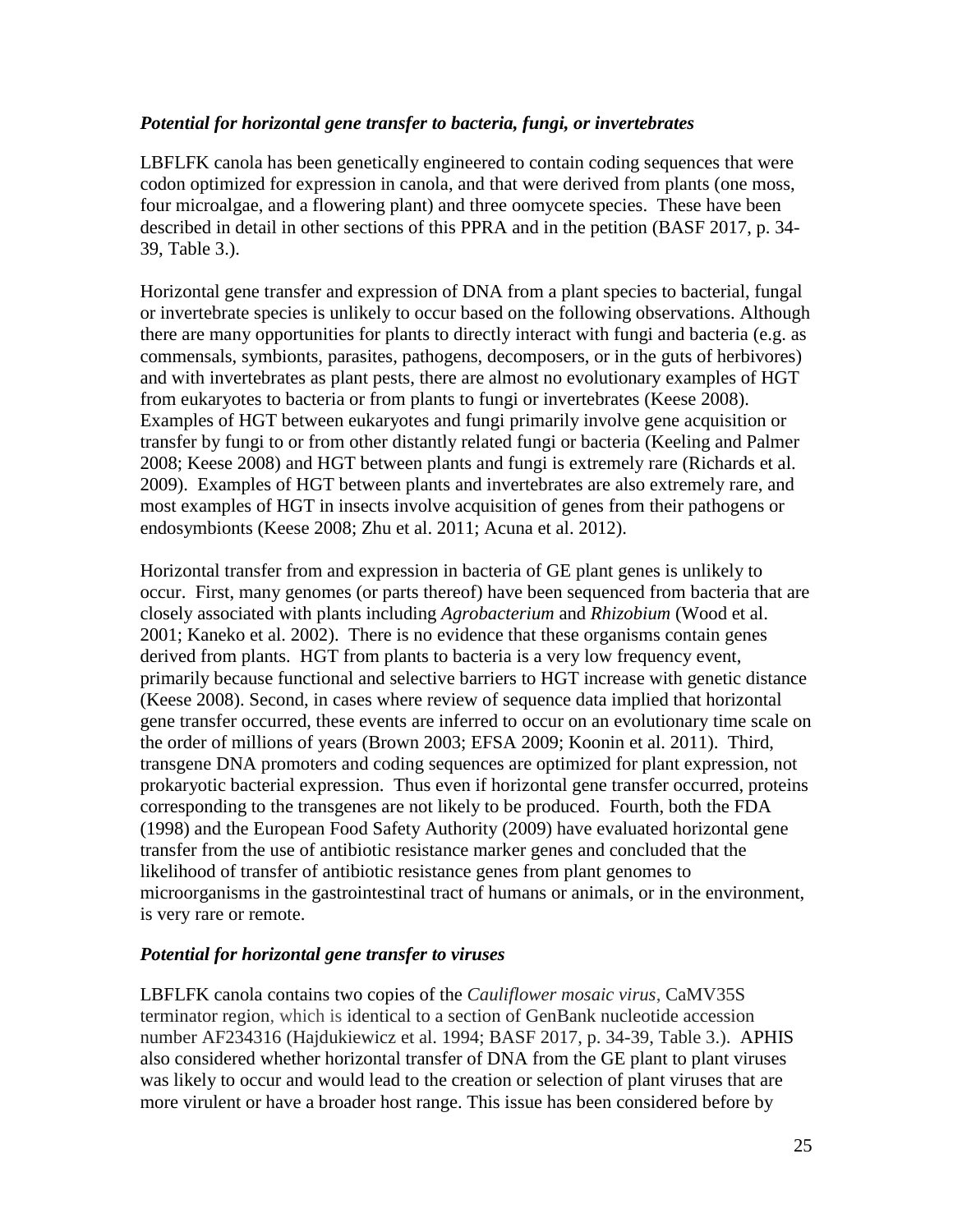### *Potential for horizontal gene transfer to bacteria, fungi, or invertebrates*

LBFLFK canola has been genetically engineered to contain coding sequences that were codon optimized for expression in canola, and that were derived from plants (one moss, four microalgae, and a flowering plant) and three oomycete species. These have been described in detail in other sections of this PPRA and in the petition (BASF 2017, p. 34-39, Table 3.).

Horizontal gene transfer and expression of DNA from a plant species to bacterial, fungal or invertebrate species is unlikely to occur based on the following observations. Although there are many opportunities for plants to directly interact with fungi and bacteria (e.g. as commensals, symbionts, parasites, pathogens, decomposers, or in the guts of herbivores) and with invertebrates as plant pests, there are almost no evolutionary examples of HGT from eukaryotes to bacteria or from plants to fungi or invertebrates (Keese 2008). Examples of HGT between eukaryotes and fungi primarily involve gene acquisition or transfer by fungi to or from other distantly related fungi or bacteria (Keeling and Palmer 2008; Keese 2008) and HGT between plants and fungi is extremely rare (Richards et al. 2009). Examples of HGT between plants and invertebrates are also extremely rare, and most examples of HGT in insects involve acquisition of genes from their pathogens or endosymbionts (Keese 2008; Zhu et al. 2011; Acuna et al. 2012).

Horizontal transfer from and expression in bacteria of GE plant genes is unlikely to occur. First, many genomes (or parts thereof) have been sequenced from bacteria that are closely associated with plants including *Agrobacterium* and *Rhizobium* (Wood et al. 2001; Kaneko et al. 2002). There is no evidence that these organisms contain genes derived from plants. HGT from plants to bacteria is a very low frequency event, primarily because functional and selective barriers to HGT increase with genetic distance (Keese 2008). Second, in cases where review of sequence data implied that horizontal gene transfer occurred, these events are inferred to occur on an evolutionary time scale on the order of millions of years (Brown 2003; EFSA 2009; Koonin et al. 2011). Third, transgene DNA promoters and coding sequences are optimized for plant expression, not prokaryotic bacterial expression. Thus even if horizontal gene transfer occurred, proteins corresponding to the transgenes are not likely to be produced. Fourth, both the FDA (1998) and the European Food Safety Authority (2009) have evaluated horizontal gene transfer from the use of antibiotic resistance marker genes and concluded that the likelihood of transfer of antibiotic resistance genes from plant genomes to microorganisms in the gastrointestinal tract of humans or animals, or in the environment, is very rare or remote.

### *Potential for horizontal gene transfer to viruses*

LBFLFK canola contains two copies of the *Cauliflower mosaic virus*, CaMV35S terminator region, which is identical to a section of GenBank nucleotide accession number AF234316 (Hajdukiewicz et al. 1994; BASF 2017, p. 34-39, Table 3.). APHIS also considered whether horizontal transfer of DNA from the GE plant to plant viruses was likely to occur and would lead to the creation or selection of plant viruses that are more virulent or have a broader host range. This issue has been considered before by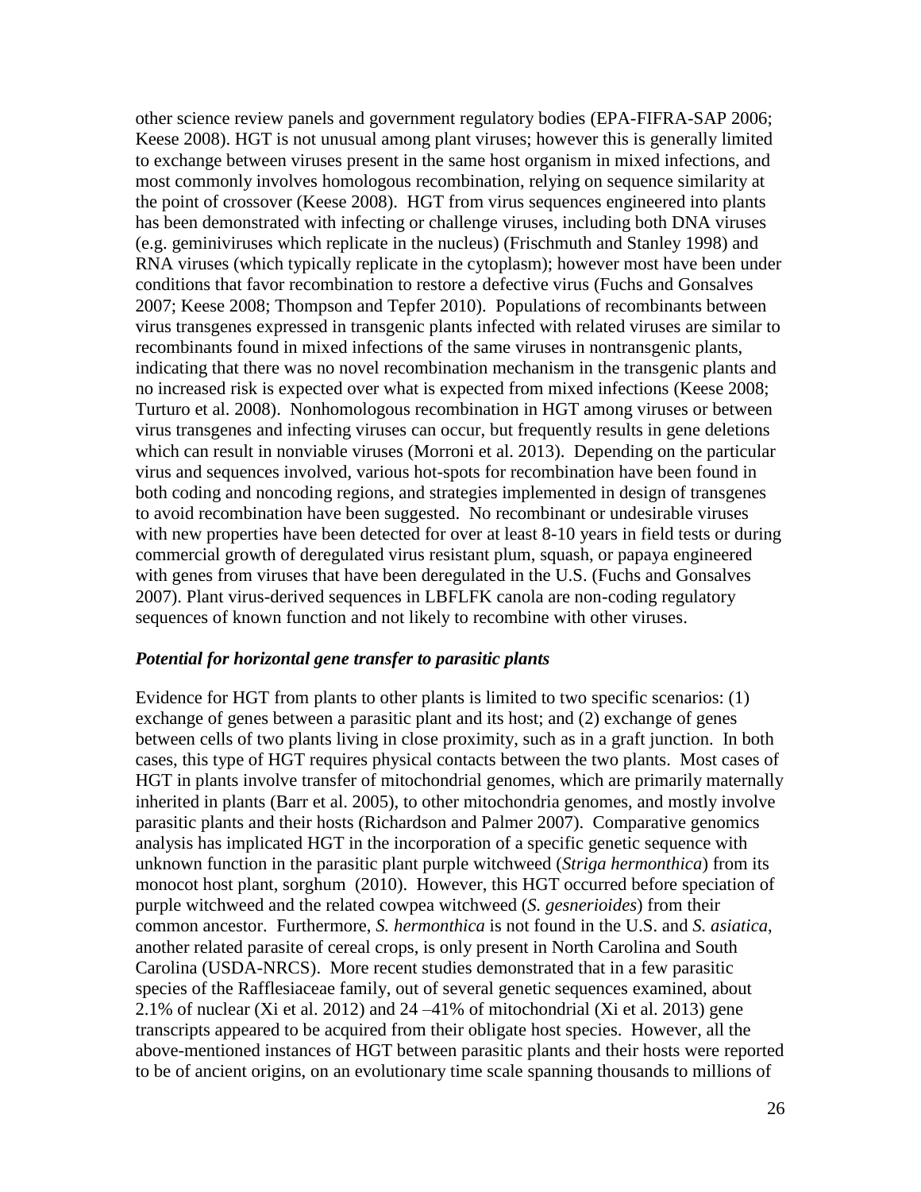other science review panels and government regulatory bodies (EPA-FIFRA-SAP 2006; Keese 2008). HGT is not unusual among plant viruses; however this is generally limited to exchange between viruses present in the same host organism in mixed infections, and most commonly involves homologous recombination, relying on sequence similarity at the point of crossover (Keese 2008). HGT from virus sequences engineered into plants has been demonstrated with infecting or challenge viruses, including both DNA viruses (e.g. geminiviruses which replicate in the nucleus) (Frischmuth and Stanley 1998) and RNA viruses (which typically replicate in the cytoplasm); however most have been under conditions that favor recombination to restore a defective virus (Fuchs and Gonsalves 2007; Keese 2008; Thompson and Tepfer 2010). Populations of recombinants between virus transgenes expressed in transgenic plants infected with related viruses are similar to recombinants found in mixed infections of the same viruses in nontransgenic plants, indicating that there was no novel recombination mechanism in the transgenic plants and no increased risk is expected over what is expected from mixed infections (Keese 2008; Turturo et al. 2008). Nonhomologous recombination in HGT among viruses or between virus transgenes and infecting viruses can occur, but frequently results in gene deletions which can result in nonviable viruses (Morroni et al. 2013). Depending on the particular virus and sequences involved, various hot-spots for recombination have been found in both coding and noncoding regions, and strategies implemented in design of transgenes to avoid recombination have been suggested. No recombinant or undesirable viruses with new properties have been detected for over at least 8-10 years in field tests or during commercial growth of deregulated virus resistant plum, squash, or papaya engineered with genes from viruses that have been deregulated in the U.S. (Fuchs and Gonsalves 2007). Plant virus-derived sequences in LBFLFK canola are non-coding regulatory sequences of known function and not likely to recombine with other viruses.

### *Potential for horizontal gene transfer to parasitic plants*

Evidence for HGT from plants to other plants is limited to two specific scenarios: (1) exchange of genes between a parasitic plant and its host; and (2) exchange of genes between cells of two plants living in close proximity, such as in a graft junction. In both cases, this type of HGT requires physical contacts between the two plants. Most cases of HGT in plants involve transfer of mitochondrial genomes, which are primarily maternally inherited in plants (Barr et al. 2005), to other mitochondria genomes, and mostly involve parasitic plants and their hosts (Richardson and Palmer 2007). Comparative genomics analysis has implicated HGT in the incorporation of a specific genetic sequence with unknown function in the parasitic plant purple witchweed (*Striga hermonthica*) from its monocot host plant, sorghum (2010). However, this HGT occurred before speciation of purple witchweed and the related cowpea witchweed (*S. gesnerioides*) from their common ancestor. Furthermore, *S. hermonthica* is not found in the U.S. and *S. asiatica*, another related parasite of cereal crops, is only present in North Carolina and South Carolina (USDA-NRCS). More recent studies demonstrated that in a few parasitic species of the Rafflesiaceae family, out of several genetic sequences examined, about 2.1% of nuclear (Xi et al. 2012) and 24 –41% of mitochondrial (Xi et al. 2013) gene transcripts appeared to be acquired from their obligate host species. However, all the above-mentioned instances of HGT between parasitic plants and their hosts were reported to be of ancient origins, on an evolutionary time scale spanning thousands to millions of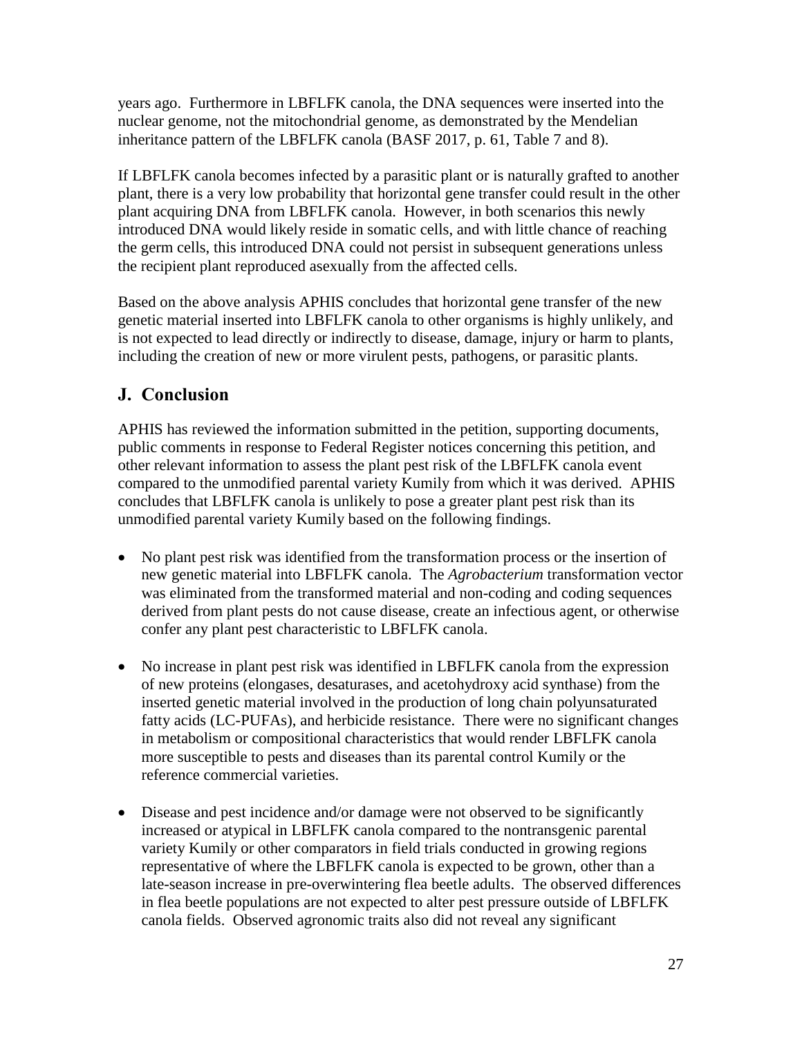years ago. Furthermore in LBFLFK canola, the DNA sequences were inserted into the nuclear genome, not the mitochondrial genome, as demonstrated by the Mendelian inheritance pattern of the LBFLFK canola (BASF 2017, p. 61, Table 7 and 8).

If LBFLFK canola becomes infected by a parasitic plant or is naturally grafted to another plant, there is a very low probability that horizontal gene transfer could result in the other plant acquiring DNA from LBFLFK canola. However, in both scenarios this newly introduced DNA would likely reside in somatic cells, and with little chance of reaching the germ cells, this introduced DNA could not persist in subsequent generations unless the recipient plant reproduced asexually from the affected cells.

Based on the above analysis APHIS concludes that horizontal gene transfer of the new genetic material inserted into LBFLFK canola to other organisms is highly unlikely, and is not expected to lead directly or indirectly to disease, damage, injury or harm to plants, including the creation of new or more virulent pests, pathogens, or parasitic plants.

## J. Conclusion

APHIS has reviewed the information submitted in the petition, supporting documents, public comments in response to Federal Register notices concerning this petition, and other relevant information to assess the plant pest risk of the LBFLFK canola event compared to the unmodified parental variety Kumily from which it was derived. APHIS concludes that LBFLFK canola is unlikely to pose a greater plant pest risk than its unmodified parental variety Kumily based on the following findings.

- No plant pest risk was identified from the transformation process or the insertion of new genetic material into LBFLFK canola. The *Agrobacterium* transformation vector was eliminated from the transformed material and non-coding and coding sequences derived from plant pests do not cause disease, create an infectious agent, or otherwise confer any plant pest characteristic to LBFLFK canola.

- No increase in plant pest risk was identified in LBFLFK canola from the expression of new proteins (elongases, desaturases, and acetohydroxy acid synthase) from the inserted genetic material involved in the production of long chain polyunsaturated fatty acids (LC-PUFAs), and herbicide resistance. There were no significant changes in metabolism or compositional characteristics that would render LBFLFK canola more susceptible to pests and diseases than its parental control Kumily or the reference commercial varieties.

- Disease and pest incidence and/or damage were not observed to be significantly increased or atypical in LBFLFK canola compared to the nontransgenic parental variety Kumily or other comparators in field trials conducted in growing regions representative of where the LBFLFK canola is expected to be grown, other than a late-season increase in pre-overwintering flea beetle adults. The observed differences in flea beetle populations are not expected to alter pest pressure outside of LBFLFK canola fields. Observed agronomic traits also did not reveal any significant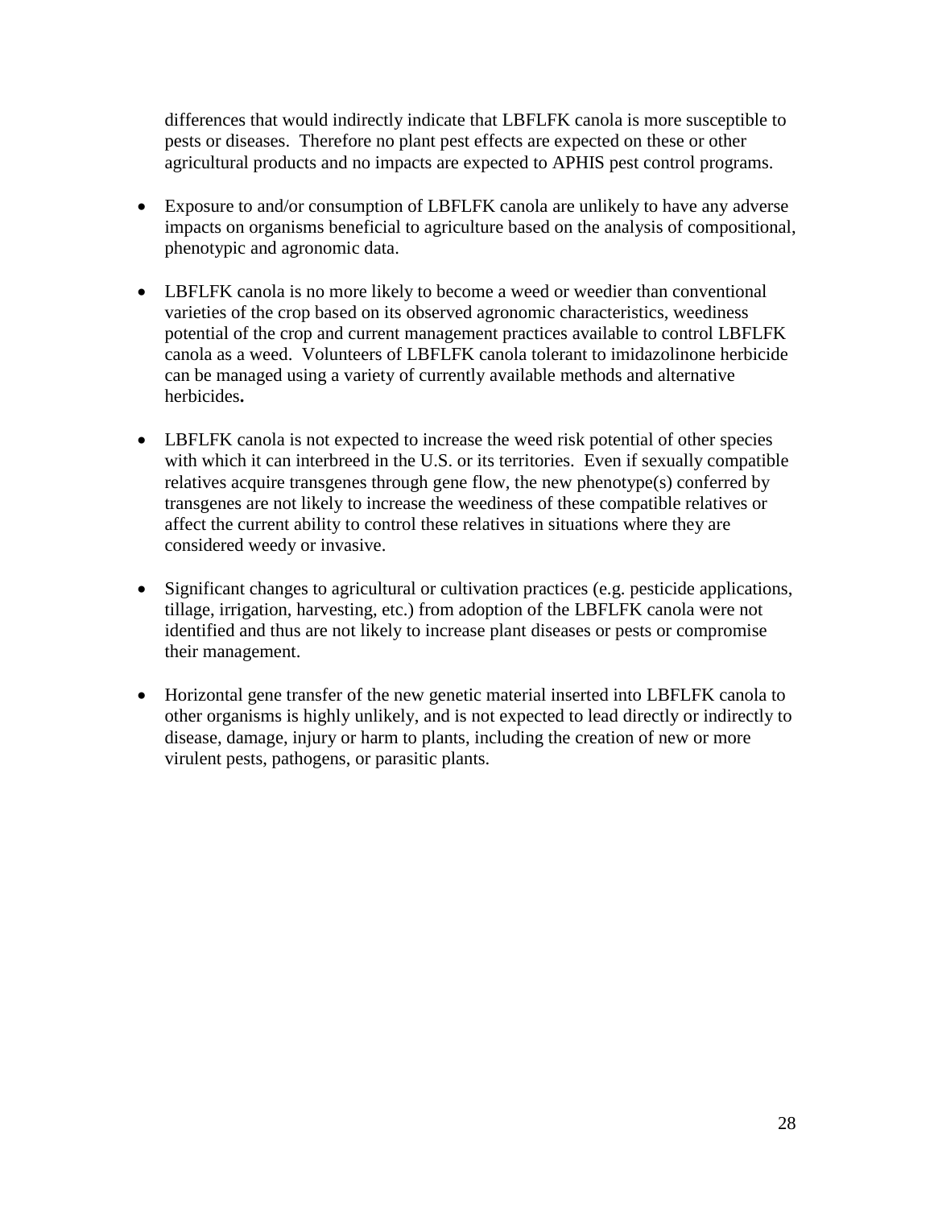differences that would indirectly indicate that LBFLFK canola is more susceptible to pests or diseases. Therefore no plant pest effects are expected on these or other agricultural products and no impacts are expected to APHIS pest control programs.

- Exposure to and/or consumption of LBFLFK canola are unlikely to have any adverse impacts on organisms beneficial to agriculture based on the analysis of compositional, phenotypic and agronomic data.
- LBFLFK canola is no more likely to become a weed or weedier than conventional varieties of the crop based on its observed agronomic characteristics, weediness potential of the crop and current management practices available to control LBFLFK canola as a weed. Volunteers of LBFLFK canola tolerant to imidazolinone herbicide can be managed using a variety of currently available methods and alternative herbicides**.**
- LBFLFK canola is not expected to increase the weed risk potential of other species with which it can interbreed in the U.S. or its territories. Even if sexually compatible relatives acquire transgenes through gene flow, the new phenotype(s) conferred by transgenes are not likely to increase the weediness of these compatible relatives or affect the current ability to control these relatives in situations where they are considered weedy or invasive.
- Significant changes to agricultural or cultivation practices (e.g. pesticide applications, tillage, irrigation, harvesting, etc.) from adoption of the LBFLFK canola were not identified and thus are not likely to increase plant diseases or pests or compromise their management.
- Horizontal gene transfer of the new genetic material inserted into LBFLFK canola to other organisms is highly unlikely, and is not expected to lead directly or indirectly to disease, damage, injury or harm to plants, including the creation of new or more virulent pests, pathogens, or parasitic plants.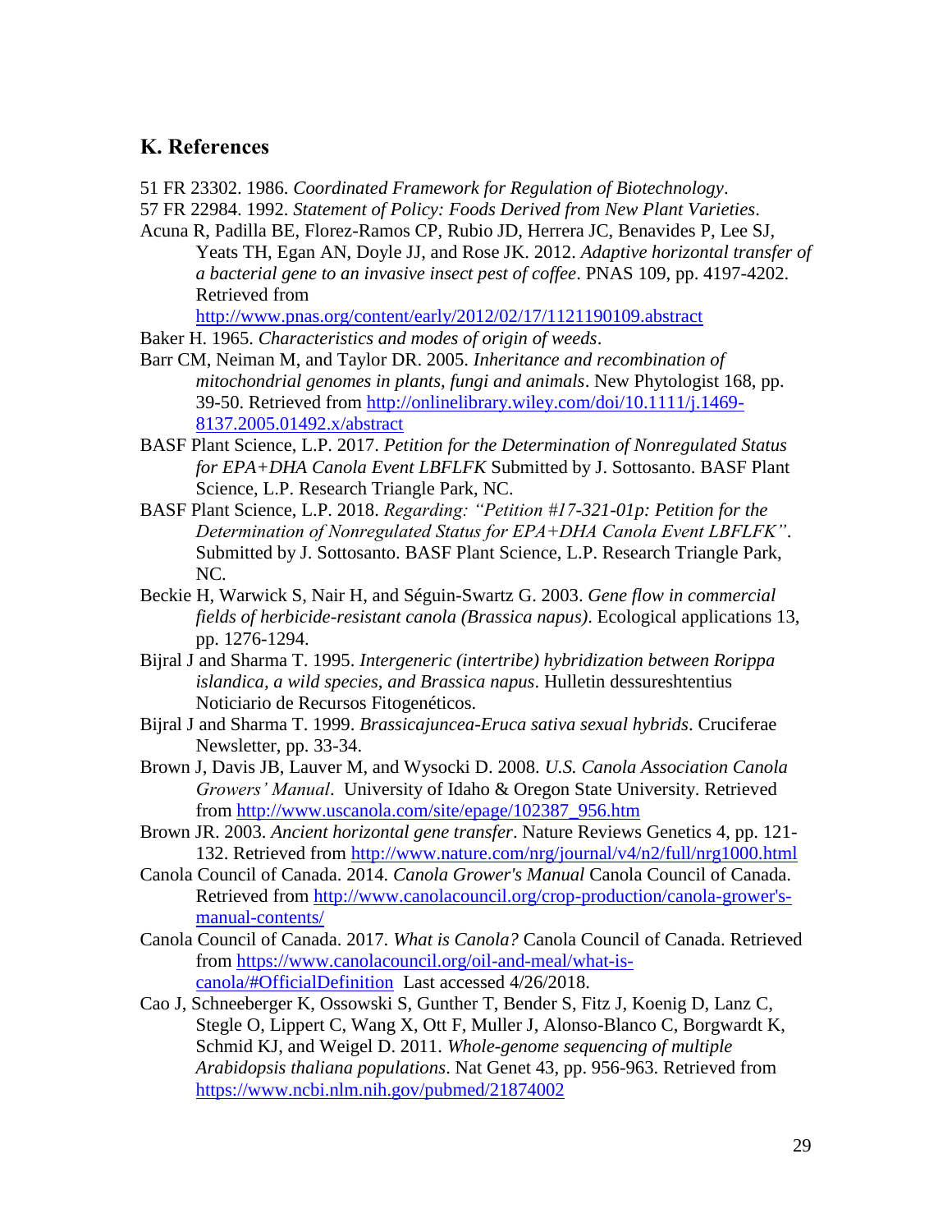## K. References

51 FR 23302. 1986. *Coordinated Framework for Regulation of Biotechnology*.

57 FR 22984. 1992. *Statement of Policy: Foods Derived from New Plant Varieties*.

Acuna R, Padilla BE, Florez-Ramos CP, Rubio JD, Herrera JC, Benavides P, Lee SJ, Yeats TH, Egan AN, Doyle JJ, and Rose JK. 2012. *Adaptive horizontal transfer of a bacterial gene to an invasive insect pest of coffee*. PNAS 109, pp. 4197-4202. Retrieved from http://www.pnas.org/content/early/2012/02/17/1121190109.abstract

Baker H. 1965. *Characteristics and modes of origin of weeds*.

Barr CM, Neiman M, and Taylor DR. 2005. *Inheritance and recombination of mitochondrial genomes in plants, fungi and animals*. New Phytologist 168, pp. 39-50. Retrieved from http://onlinelibrary.wiley.com/doi/10.1111/j.1469-8137.2005.01492.x/abstract

BASF Plant Science, L.P. 2017. *Petition for the Determination of Nonregulated Status for EPA+DHA Canola Event LBFLFK* Submitted by J. Sottosanto. BASF Plant Science, L.P. Research Triangle Park, NC.

BASF Plant Science, L.P. 2018. *Regarding: "Petition #17-321-01p: Petition for the Determination of Nonregulated Status for EPA+DHA Canola Event LBFLFK"*. Submitted by J. Sottosanto. BASF Plant Science, L.P. Research Triangle Park, NC.

Beckie H, Warwick S, Nair H, and Séguin-Swartz G. 2003. *Gene flow in commercial fields of herbicide-resistant canola (Brassica napus)*. Ecological applications 13, pp. 1276-1294.

Bijral J and Sharma T. 1995. *Intergeneric (intertribe) hybridization between Rorippa islandica, a wild species, and Brassica napus*. Hulletin dessureshtentius Noticiario de Recursos Fitogenéticos.

Bijral J and Sharma T. 1999. *Brassicajuncea-Eruca sativa sexual hybrids*. Cruciferae Newsletter, pp. 33-34.

Brown J, Davis JB, Lauver M, and Wysocki D. 2008. *U.S. Canola Association Canola Growers' Manual*. University of Idaho & Oregon State University. Retrieved from http://www.uscanola.com/site/epage/102387_956.htm

Brown JR. 2003. *Ancient horizontal gene transfer*. Nature Reviews Genetics 4, pp. 121-132. Retrieved from http://www.nature.com/nrg/journal/v4/n2/full/nrg1000.html

Canola Council of Canada. 2014. *Canola Grower's Manual* Canola Council of Canada. Retrieved from http://www.canolacouncil.org/crop-production/canola-grower's-manual-contents/

Canola Council of Canada. 2017. *What is Canola?* Canola Council of Canada. Retrieved from https://www.canolacouncil.org/oil-and-meal/what-is-canola/#OfficialDefinition Last accessed 4/26/2018.

Cao J, Schneeberger K, Ossowski S, Gunther T, Bender S, Fitz J, Koenig D, Lanz C, Stegle O, Lippert C, Wang X, Ott F, Muller J, Alonso-Blanco C, Borgwardt K, Schmid KJ, and Weigel D. 2011. *Whole-genome sequencing of multiple Arabidopsis thaliana populations*. Nat Genet 43, pp. 956-963. Retrieved from https://www.ncbi.nlm.nih.gov/pubmed/21874002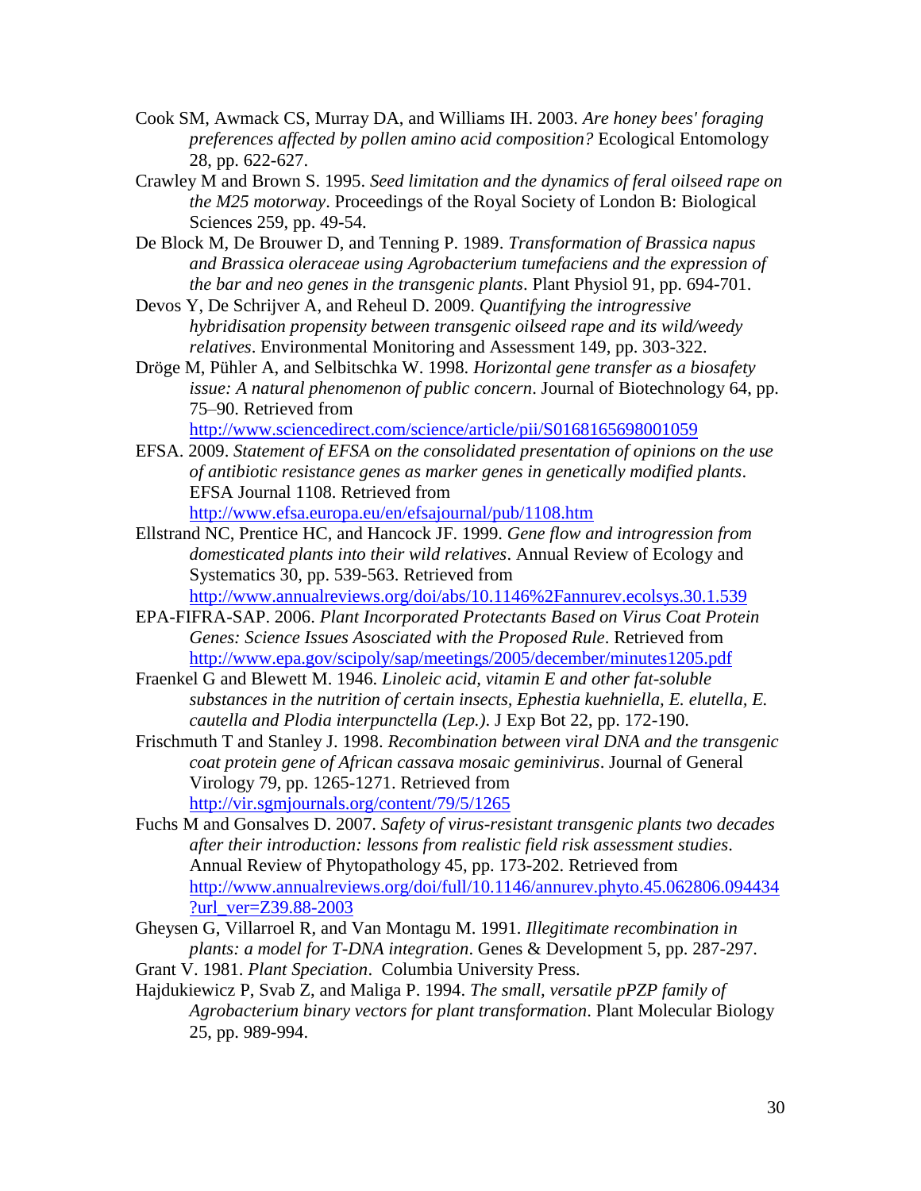Cook SM, Awmack CS, Murray DA, and Williams IH. 2003. *Are honey bees' foraging preferences affected by pollen amino acid composition?* Ecological Entomology 28, pp. 622-627.

Crawley M and Brown S. 1995. *Seed limitation and the dynamics of feral oilseed rape on the M25 motorway*. Proceedings of the Royal Society of London B: Biological Sciences 259, pp. 49-54.

De Block M, De Brouwer D, and Tenning P. 1989. *Transformation of Brassica napus and Brassica oleraceae using Agrobacterium tumefaciens and the expression of the bar and neo genes in the transgenic plants*. Plant Physiol 91, pp. 694-701.

Devos Y, De Schrijver A, and Reheul D. 2009. *Quantifying the introgressive hybridisation propensity between transgenic oilseed rape and its wild/weedy relatives*. Environmental Monitoring and Assessment 149, pp. 303-322.

Dröge M, Pühler A, and Selbitschka W. 1998. *Horizontal gene transfer as a biosafety issue: A natural phenomenon of public concern*. Journal of Biotechnology 64, pp. 75–90. Retrieved from http://www.sciencedirect.com/science/article/pii/S0168165698001059

EFSA. 2009. *Statement of EFSA on the consolidated presentation of opinions on the use of antibiotic resistance genes as marker genes in genetically modified plants*. EFSA Journal 1108. Retrieved from http://www.efsa.europa.eu/en/efsajournal/pub/1108.htm

Ellstrand NC, Prentice HC, and Hancock JF. 1999. *Gene flow and introgression from domesticated plants into their wild relatives*. Annual Review of Ecology and Systematics 30, pp. 539-563. Retrieved from http://www.annualreviews.org/doi/abs/10.1146%2Fannurev.ecolsys.30.1.539

EPA-FIFRA-SAP. 2006. *Plant Incorporated Protectants Based on Virus Coat Protein Genes: Science Issues Asosciated with the Proposed Rule*. Retrieved from http://www.epa.gov/scipoly/sap/meetings/2005/december/minutes1205.pdf

Fraenkel G and Blewett M. 1946. *Linoleic acid, vitamin E and other fat-soluble substances in the nutrition of certain insects, Ephestia kuehniella, E. elutella, E. cautella and Plodia interpunctella (Lep.)*. J Exp Bot 22, pp. 172-190.

Frischmuth T and Stanley J. 1998. *Recombination between viral DNA and the transgenic coat protein gene of African cassava mosaic geminivirus*. Journal of General Virology 79, pp. 1265-1271. Retrieved from http://vir.sgmjournals.org/content/79/5/1265

Fuchs M and Gonsalves D. 2007. *Safety of virus-resistant transgenic plants two decades after their introduction: lessons from realistic field risk assessment studies*. Annual Review of Phytopathology 45, pp. 173-202. Retrieved from http://www.annualreviews.org/doi/full/10.1146/annurev.phyto.45.062806.094434?url_ver=Z39.88-2003

Gheysen G, Villarroel R, and Van Montagu M. 1991. *Illegitimate recombination in plants: a model for T-DNA integration*. Genes & Development 5, pp. 287-297.

Grant V. 1981. *Plant Speciation*. Columbia University Press.

Hajdukiewicz P, Svab Z, and Maliga P. 1994. *The small, versatile pPZP family of Agrobacterium binary vectors for plant transformation*. Plant Molecular Biology 25, pp. 989-994.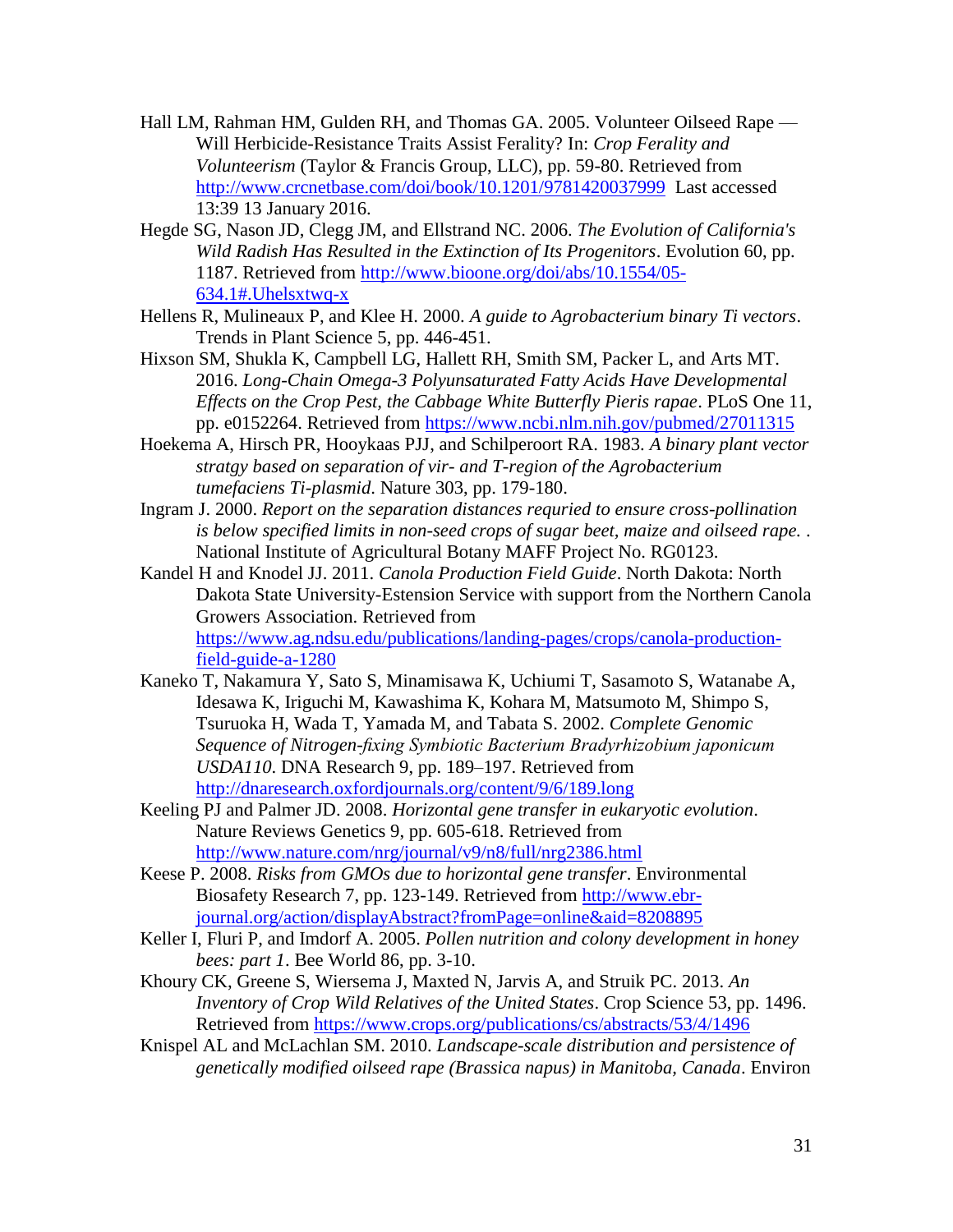Hall LM, Rahman HM, Gulden RH, and Thomas GA. 2005. Volunteer Oilseed Rape — Will Herbicide-Resistance Traits Assist Ferality? In: *Crop Ferality and Volunteerism* (Taylor & Francis Group, LLC), pp. 59-80. Retrieved from http://www.crcnetbase.com/doi/book/10.1201/9781420037999 Last accessed 13:39 13 January 2016.

Hegde SG, Nason JD, Clegg JM, and Ellstrand NC. 2006. *The Evolution of California's Wild Radish Has Resulted in the Extinction of Its Progenitors*. Evolution 60, pp. 1187. Retrieved from http://www.bioone.org/doi/abs/10.1554/05-634.1#.Uhelsxtwq-x

Hellens R, Mulineaux P, and Klee H. 2000. *A guide to Agrobacterium binary Ti vectors*. Trends in Plant Science 5, pp. 446-451.

Hixson SM, Shukla K, Campbell LG, Hallett RH, Smith SM, Packer L, and Arts MT. 2016. *Long-Chain Omega-3 Polyunsaturated Fatty Acids Have Developmental Effects on the Crop Pest, the Cabbage White Butterfly Pieris rapae*. PLoS One 11, pp. e0152264. Retrieved from https://www.ncbi.nlm.nih.gov/pubmed/27011315

Hoekema A, Hirsch PR, Hooykaas PJJ, and Schilperoort RA. 1983. *A binary plant vector stratgy based on separation of vir- and T-region of the Agrobacterium tumefaciens Ti-plasmid*. Nature 303, pp. 179-180.

Ingram J. 2000. *Report on the separation distances requried to ensure cross-pollination is below specified limits in non-seed crops of sugar beet, maize and oilseed rape. .* National Institute of Agricultural Botany MAFF Project No. RG0123.

Kandel H and Knodel JJ. 2011. *Canola Production Field Guide*. North Dakota: North Dakota State University-Estension Service with support from the Northern Canola Growers Association. Retrieved from https://www.ag.ndsu.edu/publications/landing-pages/crops/canola-production-field-guide-a-1280

Kaneko T, Nakamura Y, Sato S, Minamisawa K, Uchiumi T, Sasamoto S, Watanabe A, Idesawa K, Iriguchi M, Kawashima K, Kohara M, Matsumoto M, Shimpo S, Tsuruoka H, Wada T, Yamada M, and Tabata S. 2002. *Complete Genomic Sequence of Nitrogen-fixing Symbiotic Bacterium Bradyrhizobium japonicum USDA110*. DNA Research 9, pp. 189–197. Retrieved from http://dnaresearch.oxfordjournals.org/content/9/6/189.long

Keeling PJ and Palmer JD. 2008. *Horizontal gene transfer in eukaryotic evolution*. Nature Reviews Genetics 9, pp. 605-618. Retrieved from http://www.nature.com/nrg/journal/v9/n8/full/nrg2386.html

Keese P. 2008. *Risks from GMOs due to horizontal gene transfer*. Environmental Biosafety Research 7, pp. 123-149. Retrieved from http://www.ebr-journal.org/action/displayAbstract?fromPage=online&aid=8208895

Keller I, Fluri P, and Imdorf A. 2005. *Pollen nutrition and colony development in honey bees: part 1*. Bee World 86, pp. 3-10.

Khoury CK, Greene S, Wiersema J, Maxted N, Jarvis A, and Struik PC. 2013. *An Inventory of Crop Wild Relatives of the United States*. Crop Science 53, pp. 1496. Retrieved from https://www.crops.org/publications/cs/abstracts/53/4/1496

Knispel AL and McLachlan SM. 2010. *Landscape-scale distribution and persistence of genetically modified oilseed rape (Brassica napus) in Manitoba, Canada*. Environ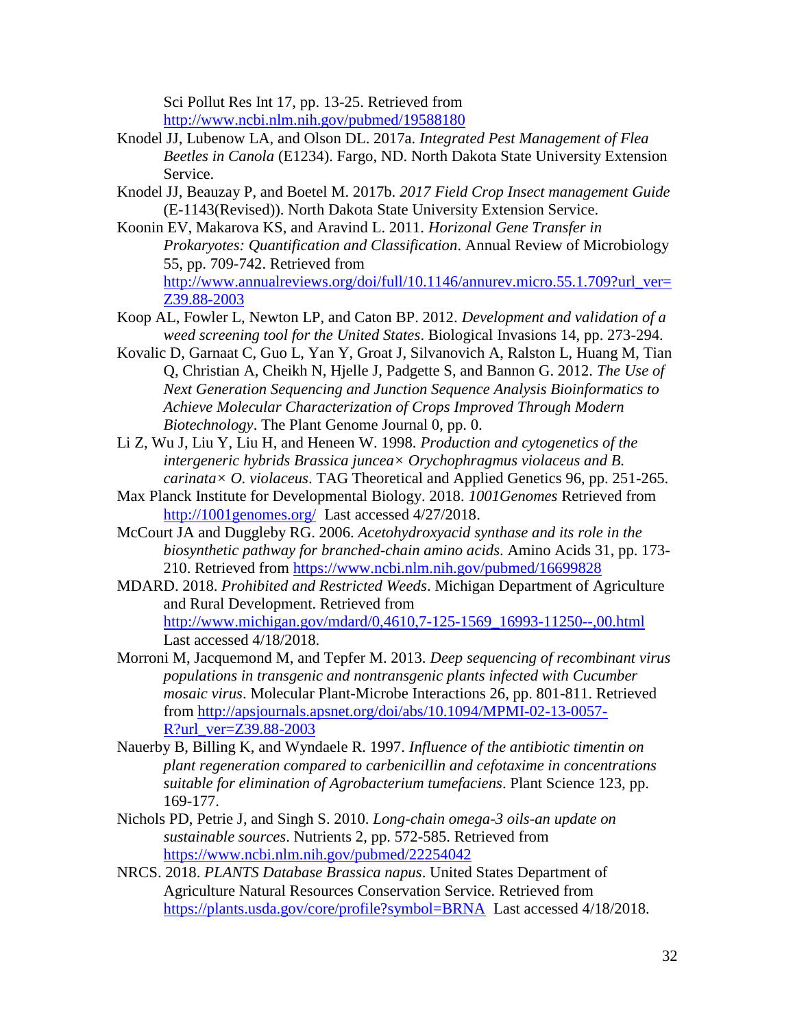Sci Pollut Res Int 17, pp. 13-25. Retrieved from http://www.ncbi.nlm.nih.gov/pubmed/19588180

Knodel JJ, Lubenow LA, and Olson DL. 2017a. *Integrated Pest Management of Flea Beetles in Canola* (E1234). Fargo, ND. North Dakota State University Extension Service.

Knodel JJ, Beauzay P, and Boetel M. 2017b. *2017 Field Crop Insect management Guide* (E-1143(Revised)). North Dakota State University Extension Service.

Koonin EV, Makarova KS, and Aravind L. 2011. *Horizonal Gene Transfer in Prokaryotes: Quantification and Classification*. Annual Review of Microbiology 55, pp. 709-742. Retrieved from http://www.annualreviews.org/doi/full/10.1146/annurev.micro.55.1.709?url_ver=Z39.88-2003

Koop AL, Fowler L, Newton LP, and Caton BP. 2012. *Development and validation of a weed screening tool for the United States*. Biological Invasions 14, pp. 273-294.

Kovalic D, Garnaat C, Guo L, Yan Y, Groat J, Silvanovich A, Ralston L, Huang M, Tian Q, Christian A, Cheikh N, Hjelle J, Padgette S, and Bannon G. 2012. *The Use of Next Generation Sequencing and Junction Sequence Analysis Bioinformatics to Achieve Molecular Characterization of Crops Improved Through Modern Biotechnology*. The Plant Genome Journal 0, pp. 0.

Li Z, Wu J, Liu Y, Liu H, and Heneen W. 1998. *Production and cytogenetics of the intergeneric hybrids Brassica juncea× Orychophragmus violaceus and B. carinata× O. violaceus*. TAG Theoretical and Applied Genetics 96, pp. 251-265.

Max Planck Institute for Developmental Biology. 2018. *1001Genomes* Retrieved from http://1001genomes.org/ Last accessed 4/27/2018.

McCourt JA and Duggleby RG. 2006. *Acetohydroxyacid synthase and its role in the biosynthetic pathway for branched-chain amino acids*. Amino Acids 31, pp. 173-210. Retrieved from https://www.ncbi.nlm.nih.gov/pubmed/16699828

MDARD. 2018. *Prohibited and Restricted Weeds*. Michigan Department of Agriculture and Rural Development. Retrieved from http://www.michigan.gov/mdard/0,4610,7-125-1569_16993-11250--,00.html Last accessed 4/18/2018.

Morroni M, Jacquemond M, and Tepfer M. 2013. *Deep sequencing of recombinant virus populations in transgenic and nontransgenic plants infected with Cucumber mosaic virus*. Molecular Plant-Microbe Interactions 26, pp. 801-811. Retrieved from http://apsjournals.apsnet.org/doi/abs/10.1094/MPMI-02-13-0057-R?url_ver=Z39.88-2003

Nauerby B, Billing K, and Wyndaele R. 1997. *Influence of the antibiotic timentin on plant regeneration compared to carbenicillin and cefotaxime in concentrations suitable for elimination of Agrobacterium tumefaciens*. Plant Science 123, pp. 169-177.

Nichols PD, Petrie J, and Singh S. 2010. *Long-chain omega-3 oils-an update on sustainable sources*. Nutrients 2, pp. 572-585. Retrieved from https://www.ncbi.nlm.nih.gov/pubmed/22254042

NRCS. 2018. *PLANTS Database Brassica napus*. United States Department of Agriculture Natural Resources Conservation Service. Retrieved from https://plants.usda.gov/core/profile?symbol=BRNA Last accessed 4/18/2018.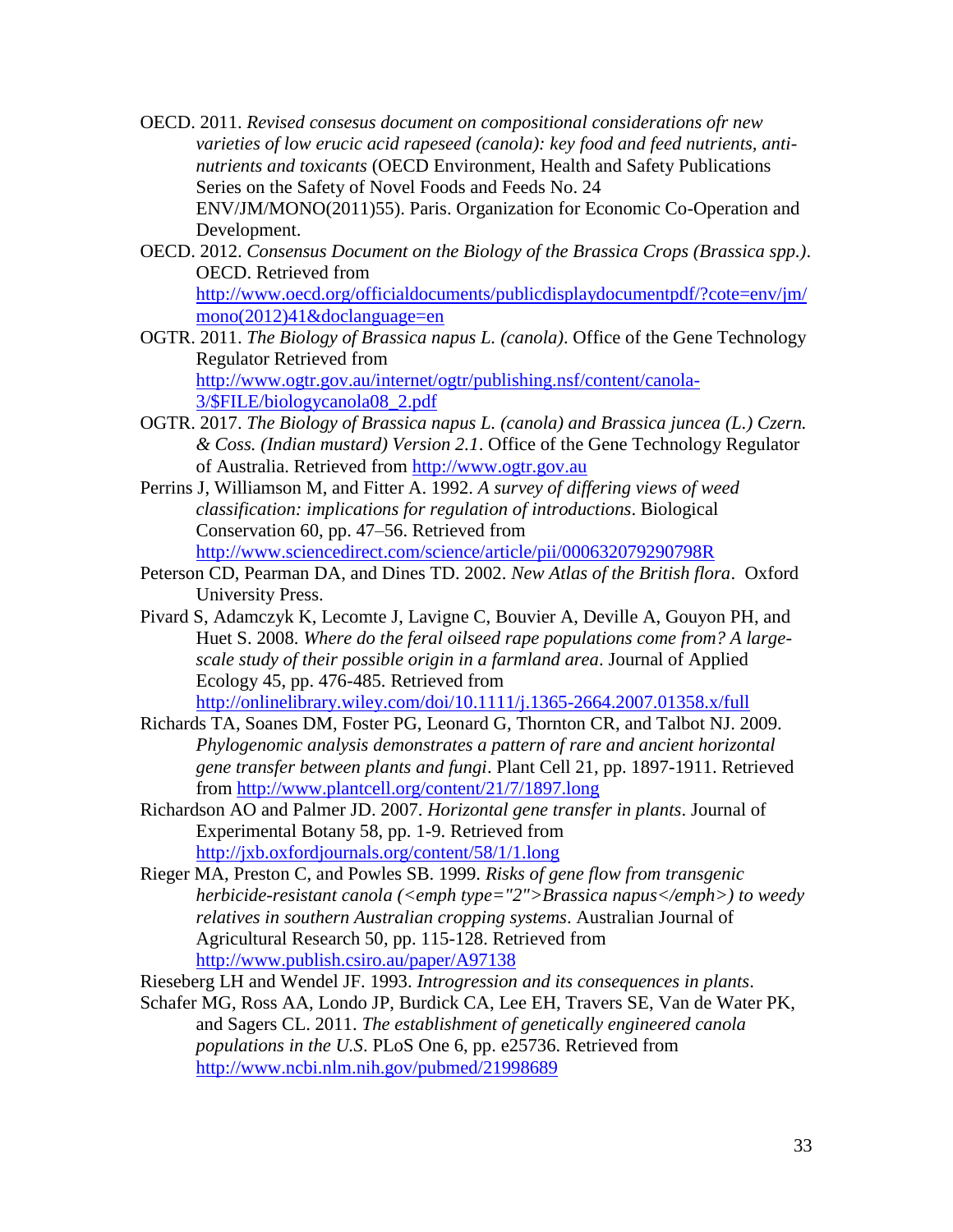OECD. 2011. *Revised consesus document on compositional considerations ofr new varieties of low erucic acid rapeseed (canola): key food and feed nutrients, anti-nutrients and toxicants* (OECD Environment, Health and Safety Publications Series on the Safety of Novel Foods and Feeds No. 24 ENV/JM/MONO(2011)55). Paris. Organization for Economic Co-Operation and Development.

OECD. 2012. *Consensus Document on the Biology of the Brassica Crops (Brassica spp.)*. OECD. Retrieved from http://www.oecd.org/officialdocuments/publicdisplaydocumentpdf/?cote=env/jm/mono(2012)41&doclanguage=en

OGTR. 2011. *The Biology of Brassica napus L. (canola)*. Office of the Gene Technology Regulator Retrieved from http://www.ogtr.gov.au/internet/ogtr/publishing.nsf/content/canola-3/$FILE/biologycanola08_2.pdf

OGTR. 2017. *The Biology of Brassica napus L. (canola) and Brassica juncea (L.) Czern. & Coss. (Indian mustard) Version 2.1*. Office of the Gene Technology Regulator of Australia. Retrieved from http://www.ogtr.gov.au

Perrins J, Williamson M, and Fitter A. 1992. *A survey of differing views of weed classification: implications for regulation of introductions*. Biological Conservation 60, pp. 47–56. Retrieved from http://www.sciencedirect.com/science/article/pii/000632079290798R

Peterson CD, Pearman DA, and Dines TD. 2002. *New Atlas of the British flora*. Oxford University Press.

Pivard S, Adamczyk K, Lecomte J, Lavigne C, Bouvier A, Deville A, Gouyon PH, and Huet S. 2008. *Where do the feral oilseed rape populations come from? A large-scale study of their possible origin in a farmland area*. Journal of Applied Ecology 45, pp. 476-485. Retrieved from http://onlinelibrary.wiley.com/doi/10.1111/j.1365-2664.2007.01358.x/full

Richards TA, Soanes DM, Foster PG, Leonard G, Thornton CR, and Talbot NJ. 2009. *Phylogenomic analysis demonstrates a pattern of rare and ancient horizontal gene transfer between plants and fungi*. Plant Cell 21, pp. 1897-1911. Retrieved from http://www.plantcell.org/content/21/7/1897.long

Richardson AO and Palmer JD. 2007. *Horizontal gene transfer in plants*. Journal of Experimental Botany 58, pp. 1-9. Retrieved from http://jxb.oxfordjournals.org/content/58/1/1.long

Rieger MA, Preston C, and Powles SB. 1999. *Risks of gene flow from transgenic herbicide-resistant canola (<emph type="2">Brassica napus</emph>) to weedy relatives in southern Australian cropping systems*. Australian Journal of Agricultural Research 50, pp. 115-128. Retrieved from http://www.publish.csiro.au/paper/A97138

Rieseberg LH and Wendel JF. 1993. *Introgression and its consequences in plants*.

Schafer MG, Ross AA, Londo JP, Burdick CA, Lee EH, Travers SE, Van de Water PK, and Sagers CL. 2011. *The establishment of genetically engineered canola populations in the U.S*. PLoS One 6, pp. e25736. Retrieved from http://www.ncbi.nlm.nih.gov/pubmed/21998689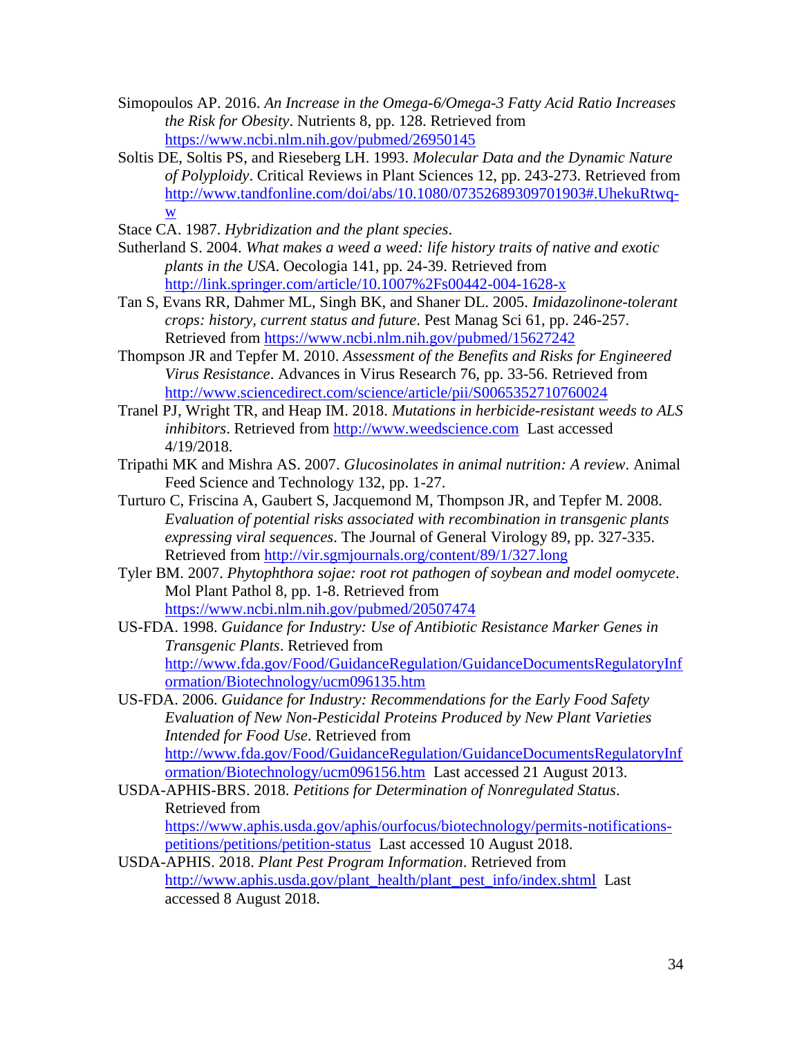Simopoulos AP. 2016. *An Increase in the Omega-6/Omega-3 Fatty Acid Ratio Increases the Risk for Obesity*. Nutrients 8, pp. 128. Retrieved from https://www.ncbi.nlm.nih.gov/pubmed/26950145

Soltis DE, Soltis PS, and Rieseberg LH. 1993. *Molecular Data and the Dynamic Nature of Polyploidy*. Critical Reviews in Plant Sciences 12, pp. 243-273. Retrieved from http://www.tandfonline.com/doi/abs/10.1080/07352689309701903#.UhekuRtwq-w

Stace CA. 1987. *Hybridization and the plant species*.

Sutherland S. 2004. *What makes a weed a weed: life history traits of native and exotic plants in the USA*. Oecologia 141, pp. 24-39. Retrieved from http://link.springer.com/article/10.1007%2Fs00442-004-1628-x

Tan S, Evans RR, Dahmer ML, Singh BK, and Shaner DL. 2005. *Imidazolinone-tolerant crops: history, current status and future*. Pest Manag Sci 61, pp. 246-257. Retrieved from https://www.ncbi.nlm.nih.gov/pubmed/15627242

Thompson JR and Tepfer M. 2010. *Assessment of the Benefits and Risks for Engineered Virus Resistance*. Advances in Virus Research 76, pp. 33-56. Retrieved from http://www.sciencedirect.com/science/article/pii/S0065352710760024

Tranel PJ, Wright TR, and Heap IM. 2018. *Mutations in herbicide-resistant weeds to ALS inhibitors*. Retrieved from http://www.weedscience.com Last accessed 4/19/2018.

Tripathi MK and Mishra AS. 2007. *Glucosinolates in animal nutrition: A review*. Animal Feed Science and Technology 132, pp. 1-27.

Turturo C, Friscina A, Gaubert S, Jacquemond M, Thompson JR, and Tepfer M. 2008. *Evaluation of potential risks associated with recombination in transgenic plants expressing viral sequences*. The Journal of General Virology 89, pp. 327-335. Retrieved from http://vir.sgmjournals.org/content/89/1/327.long

Tyler BM. 2007. *Phytophthora sojae: root rot pathogen of soybean and model oomycete*. Mol Plant Pathol 8, pp. 1-8. Retrieved from https://www.ncbi.nlm.nih.gov/pubmed/20507474

US-FDA. 1998. *Guidance for Industry: Use of Antibiotic Resistance Marker Genes in Transgenic Plants*. Retrieved from http://www.fda.gov/Food/GuidanceRegulation/GuidanceDocumentsRegulatoryInformation/Biotechnology/ucm096135.htm

US-FDA. 2006. *Guidance for Industry: Recommendations for the Early Food Safety Evaluation of New Non-Pesticidal Proteins Produced by New Plant Varieties Intended for Food Use*. Retrieved from http://www.fda.gov/Food/GuidanceRegulation/GuidanceDocumentsRegulatoryInformation/Biotechnology/ucm096156.htm Last accessed 21 August 2013.

USDA-APHIS-BRS. 2018. *Petitions for Determination of Nonregulated Status*. Retrieved from https://www.aphis.usda.gov/aphis/ourfocus/biotechnology/permits-notifications-petitions/petitions/petition-status Last accessed 10 August 2018.

USDA-APHIS. 2018. *Plant Pest Program Information*. Retrieved from http://www.aphis.usda.gov/plant_health/plant_pest_info/index.shtml Last accessed 8 August 2018.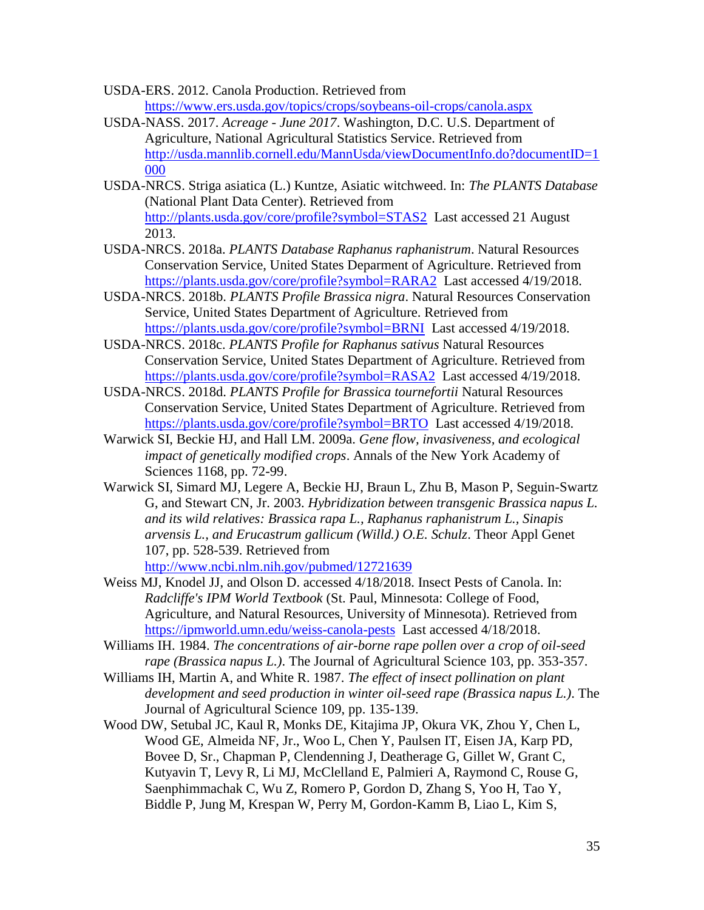USDA-ERS. 2012. Canola Production. Retrieved from https://www.ers.usda.gov/topics/crops/soybeans-oil-crops/canola.aspx

USDA-NASS. 2017. *Acreage - June 2017*. Washington, D.C. U.S. Department of Agriculture, National Agricultural Statistics Service. Retrieved from http://usda.mannlib.cornell.edu/MannUsda/viewDocumentInfo.do?documentID=1000

USDA-NRCS. Striga asiatica (L.) Kuntze, Asiatic witchweed. In: *The PLANTS Database* (National Plant Data Center). Retrieved from http://plants.usda.gov/core/profile?symbol=STAS2 Last accessed 21 August 2013.

USDA-NRCS. 2018a. *PLANTS Database Raphanus raphanistrum*. Natural Resources Conservation Service, United States Deparment of Agriculture. Retrieved from https://plants.usda.gov/core/profile?symbol=RARA2 Last accessed 4/19/2018.

USDA-NRCS. 2018b. *PLANTS Profile Brassica nigra*. Natural Resources Conservation Service, United States Department of Agriculture. Retrieved from https://plants.usda.gov/core/profile?symbol=BRNI Last accessed 4/19/2018.

USDA-NRCS. 2018c. *PLANTS Profile for Raphanus sativus* Natural Resources Conservation Service, United States Department of Agriculture. Retrieved from https://plants.usda.gov/core/profile?symbol=RASA2 Last accessed 4/19/2018.

USDA-NRCS. 2018d. *PLANTS Profile for Brassica tournefortii* Natural Resources Conservation Service, United States Department of Agriculture. Retrieved from https://plants.usda.gov/core/profile?symbol=BRTO Last accessed 4/19/2018.

Warwick SI, Beckie HJ, and Hall LM. 2009a. *Gene flow, invasiveness, and ecological impact of genetically modified crops*. Annals of the New York Academy of Sciences 1168, pp. 72-99.

Warwick SI, Simard MJ, Legere A, Beckie HJ, Braun L, Zhu B, Mason P, Seguin-Swartz G, and Stewart CN, Jr. 2003. *Hybridization between transgenic Brassica napus L. and its wild relatives: Brassica rapa L., Raphanus raphanistrum L., Sinapis arvensis L., and Erucastrum gallicum (Willd.) O.E. Schulz*. Theor Appl Genet 107, pp. 528-539. Retrieved from http://www.ncbi.nlm.nih.gov/pubmed/12721639

Weiss MJ, Knodel JJ, and Olson D. accessed 4/18/2018. Insect Pests of Canola. In: *Radcliffe's IPM World Textbook* (St. Paul, Minnesota: College of Food, Agriculture, and Natural Resources, University of Minnesota). Retrieved from https://ipmworld.umn.edu/weiss-canola-pests Last accessed 4/18/2018.

Williams IH. 1984. *The concentrations of air-borne rape pollen over a crop of oil-seed rape (Brassica napus L.)*. The Journal of Agricultural Science 103, pp. 353-357.

Williams IH, Martin A, and White R. 1987. *The effect of insect pollination on plant development and seed production in winter oil-seed rape (Brassica napus L.)*. The Journal of Agricultural Science 109, pp. 135-139.

Wood DW, Setubal JC, Kaul R, Monks DE, Kitajima JP, Okura VK, Zhou Y, Chen L, Wood GE, Almeida NF, Jr., Woo L, Chen Y, Paulsen IT, Eisen JA, Karp PD, Bovee D, Sr., Chapman P, Clendenning J, Deatherage G, Gillet W, Grant C, Kutyavin T, Levy R, Li MJ, McClelland E, Palmieri A, Raymond C, Rouse G, Saenphimmachak C, Wu Z, Romero P, Gordon D, Zhang S, Yoo H, Tao Y, Biddle P, Jung M, Krespan W, Perry M, Gordon-Kamm B, Liao L, Kim S,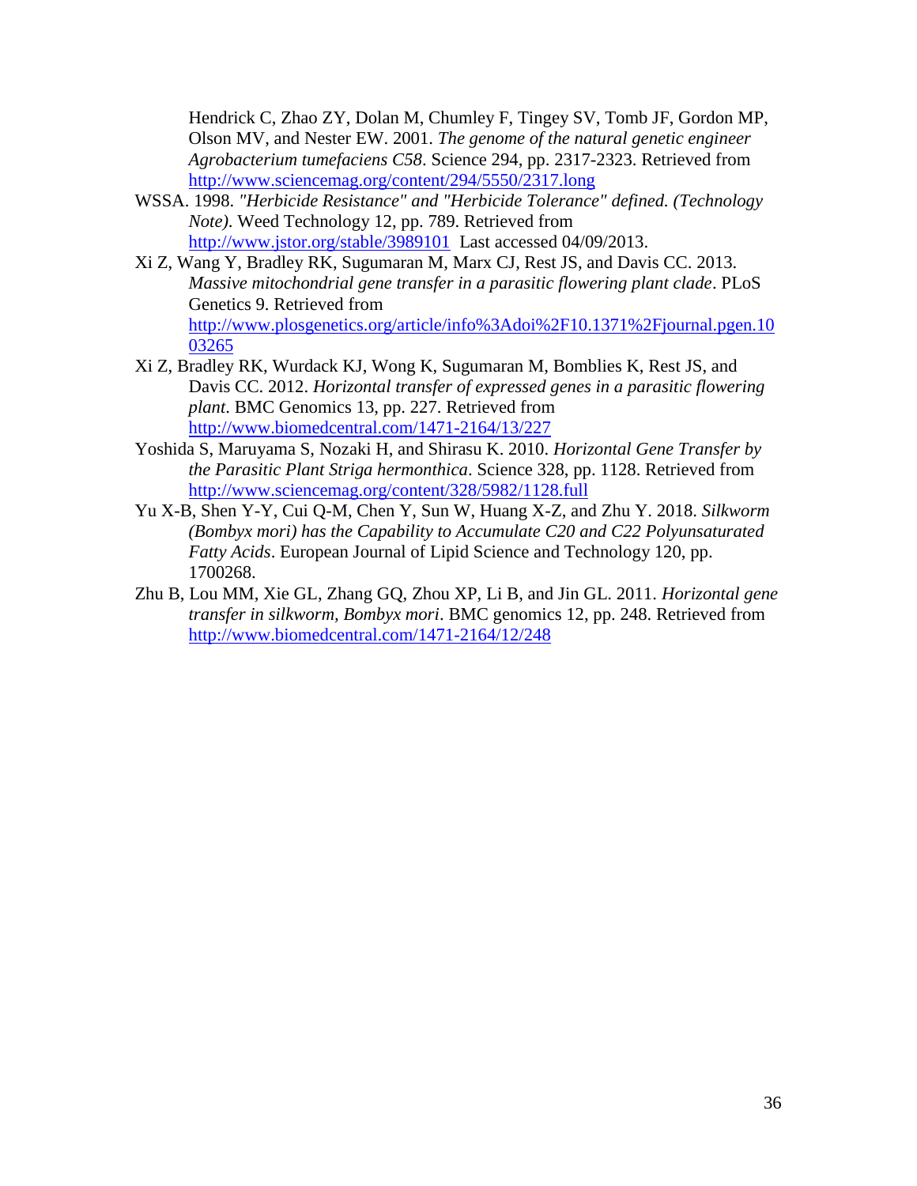Hendrick C, Zhao ZY, Dolan M, Chumley F, Tingey SV, Tomb JF, Gordon MP, Olson MV, and Nester EW. 2001. *The genome of the natural genetic engineer Agrobacterium tumefaciens C58*. Science 294, pp. 2317-2323. Retrieved from http://www.sciencemag.org/content/294/5550/2317.long

WSSA. 1998. *"Herbicide Resistance" and "Herbicide Tolerance" defined. (Technology Note)*. Weed Technology 12, pp. 789. Retrieved from http://www.jstor.org/stable/3989101 Last accessed 04/09/2013.

Xi Z, Wang Y, Bradley RK, Sugumaran M, Marx CJ, Rest JS, and Davis CC. 2013. *Massive mitochondrial gene transfer in a parasitic flowering plant clade*. PLoS Genetics 9. Retrieved from http://www.plosgenetics.org/article/info%3Adoi%2F10.1371%2Fjournal.pgen.1003265

Xi Z, Bradley RK, Wurdack KJ, Wong K, Sugumaran M, Bomblies K, Rest JS, and Davis CC. 2012. *Horizontal transfer of expressed genes in a parasitic flowering plant*. BMC Genomics 13, pp. 227. Retrieved from http://www.biomedcentral.com/1471-2164/13/227

Yoshida S, Maruyama S, Nozaki H, and Shirasu K. 2010. *Horizontal Gene Transfer by the Parasitic Plant Striga hermonthica*. Science 328, pp. 1128. Retrieved from http://www.sciencemag.org/content/328/5982/1128.full

Yu X-B, Shen Y-Y, Cui Q-M, Chen Y, Sun W, Huang X-Z, and Zhu Y. 2018. *Silkworm (Bombyx mori) has the Capability to Accumulate C20 and C22 Polyunsaturated Fatty Acids*. European Journal of Lipid Science and Technology 120, pp. 1700268.

Zhu B, Lou MM, Xie GL, Zhang GQ, Zhou XP, Li B, and Jin GL. 2011. *Horizontal gene transfer in silkworm, Bombyx mori*. BMC genomics 12, pp. 248. Retrieved from http://www.biomedcentral.com/1471-2164/12/248